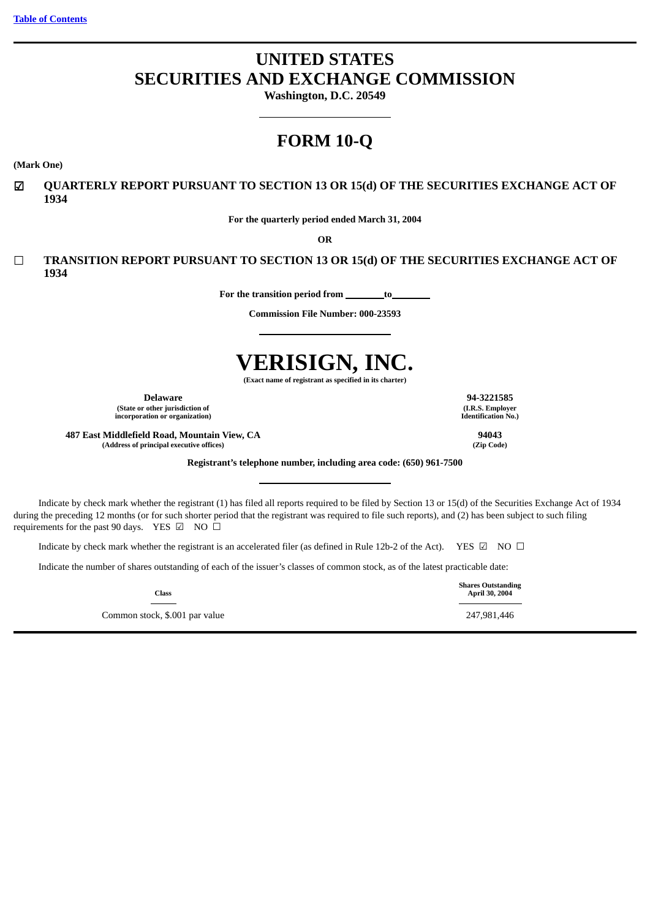[Table of Contents](#)

# UNITED STATES
# SECURITIES AND EXCHANGE COMMISSION

**Washington, D.C. 20549**

# FORM 10-Q

**(Mark One)**

☑ **QUARTERLY REPORT PURSUANT TO SECTION 13 OR 15(d) OF THE SECURITIES EXCHANGE ACT OF 1934**

**For the quarterly period ended March 31, 2004**

**OR**

☐ **TRANSITION REPORT PURSUANT TO SECTION 13 OR 15(d) OF THE SECURITIES EXCHANGE ACT OF 1934**

**For the transition period from \_\_\_\_\_\_\_\_ to \_\_\_\_\_\_\_\_**

**Commission File Number: 000-23593**

# VERISIGN, INC.

**(Exact name of registrant as specified in its charter)**

| | |
|---|---|
| **Delaware** | **94-3221585** |
| **(State or other jurisdiction of incorporation or organization)** | **(I.R.S. Employer Identification No.)** |
| **487 East Middlefield Road, Mountain View, CA** | **94043** |
| **(Address of principal executive offices)** | **(Zip Code)** |

**Registrant's telephone number, including area code: (650) 961-7500**

Indicate by check mark whether the registrant (1) has filed all reports required to be filed by Section 13 or 15(d) of the Securities Exchange Act of 1934 during the preceding 12 months (or for such shorter period that the registrant was required to file such reports), and (2) has been subject to such filing requirements for the past 90 days. YES ☑ NO ☐

Indicate by check mark whether the registrant is an accelerated filer (as defined in Rule 12b-2 of the Act). YES ☑ NO ☐

Indicate the number of shares outstanding of each of the issuer's classes of common stock, as of the latest practicable date:

| Class | Shares Outstanding April 30, 2004 |
|---|---|
| Common stock, $.001 par value | 247,981,446 |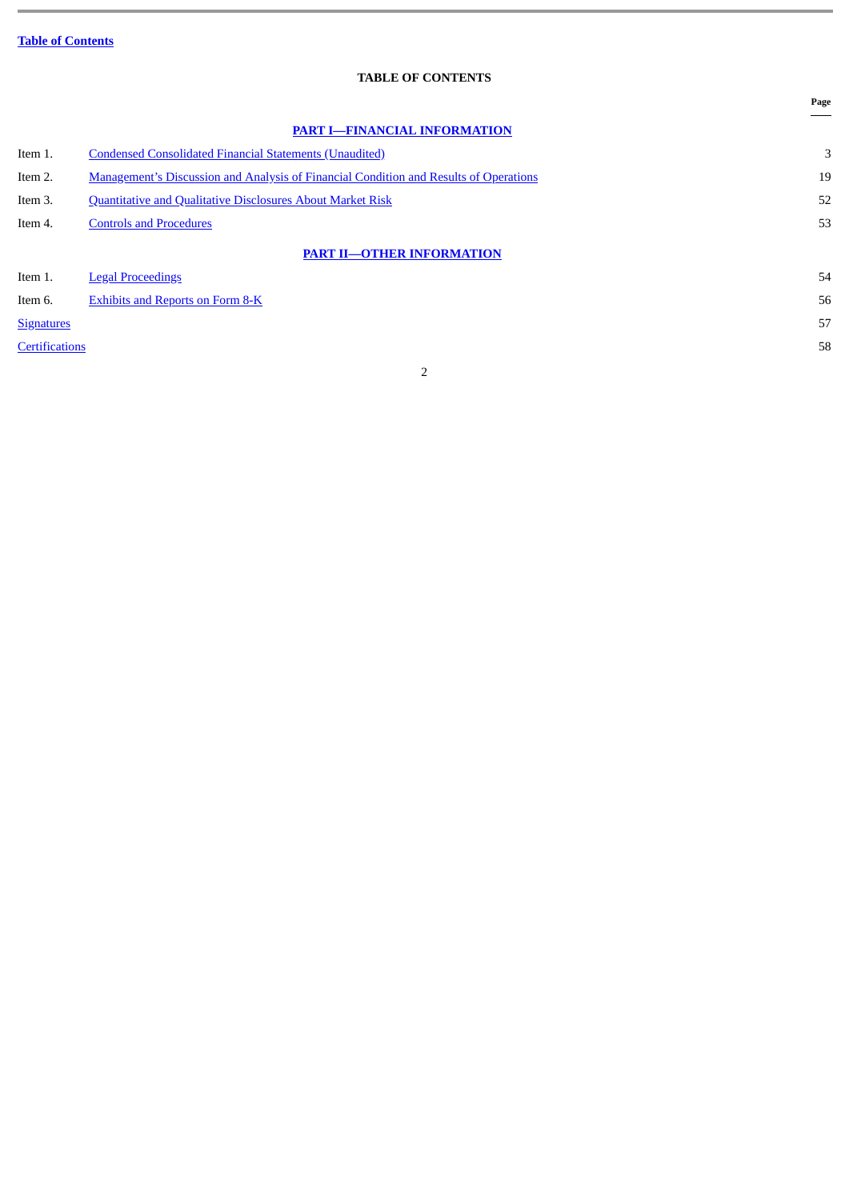**Table of Contents**

## TABLE OF CONTENTS

| | | Page |
|---|---|---|
| | **PART I—FINANCIAL INFORMATION** | |
| Item 1. | Condensed Consolidated Financial Statements (Unaudited) | 3 |
| Item 2. | Management’s Discussion and Analysis of Financial Condition and Results of Operations | 19 |
| Item 3. | Quantitative and Qualitative Disclosures About Market Risk | 52 |
| Item 4. | Controls and Procedures | 53 |
| | **PART II—OTHER INFORMATION** | |
| Item 1. | Legal Proceedings | 54 |
| Item 6. | Exhibits and Reports on Form 8-K | 56 |
| Signatures | | 57 |
| Certifications | | 58 |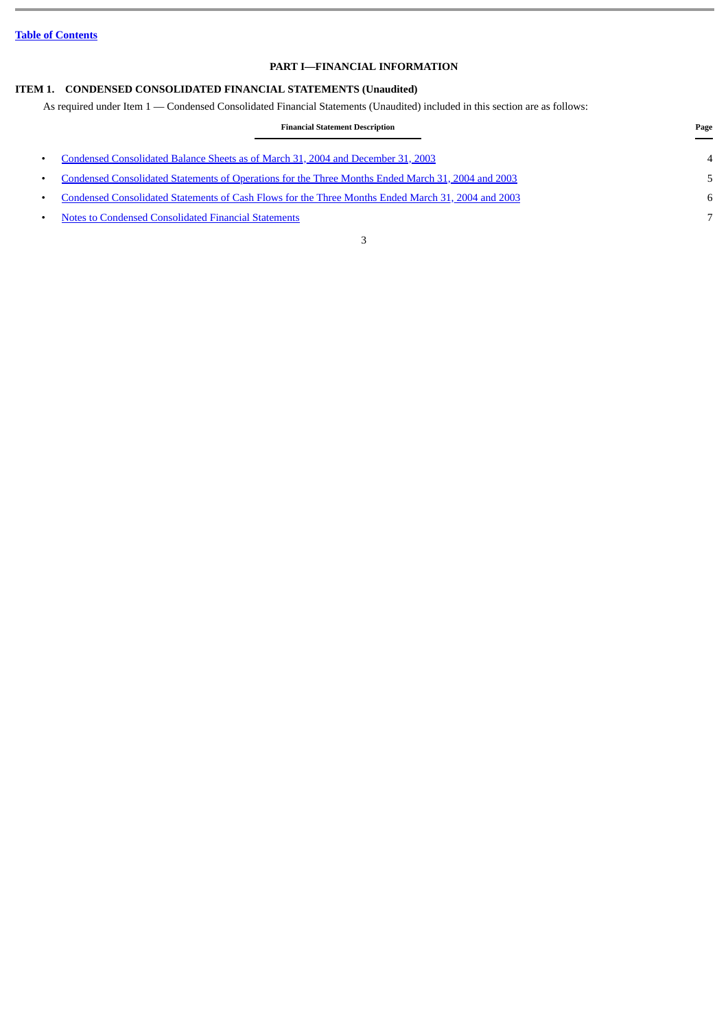[Table of Contents](#)

# PART I—FINANCIAL INFORMATION

## ITEM 1. CONDENSED CONSOLIDATED FINANCIAL STATEMENTS (Unaudited)

As required under Item 1 — Condensed Consolidated Financial Statements (Unaudited) included in this section are as follows:

| Financial Statement Description | Page |
| --- | --- |
| • Condensed Consolidated Balance Sheets as of March 31, 2004 and December 31, 2003 | 4 |
| • Condensed Consolidated Statements of Operations for the Three Months Ended March 31, 2004 and 2003 | 5 |
| • Condensed Consolidated Statements of Cash Flows for the Three Months Ended March 31, 2004 and 2003 | 6 |
| • Notes to Condensed Consolidated Financial Statements | 7 |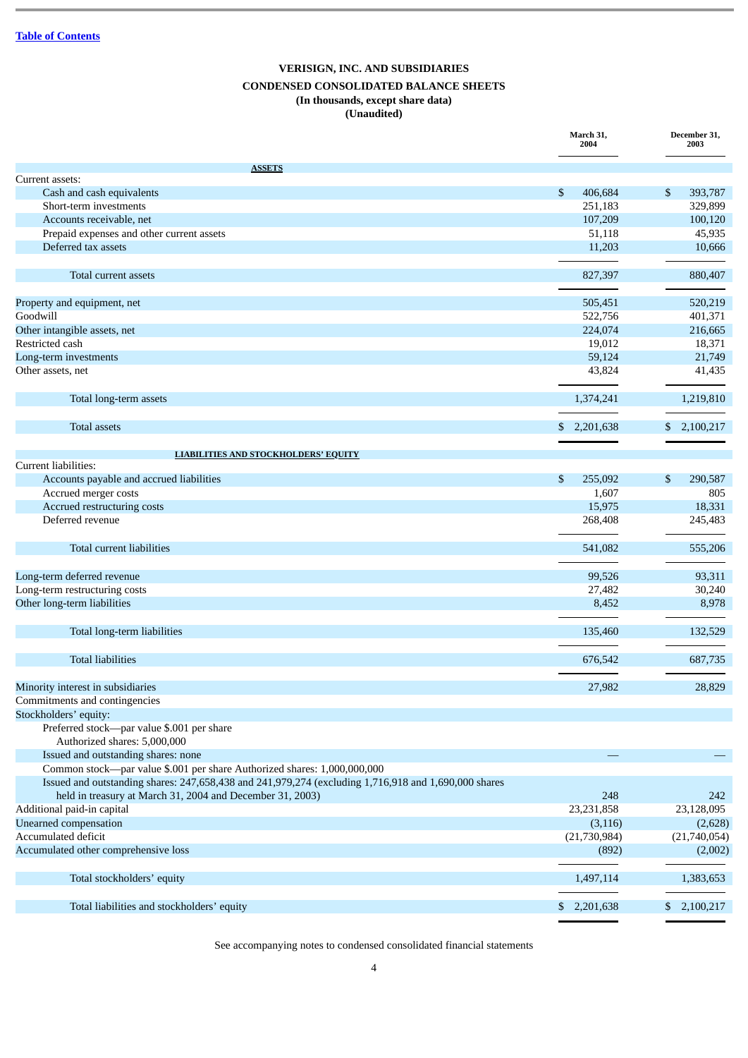[Table of Contents]

**VERISIGN, INC. AND SUBSIDIARIES**

**CONDENSED CONSOLIDATED BALANCE SHEETS**

**(In thousands, except share data)**

**(Unaudited)**

| | March 31, 2004 | December 31, 2003 |
|---|---|---|
| **ASSETS** | | |
| Current assets: | | |
| Cash and cash equivalents | $ 406,684 | $ 393,787 |
| Short-term investments | 251,183 | 329,899 |
| Accounts receivable, net | 107,209 | 100,120 |
| Prepaid expenses and other current assets | 51,118 | 45,935 |
| Deferred tax assets | 11,203 | 10,666 |
| Total current assets | 827,397 | 880,407 |
| Property and equipment, net | 505,451 | 520,219 |
| Goodwill | 522,756 | 401,371 |
| Other intangible assets, net | 224,074 | 216,665 |
| Restricted cash | 19,012 | 18,371 |
| Long-term investments | 59,124 | 21,749 |
| Other assets, net | 43,824 | 41,435 |
| Total long-term assets | 1,374,241 | 1,219,810 |
| Total assets | $ 2,201,638 | $ 2,100,217 |
| **LIABILITIES AND STOCKHOLDERS' EQUITY** | | |
| Current liabilities: | | |
| Accounts payable and accrued liabilities | $ 255,092 | $ 290,587 |
| Accrued merger costs | 1,607 | 805 |
| Accrued restructuring costs | 15,975 | 18,331 |
| Deferred revenue | 268,408 | 245,483 |
| Total current liabilities | 541,082 | 555,206 |
| Long-term deferred revenue | 99,526 | 93,311 |
| Long-term restructuring costs | 27,482 | 30,240 |
| Other long-term liabilities | 8,452 | 8,978 |
| Total long-term liabilities | 135,460 | 132,529 |
| Total liabilities | 676,542 | 687,735 |
| Minority interest in subsidiaries | 27,982 | 28,829 |
| Commitments and contingencies | | |
| Stockholders' equity: | | |
| Preferred stock—par value $.001 per share Authorized shares: 5,000,000 Issued and outstanding shares: none | — | — |
| Common stock—par value $.001 per share Authorized shares: 1,000,000,000 Issued and outstanding shares: 247,658,438 and 241,979,274 (excluding 1,716,918 and 1,690,000 shares held in treasury at March 31, 2004 and December 31, 2003) | 248 | 242 |
| Additional paid-in capital | 23,231,858 | 23,128,095 |
| Unearned compensation | (3,116) | (2,628) |
| Accumulated deficit | (21,730,984) | (21,740,054) |
| Accumulated other comprehensive loss | (892) | (2,002) |
| Total stockholders' equity | 1,497,114 | 1,383,653 |
| Total liabilities and stockholders' equity | $ 2,201,638 | $ 2,100,217 |

See accompanying notes to condensed consolidated financial statements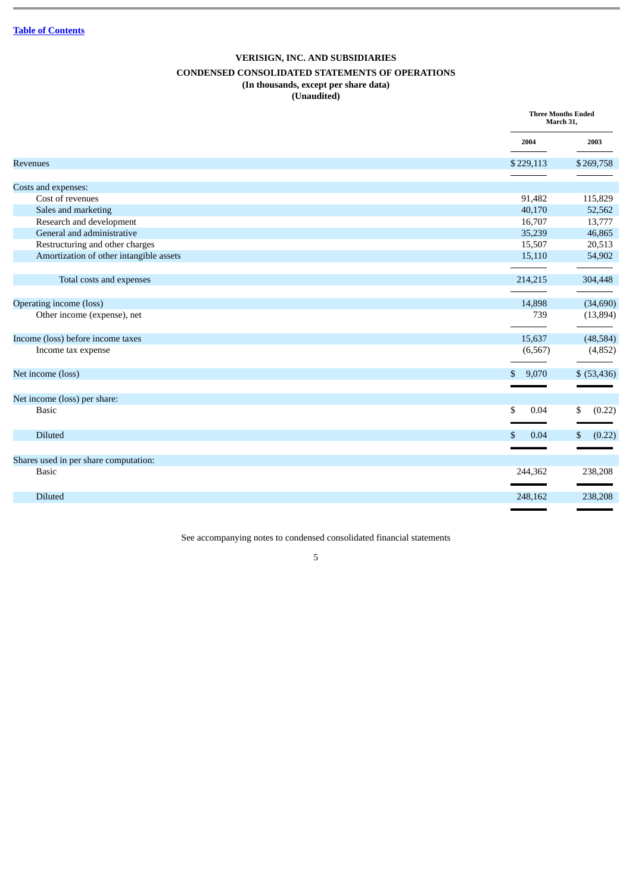[Table of Contents](#)

# VERISIGN, INC. AND SUBSIDIARIES

## CONDENSED CONSOLIDATED STATEMENTS OF OPERATIONS

**(In thousands, except per share data)**
**(Unaudited)**

| | Three Months Ended March 31, | |
|---|---|---|
| | 2004 | 2003 |
| Revenues | $ 229,113 | $ 269,758 |
| Costs and expenses: | | |
| Cost of revenues | 91,482 | 115,829 |
| Sales and marketing | 40,170 | 52,562 |
| Research and development | 16,707 | 13,777 |
| General and administrative | 35,239 | 46,865 |
| Restructuring and other charges | 15,507 | 20,513 |
| Amortization of other intangible assets | 15,110 | 54,902 |
| Total costs and expenses | 214,215 | 304,448 |
| Operating income (loss) | 14,898 | (34,690) |
| Other income (expense), net | 739 | (13,894) |
| Income (loss) before income taxes | 15,637 | (48,584) |
| Income tax expense | (6,567) | (4,852) |
| Net income (loss) | $ 9,070 | $ (53,436) |
| Net income (loss) per share: | | |
| Basic | $ 0.04 | $ (0.22) |
| Diluted | $ 0.04 | $ (0.22) |
| Shares used in per share computation: | | |
| Basic | 244,362 | 238,208 |
| Diluted | 248,162 | 238,208 |

See accompanying notes to condensed consolidated financial statements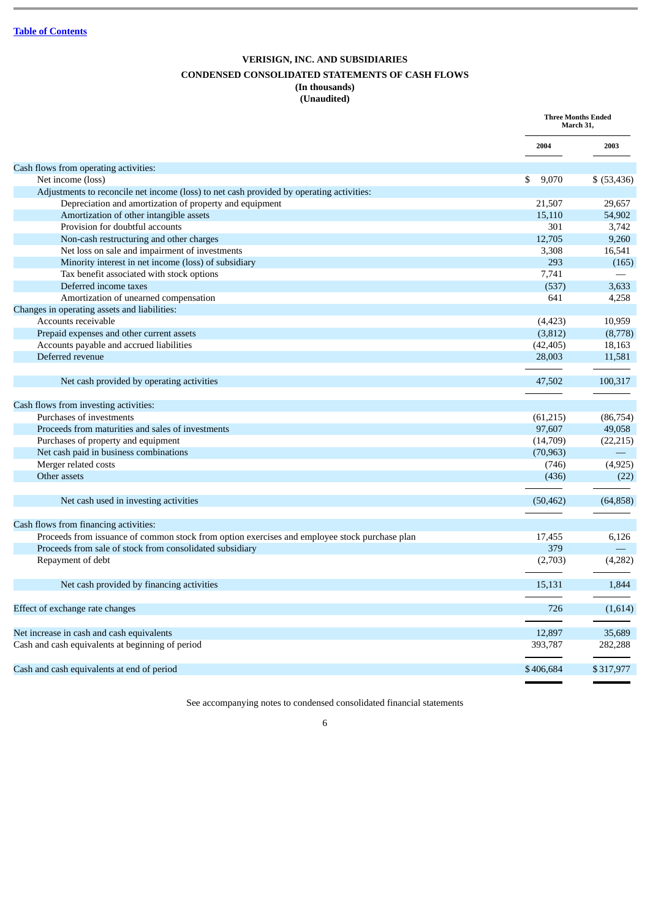[Table of Contents](#)

# VERISIGN, INC. AND SUBSIDIARIES

## CONDENSED CONSOLIDATED STATEMENTS OF CASH FLOWS

**(In thousands)**
**(Unaudited)**

| | Three Months Ended March 31, | |
|---|---|---|
| | 2004 | 2003 |
| Cash flows from operating activities: | | |
| Net income (loss) | $ 9,070 | $ (53,436) |
| Adjustments to reconcile net income (loss) to net cash provided by operating activities: | | |
| Depreciation and amortization of property and equipment | 21,507 | 29,657 |
| Amortization of other intangible assets | 15,110 | 54,902 |
| Provision for doubtful accounts | 301 | 3,742 |
| Non-cash restructuring and other charges | 12,705 | 9,260 |
| Net loss on sale and impairment of investments | 3,308 | 16,541 |
| Minority interest in net income (loss) of subsidiary | 293 | (165) |
| Tax benefit associated with stock options | 7,741 | — |
| Deferred income taxes | (537) | 3,633 |
| Amortization of unearned compensation | 641 | 4,258 |
| Changes in operating assets and liabilities: | | |
| Accounts receivable | (4,423) | 10,959 |
| Prepaid expenses and other current assets | (3,812) | (8,778) |
| Accounts payable and accrued liabilities | (42,405) | 18,163 |
| Deferred revenue | 28,003 | 11,581 |
| Net cash provided by operating activities | 47,502 | 100,317 |
| Cash flows from investing activities: | | |
| Purchases of investments | (61,215) | (86,754) |
| Proceeds from maturities and sales of investments | 97,607 | 49,058 |
| Purchases of property and equipment | (14,709) | (22,215) |
| Net cash paid in business combinations | (70,963) | — |
| Merger related costs | (746) | (4,925) |
| Other assets | (436) | (22) |
| Net cash used in investing activities | (50,462) | (64,858) |
| Cash flows from financing activities: | | |
| Proceeds from issuance of common stock from option exercises and employee stock purchase plan | 17,455 | 6,126 |
| Proceeds from sale of stock from consolidated subsidiary | 379 | — |
| Repayment of debt | (2,703) | (4,282) |
| Net cash provided by financing activities | 15,131 | 1,844 |
| Effect of exchange rate changes | 726 | (1,614) |
| Net increase in cash and cash equivalents | 12,897 | 35,689 |
| Cash and cash equivalents at beginning of period | 393,787 | 282,288 |
| Cash and cash equivalents at end of period | $406,684 | $317,977 |

See accompanying notes to condensed consolidated financial statements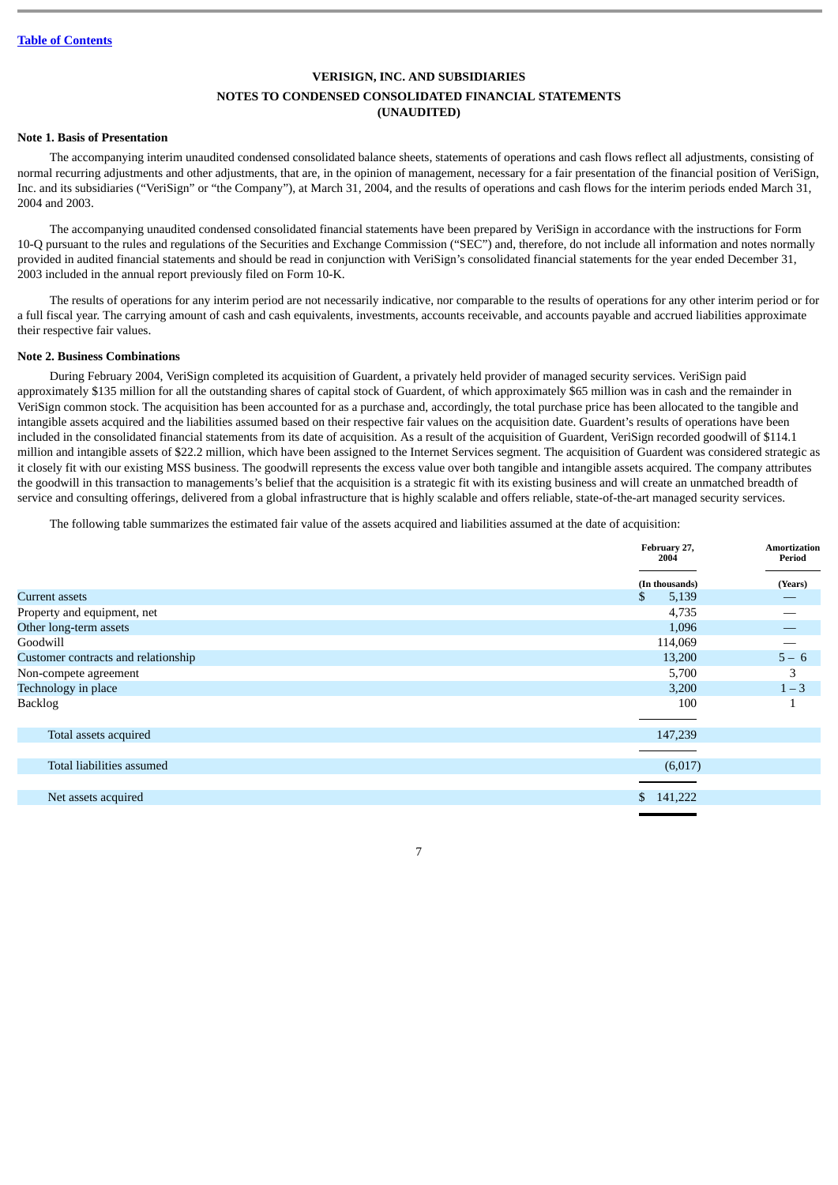[Table of Contents](#)

# VERISIGN, INC. AND SUBSIDIARIES

## NOTES TO CONDENSED CONSOLIDATED FINANCIAL STATEMENTS
## (UNAUDITED)

### Note 1. Basis of Presentation

The accompanying interim unaudited condensed consolidated balance sheets, statements of operations and cash flows reflect all adjustments, consisting of normal recurring adjustments and other adjustments, that are, in the opinion of management, necessary for a fair presentation of the financial position of VeriSign, Inc. and its subsidiaries ("VeriSign" or "the Company"), at March 31, 2004, and the results of operations and cash flows for the interim periods ended March 31, 2004 and 2003.

The accompanying unaudited condensed consolidated financial statements have been prepared by VeriSign in accordance with the instructions for Form 10-Q pursuant to the rules and regulations of the Securities and Exchange Commission ("SEC") and, therefore, do not include all information and notes normally provided in audited financial statements and should be read in conjunction with VeriSign's consolidated financial statements for the year ended December 31, 2003 included in the annual report previously filed on Form 10-K.

The results of operations for any interim period are not necessarily indicative, nor comparable to the results of operations for any other interim period or for a full fiscal year. The carrying amount of cash and cash equivalents, investments, accounts receivable, and accounts payable and accrued liabilities approximate their respective fair values.

### Note 2. Business Combinations

During February 2004, VeriSign completed its acquisition of Guardent, a privately held provider of managed security services. VeriSign paid approximately $135 million for all the outstanding shares of capital stock of Guardent, of which approximately $65 million was in cash and the remainder in VeriSign common stock. The acquisition has been accounted for as a purchase and, accordingly, the total purchase price has been allocated to the tangible and intangible assets acquired and the liabilities assumed based on their respective fair values on the acquisition date. Guardent's results of operations have been included in the consolidated financial statements from its date of acquisition. As a result of the acquisition of Guardent, VeriSign recorded goodwill of $114.1 million and intangible assets of $22.2 million, which have been assigned to the Internet Services segment. The acquisition of Guardent was considered strategic as it closely fit with our existing MSS business. The goodwill represents the excess value over both tangible and intangible assets acquired. The company attributes the goodwill in this transaction to managements's belief that the acquisition is a strategic fit with its existing business and will create an unmatched breadth of service and consulting offerings, delivered from a global infrastructure that is highly scalable and offers reliable, state-of-the-art managed security services.

The following table summarizes the estimated fair value of the assets acquired and liabilities assumed at the date of acquisition:

| | February 27, 2004 | Amortization Period |
|---|---|---|
| | (In thousands) | (Years) |
| Current assets | $ 5,139 | — |
| Property and equipment, net | 4,735 | — |
| Other long-term assets | 1,096 | — |
| Goodwill | 114,069 | — |
| Customer contracts and relationship | 13,200 | 5 – 6 |
| Non-compete agreement | 5,700 | 3 |
| Technology in place | 3,200 | 1 – 3 |
| Backlog | 100 | 1 |
| Total assets acquired | 147,239 | |
| Total liabilities assumed | (6,017) | |
| Net assets acquired | $ 141,222 | |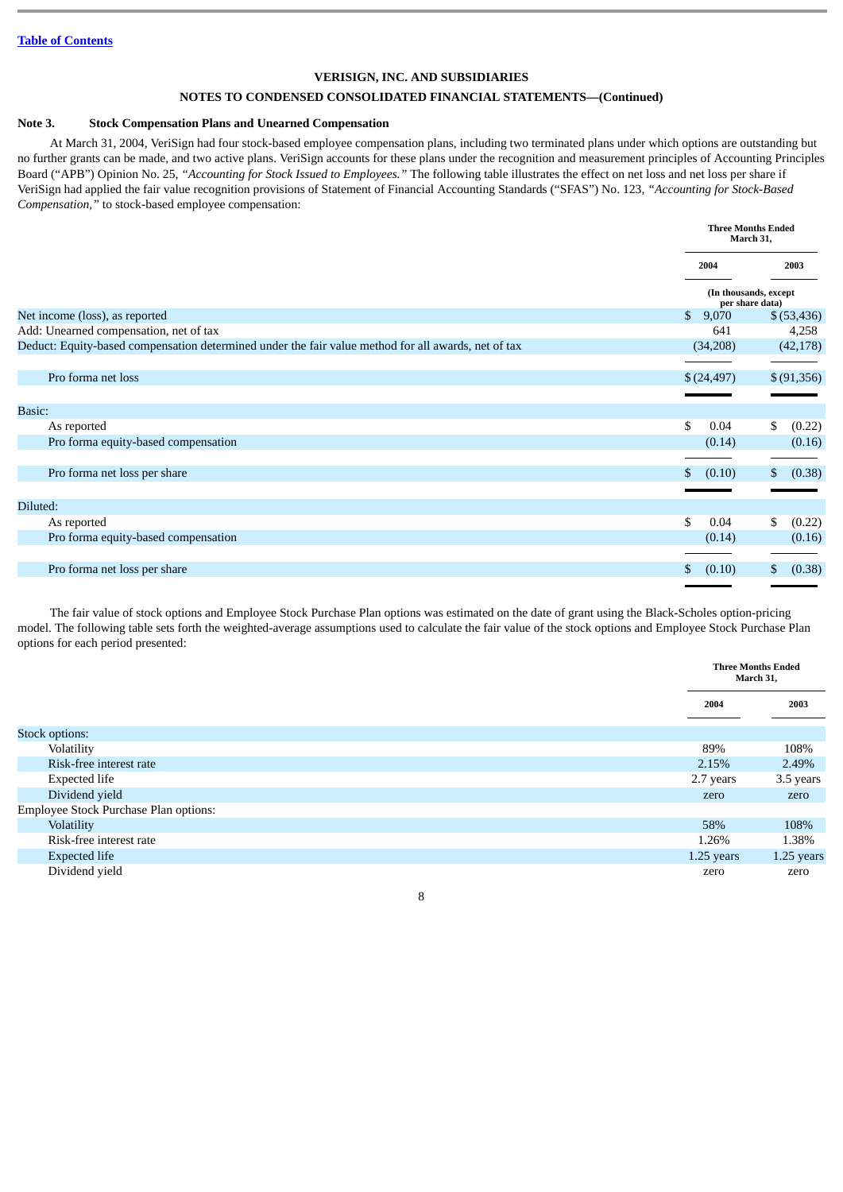[Table of Contents](#)

**VERISIGN, INC. AND SUBSIDIARIES**

**NOTES TO CONDENSED CONSOLIDATED FINANCIAL STATEMENTS—(Continued)**

### Note 3. Stock Compensation Plans and Unearned Compensation

At March 31, 2004, VeriSign had four stock-based employee compensation plans, including two terminated plans under which options are outstanding but no further grants can be made, and two active plans. VeriSign accounts for these plans under the recognition and measurement principles of Accounting Principles Board ("APB") Opinion No. 25, *"Accounting for Stock Issued to Employees."* The following table illustrates the effect on net loss and net loss per share if VeriSign had applied the fair value recognition provisions of Statement of Financial Accounting Standards ("SFAS") No. 123, *"Accounting for Stock-Based Compensation,"* to stock-based employee compensation:

| | Three Months Ended March 31, | |
|---|---|---|
| | 2004 | 2003 |
| | (In thousands, except per share data) | |
| Net income (loss), as reported | $ 9,070 | $ (53,436) |
| Add: Unearned compensation, net of tax | 641 | 4,258 |
| Deduct: Equity-based compensation determined under the fair value method for all awards, net of tax | (34,208) | (42,178) |
| Pro forma net loss | $ (24,497) | $ (91,356) |
| Basic: | | |
| As reported | $ 0.04 | $ (0.22) |
| Pro forma equity-based compensation | (0.14) | (0.16) |
| Pro forma net loss per share | $ (0.10) | $ (0.38) |
| Diluted: | | |
| As reported | $ 0.04 | $ (0.22) |
| Pro forma equity-based compensation | (0.14) | (0.16) |
| Pro forma net loss per share | $ (0.10) | $ (0.38) |

The fair value of stock options and Employee Stock Purchase Plan options was estimated on the date of grant using the Black-Scholes option-pricing model. The following table sets forth the weighted-average assumptions used to calculate the fair value of the stock options and Employee Stock Purchase Plan options for each period presented:

| | Three Months Ended March 31, | |
|---|---|---|
| | 2004 | 2003 |
| Stock options: | | |
| Volatility | 89% | 108% |
| Risk-free interest rate | 2.15% | 2.49% |
| Expected life | 2.7 years | 3.5 years |
| Dividend yield | zero | zero |
| Employee Stock Purchase Plan options: | | |
| Volatility | 58% | 108% |
| Risk-free interest rate | 1.26% | 1.38% |
| Expected life | 1.25 years | 1.25 years |
| Dividend yield | zero | zero |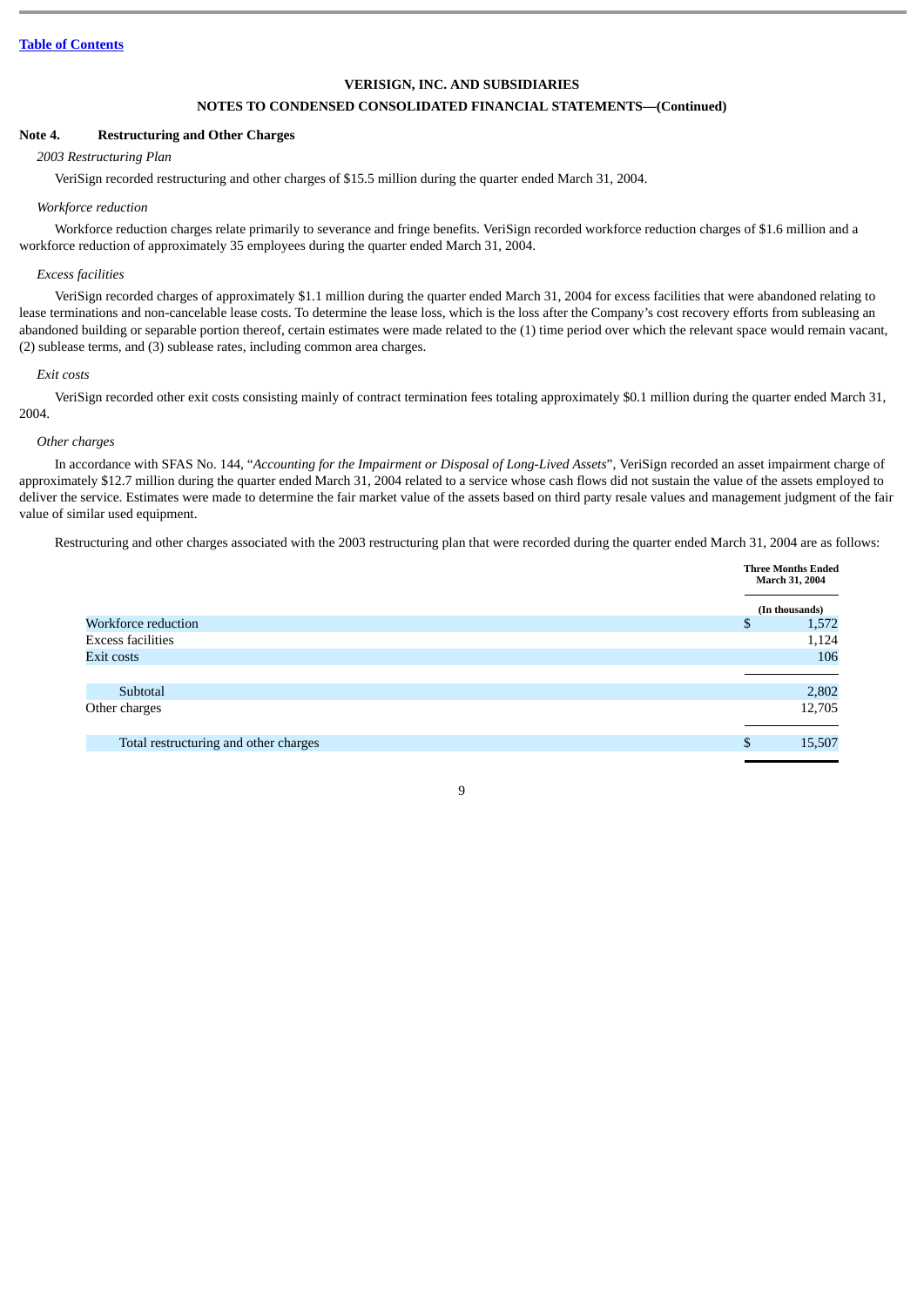[Table of Contents](#)

**VERISIGN, INC. AND SUBSIDIARIES**

**NOTES TO CONDENSED CONSOLIDATED FINANCIAL STATEMENTS—(Continued)**

## Note 4. Restructuring and Other Charges

*2003 Restructuring Plan*

VeriSign recorded restructuring and other charges of $15.5 million during the quarter ended March 31, 2004.

*Workforce reduction*

Workforce reduction charges relate primarily to severance and fringe benefits. VeriSign recorded workforce reduction charges of $1.6 million and a workforce reduction of approximately 35 employees during the quarter ended March 31, 2004.

*Excess facilities*

VeriSign recorded charges of approximately $1.1 million during the quarter ended March 31, 2004 for excess facilities that were abandoned relating to lease terminations and non-cancelable lease costs. To determine the lease loss, which is the loss after the Company's cost recovery efforts from subleasing an abandoned building or separable portion thereof, certain estimates were made related to the (1) time period over which the relevant space would remain vacant, (2) sublease terms, and (3) sublease rates, including common area charges.

*Exit costs*

VeriSign recorded other exit costs consisting mainly of contract termination fees totaling approximately $0.1 million during the quarter ended March 31, 2004.

*Other charges*

In accordance with SFAS No. 144, "*Accounting for the Impairment or Disposal of Long-Lived Assets*", VeriSign recorded an asset impairment charge of approximately $12.7 million during the quarter ended March 31, 2004 related to a service whose cash flows did not sustain the value of the assets employed to deliver the service. Estimates were made to determine the fair market value of the assets based on third party resale values and management judgment of the fair value of similar used equipment.

Restructuring and other charges associated with the 2003 restructuring plan that were recorded during the quarter ended March 31, 2004 are as follows:

| | Three Months Ended March 31, 2004 |
|---|---|
| | (In thousands) |
| Workforce reduction | $ 1,572 |
| Excess facilities | 1,124 |
| Exit costs | 106 |
| Subtotal | 2,802 |
| Other charges | 12,705 |
| Total restructuring and other charges | $ 15,507 |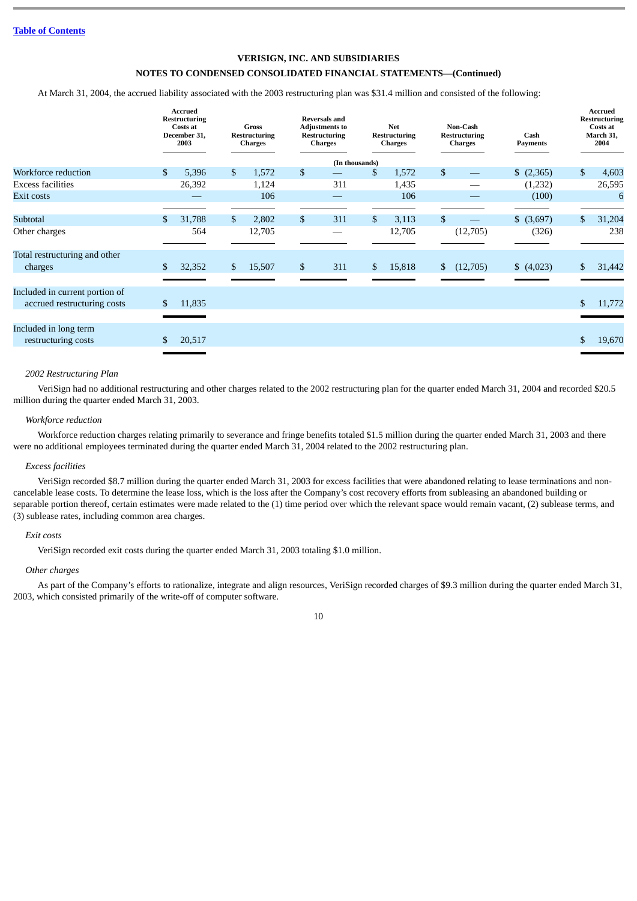**Table of Contents**

**VERISIGN, INC. AND SUBSIDIARIES**

**NOTES TO CONDENSED CONSOLIDATED FINANCIAL STATEMENTS—(Continued)**

At March 31, 2004, the accrued liability associated with the 2003 restructuring plan was $31.4 million and consisted of the following:

| | Accrued Restructuring Costs at December 31, 2003 | Gross Restructuring Charges | Reversals and Adjustments to Restructuring Charges | Net Restructuring Charges | Non-Cash Restructuring Charges | Cash Payments | Accrued Restructuring Costs at March 31, 2004 |
|---|---|---|---|---|---|---|---|
| | (In thousands) | | | | | | |
| Workforce reduction | $ 5,396 | $ 1,572 | $ — | $ 1,572 | $ — | $ (2,365) | $ 4,603 |
| Excess facilities | 26,392 | 1,124 | 311 | 1,435 | — | (1,232) | 26,595 |
| Exit costs | — | 106 | — | 106 | — | (100) | 6 |
| Subtotal | $ 31,788 | $ 2,802 | $ 311 | $ 3,113 | $ — | $ (3,697) | $ 31,204 |
| Other charges | 564 | 12,705 | — | 12,705 | (12,705) | (326) | 238 |
| Total restructuring and other charges | $ 32,352 | $ 15,507 | $ 311 | $ 15,818 | $ (12,705) | $ (4,023) | $ 31,442 |
| Included in current portion of accrued restructuring costs | $ 11,835 | | | | | | $ 11,772 |
| Included in long term restructuring costs | $ 20,517 | | | | | | $ 19,670 |

*2002 Restructuring Plan*

VeriSign had no additional restructuring and other charges related to the 2002 restructuring plan for the quarter ended March 31, 2004 and recorded $20.5 million during the quarter ended March 31, 2003.

*Workforce reduction*

Workforce reduction charges relating primarily to severance and fringe benefits totaled $1.5 million during the quarter ended March 31, 2003 and there were no additional employees terminated during the quarter ended March 31, 2004 related to the 2002 restructuring plan.

*Excess facilities*

VeriSign recorded $8.7 million during the quarter ended March 31, 2003 for excess facilities that were abandoned relating to lease terminations and non-cancelable lease costs. To determine the lease loss, which is the loss after the Company's cost recovery efforts from subleasing an abandoned building or separable portion thereof, certain estimates were made related to the (1) time period over which the relevant space would remain vacant, (2) sublease terms, and (3) sublease rates, including common area charges.

*Exit costs*

VeriSign recorded exit costs during the quarter ended March 31, 2003 totaling $1.0 million.

*Other charges*

As part of the Company's efforts to rationalize, integrate and align resources, VeriSign recorded charges of $9.3 million during the quarter ended March 31, 2003, which consisted primarily of the write-off of computer software.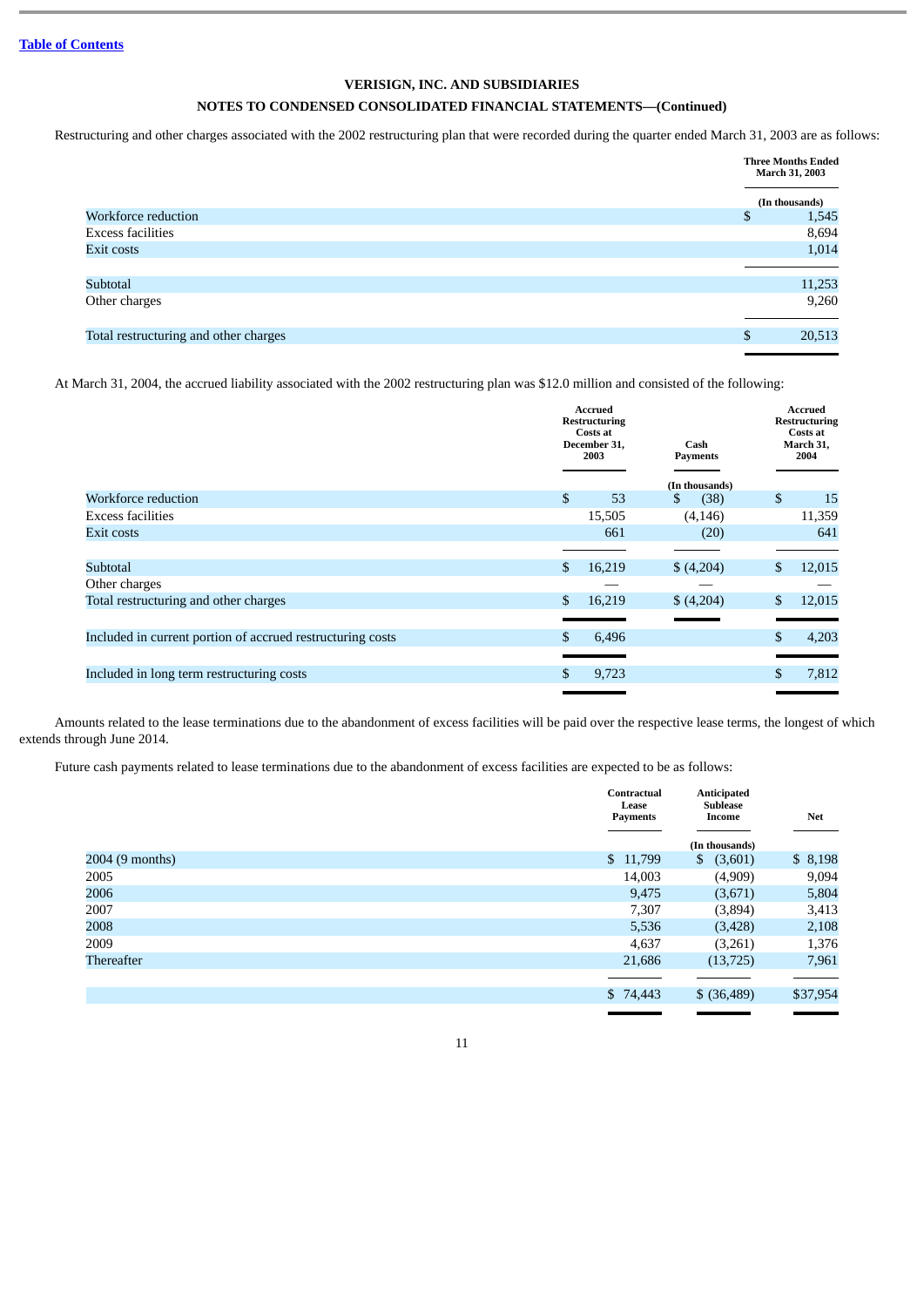VERISIGN, INC. AND SUBSIDIARIES

NOTES TO CONDENSED CONSOLIDATED FINANCIAL STATEMENTS—(Continued)

Restructuring and other charges associated with the 2002 restructuring plan that were recorded during the quarter ended March 31, 2003 are as follows:

| | Three Months Ended March 31, 2003 |
|---|---|
| | (In thousands) |
| Workforce reduction | $ 1,545 |
| Excess facilities | 8,694 |
| Exit costs | 1,014 |
| Subtotal | 11,253 |
| Other charges | 9,260 |
| Total restructuring and other charges | $ 20,513 |

At March 31, 2004, the accrued liability associated with the 2002 restructuring plan was $12.0 million and consisted of the following:

| | Accrued Restructuring Costs at December 31, 2003 | Cash Payments | Accrued Restructuring Costs at March 31, 2004 |
|---|---|---|---|
| | | (In thousands) | |
| Workforce reduction | $ 53 | $ (38) | $ 15 |
| Excess facilities | 15,505 | (4,146) | 11,359 |
| Exit costs | 661 | (20) | 641 |
| Subtotal | $ 16,219 | $ (4,204) | $ 12,015 |
| Other charges | — | — | — |
| Total restructuring and other charges | $ 16,219 | $ (4,204) | $ 12,015 |
| Included in current portion of accrued restructuring costs | $ 6,496 | | $ 4,203 |
| Included in long term restructuring costs | $ 9,723 | | $ 7,812 |

Amounts related to the lease terminations due to the abandonment of excess facilities will be paid over the respective lease terms, the longest of which extends through June 2014.

Future cash payments related to lease terminations due to the abandonment of excess facilities are expected to be as follows:

| | Contractual Lease Payments | Anticipated Sublease Income | Net |
|---|---|---|---|
| | | (In thousands) | |
| 2004 (9 months) | $ 11,799 | $ (3,601) | $ 8,198 |
| 2005 | 14,003 | (4,909) | 9,094 |
| 2006 | 9,475 | (3,671) | 5,804 |
| 2007 | 7,307 | (3,894) | 3,413 |
| 2008 | 5,536 | (3,428) | 2,108 |
| 2009 | 4,637 | (3,261) | 1,376 |
| Thereafter | 21,686 | (13,725) | 7,961 |
| | $ 74,443 | $ (36,489) | $37,954 |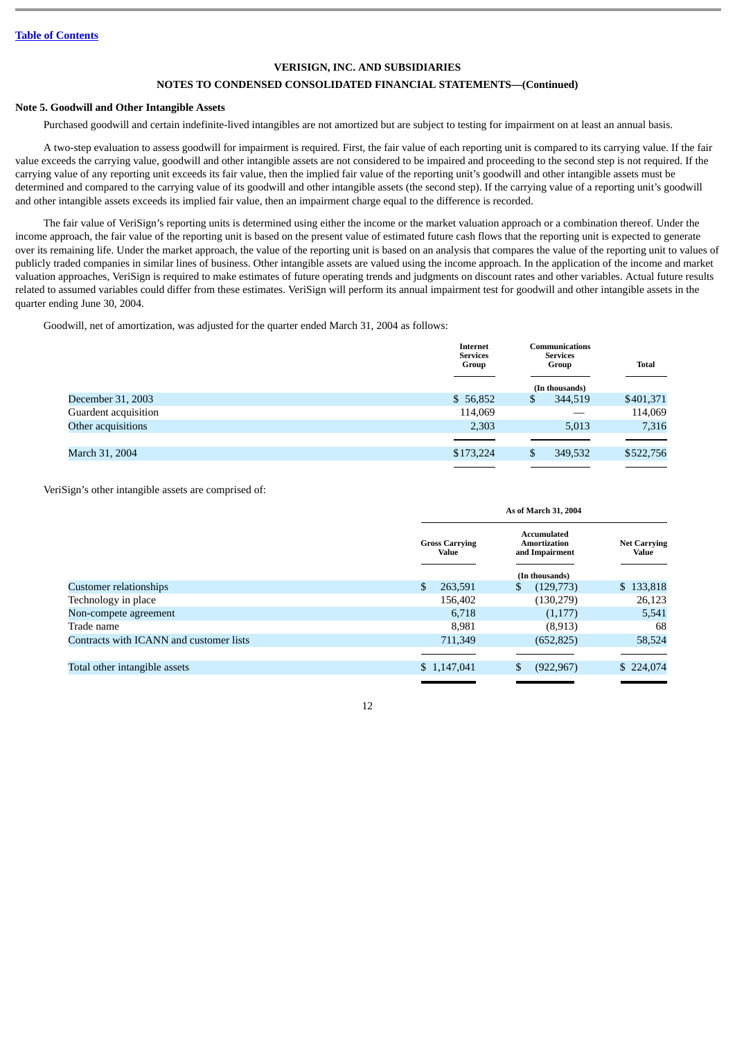[Table of Contents](#)

**VERISIGN, INC. AND SUBSIDIARIES**

**NOTES TO CONDENSED CONSOLIDATED FINANCIAL STATEMENTS—(Continued)**

**Note 5. Goodwill and Other Intangible Assets**

Purchased goodwill and certain indefinite-lived intangibles are not amortized but are subject to testing for impairment on at least an annual basis.

A two-step evaluation to assess goodwill for impairment is required. First, the fair value of each reporting unit is compared to its carrying value. If the fair value exceeds the carrying value, goodwill and other intangible assets are not considered to be impaired and proceeding to the second step is not required. If the carrying value of any reporting unit exceeds its fair value, then the implied fair value of the reporting unit's goodwill and other intangible assets must be determined and compared to the carrying value of its goodwill and other intangible assets (the second step). If the carrying value of a reporting unit's goodwill and other intangible assets exceeds its implied fair value, then an impairment charge equal to the difference is recorded.

The fair value of VeriSign's reporting units is determined using either the income or the market valuation approach or a combination thereof. Under the income approach, the fair value of the reporting unit is based on the present value of estimated future cash flows that the reporting unit is expected to generate over its remaining life. Under the market approach, the value of the reporting unit is based on an analysis that compares the value of the reporting unit to values of publicly traded companies in similar lines of business. Other intangible assets are valued using the income approach. In the application of the income and market valuation approaches, VeriSign is required to make estimates of future operating trends and judgments on discount rates and other variables. Actual future results related to assumed variables could differ from these estimates. VeriSign will perform its annual impairment test for goodwill and other intangible assets in the quarter ending June 30, 2004.

Goodwill, net of amortization, was adjusted for the quarter ended March 31, 2004 as follows:

| | Internet Services Group | Communications Services Group | Total |
|---|---|---|---|
| | | (In thousands) | |
| December 31, 2003 | $ 56,852 | $ 344,519 | $401,371 |
| Guardent acquisition | 114,069 | — | 114,069 |
| Other acquisitions | 2,303 | 5,013 | 7,316 |
| March 31, 2004 | $173,224 | $ 349,532 | $522,756 |

VeriSign's other intangible assets are comprised of:

| | As of March 31, 2004 | | |
|---|---|---|---|
| | Gross Carrying Value | Accumulated Amortization and Impairment | Net Carrying Value |
| | | (In thousands) | |
| Customer relationships | $ 263,591 | $ (129,773) | $ 133,818 |
| Technology in place | 156,402 | (130,279) | 26,123 |
| Non-compete agreement | 6,718 | (1,177) | 5,541 |
| Trade name | 8,981 | (8,913) | 68 |
| Contracts with ICANN and customer lists | 711,349 | (652,825) | 58,524 |
| Total other intangible assets | $ 1,147,041 | $ (922,967) | $ 224,074 |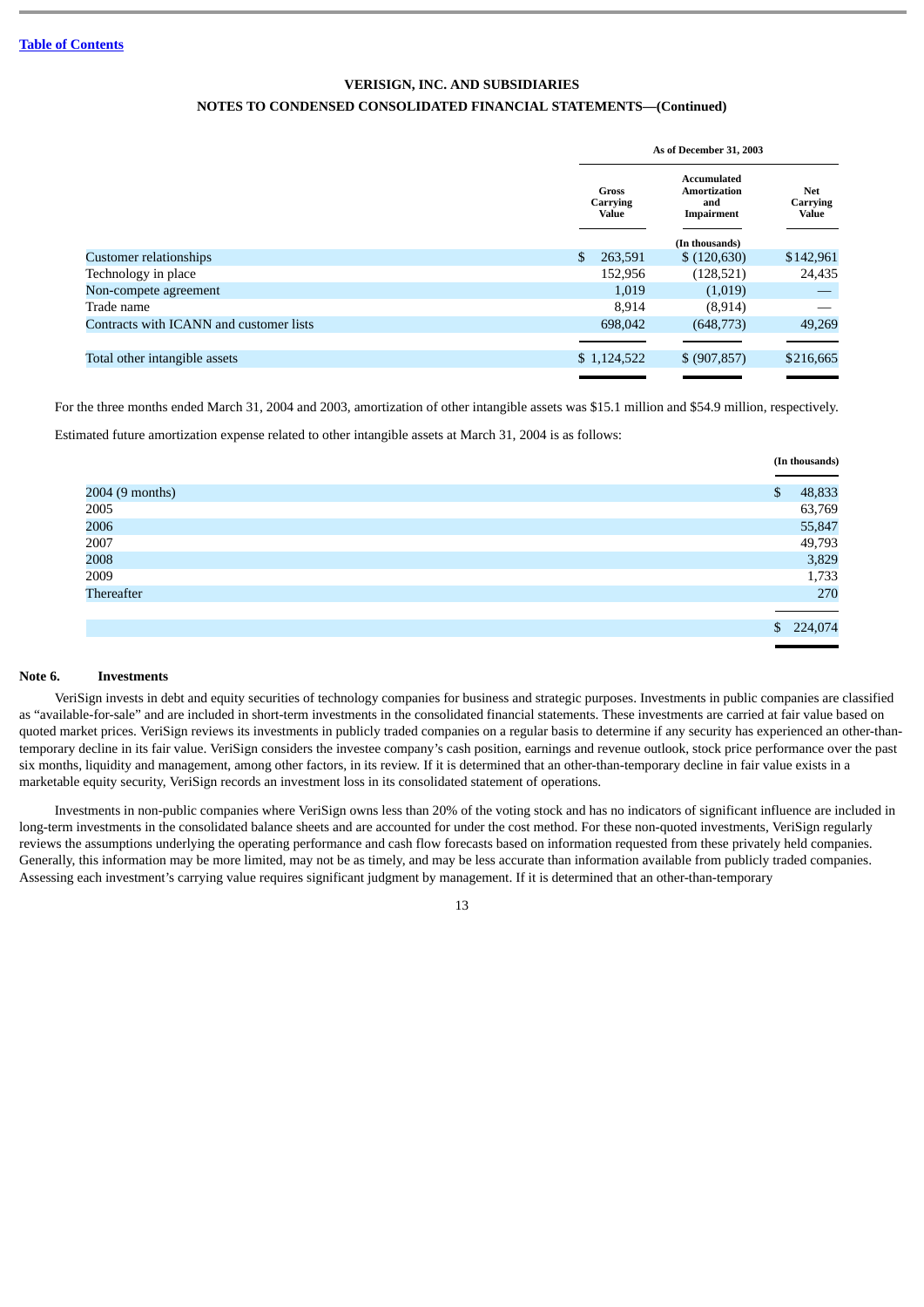[Table of Contents](#)

**VERISIGN, INC. AND SUBSIDIARIES**

**NOTES TO CONDENSED CONSOLIDATED FINANCIAL STATEMENTS—(Continued)**

| | As of December 31, 2003 | | |
|---|---|---|---|
| | Gross Carrying Value | Accumulated Amortization and Impairment | Net Carrying Value |
| | | (In thousands) | |
| Customer relationships | $ 263,591 | $ (120,630) | $142,961 |
| Technology in place | 152,956 | (128,521) | 24,435 |
| Non-compete agreement | 1,019 | (1,019) | — |
| Trade name | 8,914 | (8,914) | — |
| Contracts with ICANN and customer lists | 698,042 | (648,773) | 49,269 |
| Total other intangible assets | $ 1,124,522 | $ (907,857) | $216,665 |

For the three months ended March 31, 2004 and 2003, amortization of other intangible assets was $15.1 million and $54.9 million, respectively.

Estimated future amortization expense related to other intangible assets at March 31, 2004 is as follows:

| | (In thousands) |
|---|---|
| 2004 (9 months) | $ 48,833 |
| 2005 | 63,769 |
| 2006 | 55,847 |
| 2007 | 49,793 |
| 2008 | 3,829 |
| 2009 | 1,733 |
| Thereafter | 270 |
| | $ 224,074 |

**Note 6. Investments**

VeriSign invests in debt and equity securities of technology companies for business and strategic purposes. Investments in public companies are classified as "available-for-sale" and are included in short-term investments in the consolidated financial statements. These investments are carried at fair value based on quoted market prices. VeriSign reviews its investments in publicly traded companies on a regular basis to determine if any security has experienced an other-than-temporary decline in its fair value. VeriSign considers the investee company's cash position, earnings and revenue outlook, stock price performance over the past six months, liquidity and management, among other factors, in its review. If it is determined that an other-than-temporary decline in fair value exists in a marketable equity security, VeriSign records an investment loss in its consolidated statement of operations.

Investments in non-public companies where VeriSign owns less than 20% of the voting stock and has no indicators of significant influence are included in long-term investments in the consolidated balance sheets and are accounted for under the cost method. For these non-quoted investments, VeriSign regularly reviews the assumptions underlying the operating performance and cash flow forecasts based on information requested from these privately held companies. Generally, this information may be more limited, may not be as timely, and may be less accurate than information available from publicly traded companies. Assessing each investment's carrying value requires significant judgment by management. If it is determined that an other-than-temporary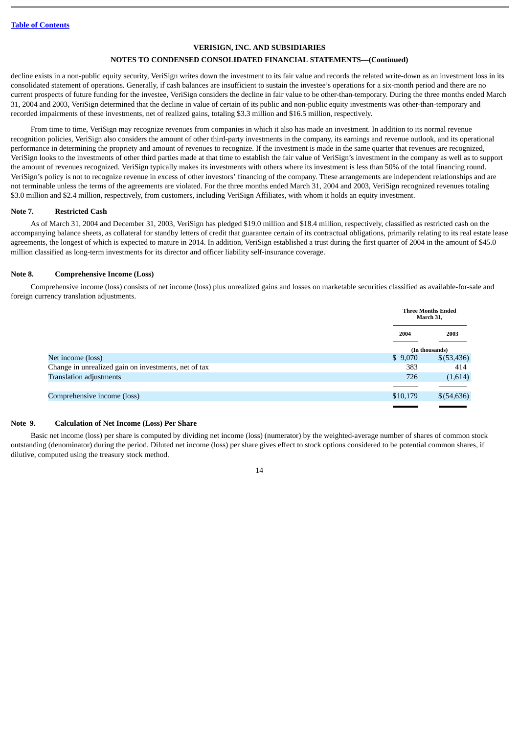# VERISIGN, INC. AND SUBSIDIARIES

## NOTES TO CONDENSED CONSOLIDATED FINANCIAL STATEMENTS—(Continued)

decline exists in a non-public equity security, VeriSign writes down the investment to its fair value and records the related write-down as an investment loss in its consolidated statement of operations. Generally, if cash balances are insufficient to sustain the investee's operations for a six-month period and there are no current prospects of future funding for the investee, VeriSign considers the decline in fair value to be other-than-temporary. During the three months ended March 31, 2004 and 2003, VeriSign determined that the decline in value of certain of its public and non-public equity investments was other-than-temporary and recorded impairments of these investments, net of realized gains, totaling $3.3 million and $16.5 million, respectively.

From time to time, VeriSign may recognize revenues from companies in which it also has made an investment. In addition to its normal revenue recognition policies, VeriSign also considers the amount of other third-party investments in the company, its earnings and revenue outlook, and its operational performance in determining the propriety and amount of revenues to recognize. If the investment is made in the same quarter that revenues are recognized, VeriSign looks to the investments of other third parties made at that time to establish the fair value of VeriSign's investment in the company as well as to support the amount of revenues recognized. VeriSign typically makes its investments with others where its investment is less than 50% of the total financing round. VeriSign's policy is not to recognize revenue in excess of other investors' financing of the company. These arrangements are independent relationships and are not terminable unless the terms of the agreements are violated. For the three months ended March 31, 2004 and 2003, VeriSign recognized revenues totaling $3.0 million and $2.4 million, respectively, from customers, including VeriSign Affiliates, with whom it holds an equity investment.

### Note 7. Restricted Cash

As of March 31, 2004 and December 31, 2003, VeriSign has pledged $19.0 million and $18.4 million, respectively, classified as restricted cash on the accompanying balance sheets, as collateral for standby letters of credit that guarantee certain of its contractual obligations, primarily relating to its real estate lease agreements, the longest of which is expected to mature in 2014. In addition, VeriSign established a trust during the first quarter of 2004 in the amount of $45.0 million classified as long-term investments for its director and officer liability self-insurance coverage.

### Note 8. Comprehensive Income (Loss)

Comprehensive income (loss) consists of net income (loss) plus unrealized gains and losses on marketable securities classified as available-for-sale and foreign currency translation adjustments.

| | Three Months Ended March 31, | |
|---|---|---|
| | 2004 | 2003 |
| | (In thousands) | |
| Net income (loss) | $ 9,070 | $(53,436) |
| Change in unrealized gain on investments, net of tax | 383 | 414 |
| Translation adjustments | 726 | (1,614) |
| Comprehensive income (loss) | $10,179 | $(54,636) |

### Note 9. Calculation of Net Income (Loss) Per Share

Basic net income (loss) per share is computed by dividing net income (loss) (numerator) by the weighted-average number of shares of common stock outstanding (denominator) during the period. Diluted net income (loss) per share gives effect to stock options considered to be potential common shares, if dilutive, computed using the treasury stock method.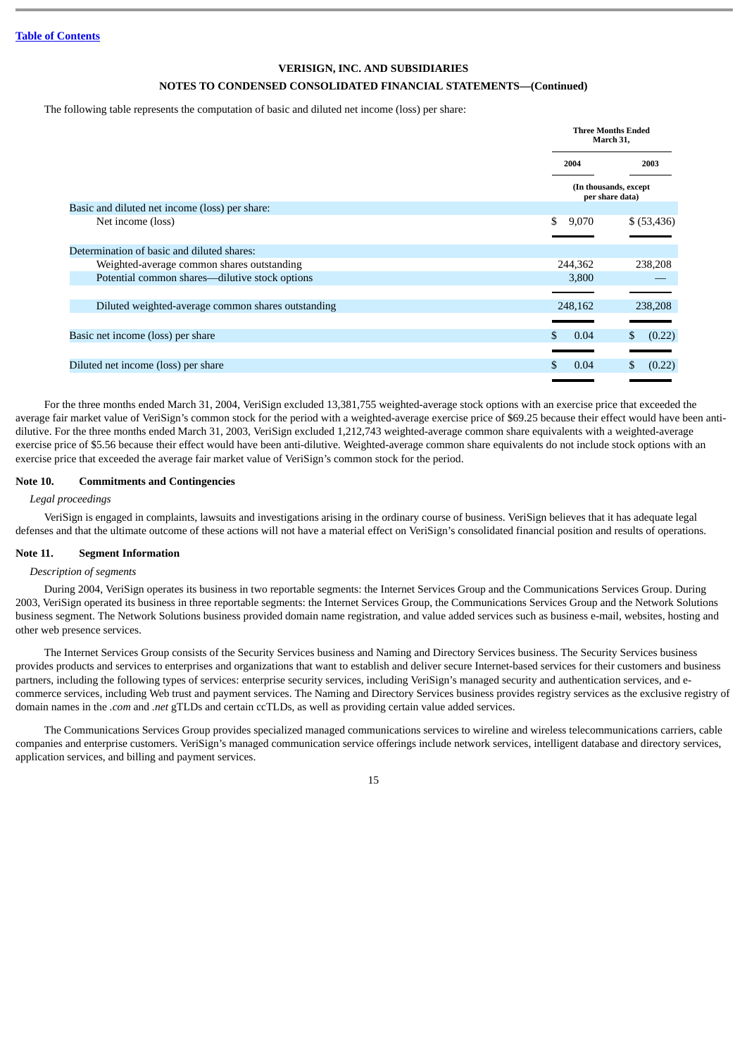VERISIGN, INC. AND SUBSIDIARIES

NOTES TO CONDENSED CONSOLIDATED FINANCIAL STATEMENTS—(Continued)

The following table represents the computation of basic and diluted net income (loss) per share:

| | Three Months Ended March 31, | |
|---|---|---|
| | 2004 | 2003 |
| | (In thousands, except per share data) | |
| Basic and diluted net income (loss) per share: | | |
| Net income (loss) | $ 9,070 | $ (53,436) |
| Determination of basic and diluted shares: | | |
| Weighted-average common shares outstanding | 244,362 | 238,208 |
| Potential common shares—dilutive stock options | 3,800 | — |
| Diluted weighted-average common shares outstanding | 248,162 | 238,208 |
| Basic net income (loss) per share | $ 0.04 | $ (0.22) |
| Diluted net income (loss) per share | $ 0.04 | $ (0.22) |

For the three months ended March 31, 2004, VeriSign excluded 13,381,755 weighted-average stock options with an exercise price that exceeded the average fair market value of VeriSign's common stock for the period with a weighted-average exercise price of $69.25 because their effect would have been anti-dilutive. For the three months ended March 31, 2003, VeriSign excluded 1,212,743 weighted-average common share equivalents with a weighted-average exercise price of $5.56 because their effect would have been anti-dilutive. Weighted-average common share equivalents do not include stock options with an exercise price that exceeded the average fair market value of VeriSign's common stock for the period.

## Note 10. Commitments and Contingencies

*Legal proceedings*

VeriSign is engaged in complaints, lawsuits and investigations arising in the ordinary course of business. VeriSign believes that it has adequate legal defenses and that the ultimate outcome of these actions will not have a material effect on VeriSign's consolidated financial position and results of operations.

## Note 11. Segment Information

*Description of segments*

During 2004, VeriSign operates its business in two reportable segments: the Internet Services Group and the Communications Services Group. During 2003, VeriSign operated its business in three reportable segments: the Internet Services Group, the Communications Services Group and the Network Solutions business segment. The Network Solutions business provided domain name registration, and value added services such as business e-mail, websites, hosting and other web presence services.

The Internet Services Group consists of the Security Services business and Naming and Directory Services business. The Security Services business provides products and services to enterprises and organizations that want to establish and deliver secure Internet-based services for their customers and business partners, including the following types of services: enterprise security services, including VeriSign's managed security and authentication services, and e-commerce services, including Web trust and payment services. The Naming and Directory Services business provides registry services as the exclusive registry of domain names in the *.com* and *.net* gTLDs and certain ccTLDs, as well as providing certain value added services.

The Communications Services Group provides specialized managed communications services to wireline and wireless telecommunications carriers, cable companies and enterprise customers. VeriSign's managed communication service offerings include network services, intelligent database and directory services, application services, and billing and payment services.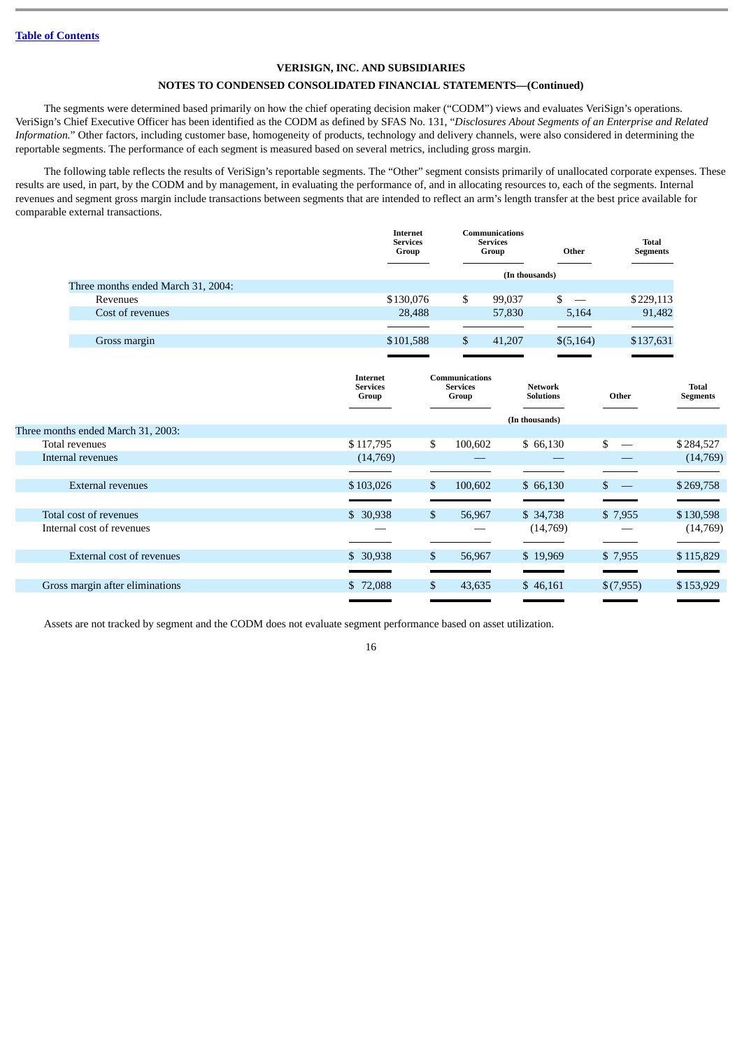[Table of Contents](#)

**VERISIGN, INC. AND SUBSIDIARIES**

**NOTES TO CONDENSED CONSOLIDATED FINANCIAL STATEMENTS—(Continued)**

The segments were determined based primarily on how the chief operating decision maker ("CODM") views and evaluates VeriSign's operations. VeriSign's Chief Executive Officer has been identified as the CODM as defined by SFAS No. 131, "*Disclosures About Segments of an Enterprise and Related Information.*" Other factors, including customer base, homogeneity of products, technology and delivery channels, were also considered in determining the reportable segments. The performance of each segment is measured based on several metrics, including gross margin.

The following table reflects the results of VeriSign's reportable segments. The "Other" segment consists primarily of unallocated corporate expenses. These results are used, in part, by the CODM and by management, in evaluating the performance of, and in allocating resources to, each of the segments. Internal revenues and segment gross margin include transactions between segments that are intended to reflect an arm's length transfer at the best price available for comparable external transactions.

| | Internet Services Group | Communications Services Group | Other | Total Segments |
|---|---|---|---|---|
| | (In thousands) | | | |
| Three months ended March 31, 2004: | | | | |
| Revenues | $130,076 | $ 99,037 | $ — | $229,113 |
| Cost of revenues | 28,488 | 57,830 | 5,164 | 91,482 |
| Gross margin | $101,588 | $ 41,207 | $(5,164) | $137,631 |

| | Internet Services Group | Communications Services Group | Network Solutions | Other | Total Segments |
|---|---|---|---|---|---|
| | (In thousands) | | | | |
| Three months ended March 31, 2003: | | | | | |
| Total revenues | $117,795 | $ 100,602 | $ 66,130 | $ — | $284,527 |
| Internal revenues | (14,769) | — | — | — | (14,769) |
| External revenues | $103,026 | $ 100,602 | $ 66,130 | $ — | $269,758 |
| Total cost of revenues | $ 30,938 | $ 56,967 | $ 34,738 | $ 7,955 | $130,598 |
| Internal cost of revenues | — | — | (14,769) | — | (14,769) |
| External cost of revenues | $ 30,938 | $ 56,967 | $ 19,969 | $ 7,955 | $115,829 |
| Gross margin after eliminations | $ 72,088 | $ 43,635 | $ 46,161 | $(7,955) | $153,929 |

Assets are not tracked by segment and the CODM does not evaluate segment performance based on asset utilization.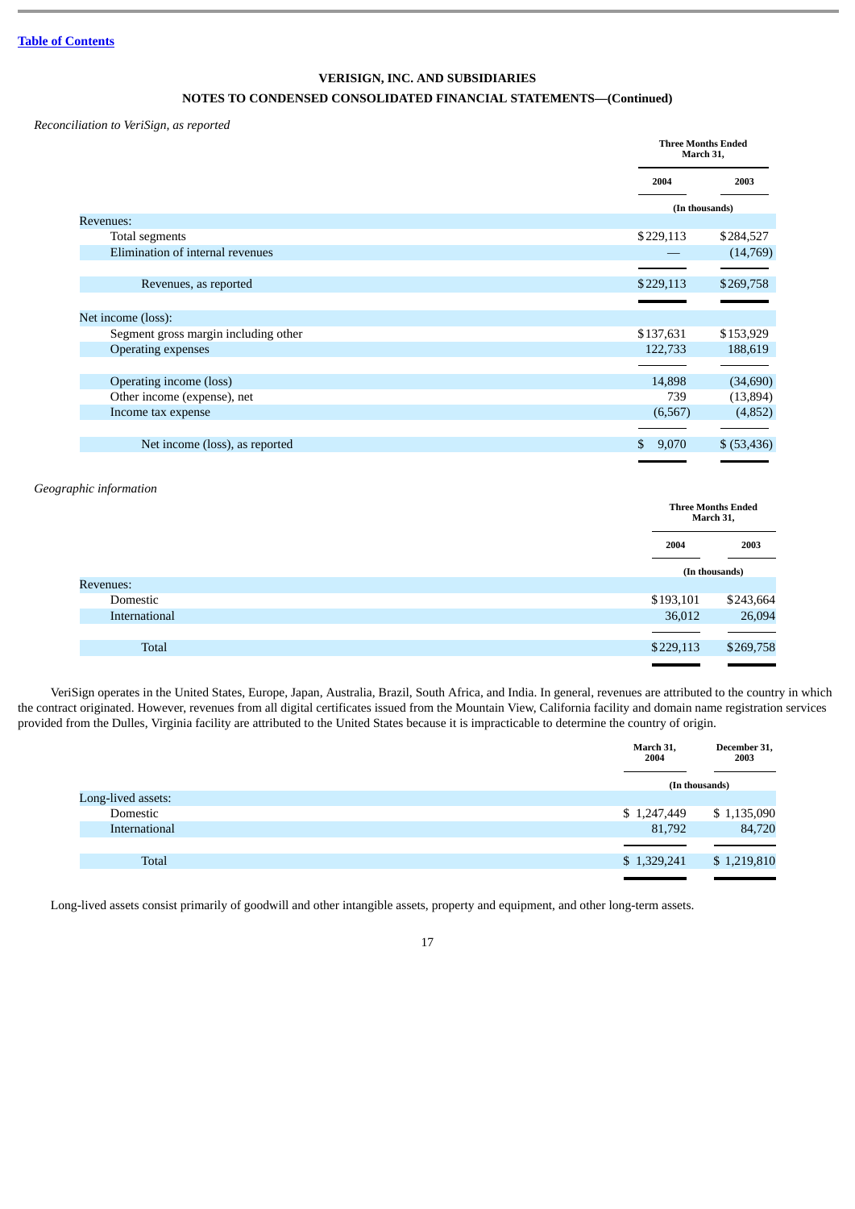[Table of Contents](#)

**VERISIGN, INC. AND SUBSIDIARIES**

**NOTES TO CONDENSED CONSOLIDATED FINANCIAL STATEMENTS—(Continued)**

*Reconciliation to VeriSign, as reported*

| | Three Months Ended March 31, | |
|---|---|---|
| | 2004 | 2003 |
| | (In thousands) | |
| Revenues: | | |
| Total segments | $229,113 | $284,527 |
| Elimination of internal revenues | — | (14,769) |
| Revenues, as reported | $229,113 | $269,758 |
| Net income (loss): | | |
| Segment gross margin including other | $137,631 | $153,929 |
| Operating expenses | 122,733 | 188,619 |
| Operating income (loss) | 14,898 | (34,690) |
| Other income (expense), net | 739 | (13,894) |
| Income tax expense | (6,567) | (4,852) |
| Net income (loss), as reported | $ 9,070 | $ (53,436) |

*Geographic information*

| | Three Months Ended March 31, | |
|---|---|---|
| | 2004 | 2003 |
| | (In thousands) | |
| Revenues: | | |
| Domestic | $193,101 | $243,664 |
| International | 36,012 | 26,094 |
| Total | $229,113 | $269,758 |

VeriSign operates in the United States, Europe, Japan, Australia, Brazil, South Africa, and India. In general, revenues are attributed to the country in which the contract originated. However, revenues from all digital certificates issued from the Mountain View, California facility and domain name registration services provided from the Dulles, Virginia facility are attributed to the United States because it is impracticable to determine the country of origin.

| | March 31, 2004 | December 31, 2003 |
|---|---|---|
| | (In thousands) | |
| Long-lived assets: | | |
| Domestic | $ 1,247,449 | $ 1,135,090 |
| International | 81,792 | 84,720 |
| Total | $ 1,329,241 | $ 1,219,810 |

Long-lived assets consist primarily of goodwill and other intangible assets, property and equipment, and other long-term assets.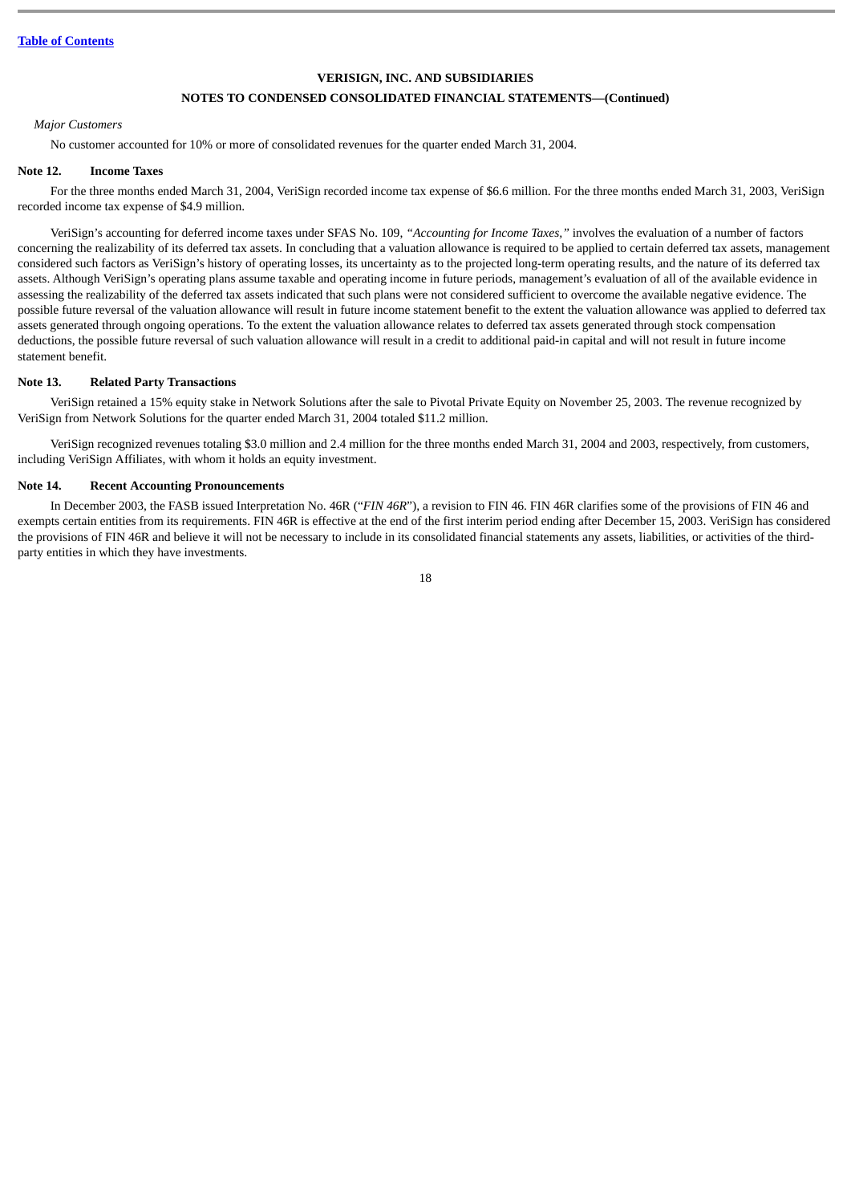**VERISIGN, INC. AND SUBSIDIARIES**

**NOTES TO CONDENSED CONSOLIDATED FINANCIAL STATEMENTS—(Continued)**

*Major Customers*

No customer accounted for 10% or more of consolidated revenues for the quarter ended March 31, 2004.

### Note 12. Income Taxes

For the three months ended March 31, 2004, VeriSign recorded income tax expense of $6.6 million. For the three months ended March 31, 2003, VeriSign recorded income tax expense of $4.9 million.

VeriSign's accounting for deferred income taxes under SFAS No. 109, *"Accounting for Income Taxes,"* involves the evaluation of a number of factors concerning the realizability of its deferred tax assets. In concluding that a valuation allowance is required to be applied to certain deferred tax assets, management considered such factors as VeriSign's history of operating losses, its uncertainty as to the projected long-term operating results, and the nature of its deferred tax assets. Although VeriSign's operating plans assume taxable and operating income in future periods, management's evaluation of all of the available evidence in assessing the realizability of the deferred tax assets indicated that such plans were not considered sufficient to overcome the available negative evidence. The possible future reversal of the valuation allowance will result in future income statement benefit to the extent the valuation allowance was applied to deferred tax assets generated through ongoing operations. To the extent the valuation allowance relates to deferred tax assets generated through stock compensation deductions, the possible future reversal of such valuation allowance will result in a credit to additional paid-in capital and will not result in future income statement benefit.

### Note 13. Related Party Transactions

VeriSign retained a 15% equity stake in Network Solutions after the sale to Pivotal Private Equity on November 25, 2003. The revenue recognized by VeriSign from Network Solutions for the quarter ended March 31, 2004 totaled $11.2 million.

VeriSign recognized revenues totaling $3.0 million and 2.4 million for the three months ended March 31, 2004 and 2003, respectively, from customers, including VeriSign Affiliates, with whom it holds an equity investment.

### Note 14. Recent Accounting Pronouncements

In December 2003, the FASB issued Interpretation No. 46R ("*FIN 46R*"), a revision to FIN 46. FIN 46R clarifies some of the provisions of FIN 46 and exempts certain entities from its requirements. FIN 46R is effective at the end of the first interim period ending after December 15, 2003. VeriSign has considered the provisions of FIN 46R and believe it will not be necessary to include in its consolidated financial statements any assets, liabilities, or activities of the third-party entities in which they have investments.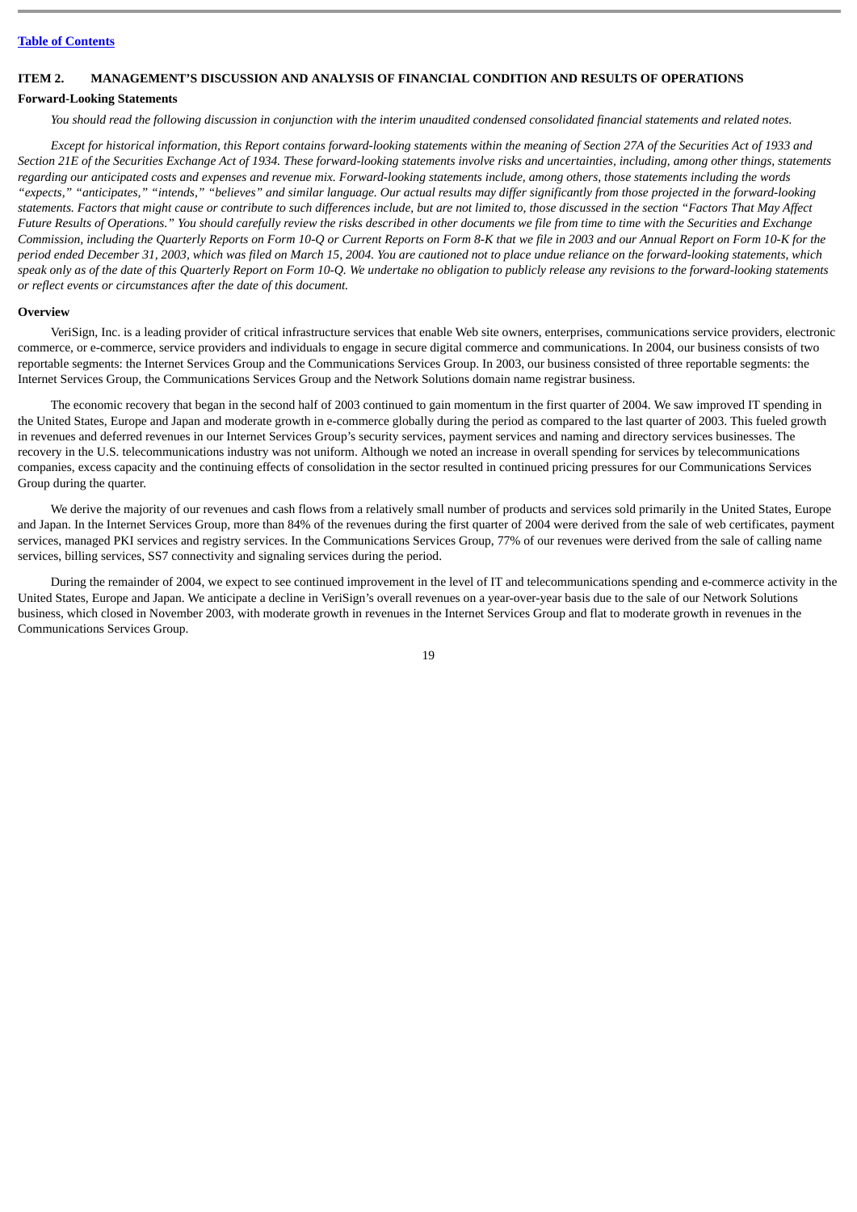[Table of Contents](#)

## ITEM 2. MANAGEMENT'S DISCUSSION AND ANALYSIS OF FINANCIAL CONDITION AND RESULTS OF OPERATIONS

### Forward-Looking Statements

*You should read the following discussion in conjunction with the interim unaudited condensed consolidated financial statements and related notes.*

*Except for historical information, this Report contains forward-looking statements within the meaning of Section 27A of the Securities Act of 1933 and Section 21E of the Securities Exchange Act of 1934. These forward-looking statements involve risks and uncertainties, including, among other things, statements regarding our anticipated costs and expenses and revenue mix. Forward-looking statements include, among others, those statements including the words "expects," "anticipates," "intends," "believes" and similar language. Our actual results may differ significantly from those projected in the forward-looking statements. Factors that might cause or contribute to such differences include, but are not limited to, those discussed in the section "Factors That May Affect Future Results of Operations." You should carefully review the risks described in other documents we file from time to time with the Securities and Exchange Commission, including the Quarterly Reports on Form 10-Q or Current Reports on Form 8-K that we file in 2003 and our Annual Report on Form 10-K for the period ended December 31, 2003, which was filed on March 15, 2004. You are cautioned not to place undue reliance on the forward-looking statements, which speak only as of the date of this Quarterly Report on Form 10-Q. We undertake no obligation to publicly release any revisions to the forward-looking statements or reflect events or circumstances after the date of this document.*

### Overview

VeriSign, Inc. is a leading provider of critical infrastructure services that enable Web site owners, enterprises, communications service providers, electronic commerce, or e-commerce, service providers and individuals to engage in secure digital commerce and communications. In 2004, our business consists of two reportable segments: the Internet Services Group and the Communications Services Group. In 2003, our business consisted of three reportable segments: the Internet Services Group, the Communications Services Group and the Network Solutions domain name registrar business.

The economic recovery that began in the second half of 2003 continued to gain momentum in the first quarter of 2004. We saw improved IT spending in the United States, Europe and Japan and moderate growth in e-commerce globally during the period as compared to the last quarter of 2003. This fueled growth in revenues and deferred revenues in our Internet Services Group's security services, payment services and naming and directory services businesses. The recovery in the U.S. telecommunications industry was not uniform. Although we noted an increase in overall spending for services by telecommunications companies, excess capacity and the continuing effects of consolidation in the sector resulted in continued pricing pressures for our Communications Services Group during the quarter.

We derive the majority of our revenues and cash flows from a relatively small number of products and services sold primarily in the United States, Europe and Japan. In the Internet Services Group, more than 84% of the revenues during the first quarter of 2004 were derived from the sale of web certificates, payment services, managed PKI services and registry services. In the Communications Services Group, 77% of our revenues were derived from the sale of calling name services, billing services, SS7 connectivity and signaling services during the period.

During the remainder of 2004, we expect to see continued improvement in the level of IT and telecommunications spending and e-commerce activity in the United States, Europe and Japan. We anticipate a decline in VeriSign's overall revenues on a year-over-year basis due to the sale of our Network Solutions business, which closed in November 2003, with moderate growth in revenues in the Internet Services Group and flat to moderate growth in revenues in the Communications Services Group.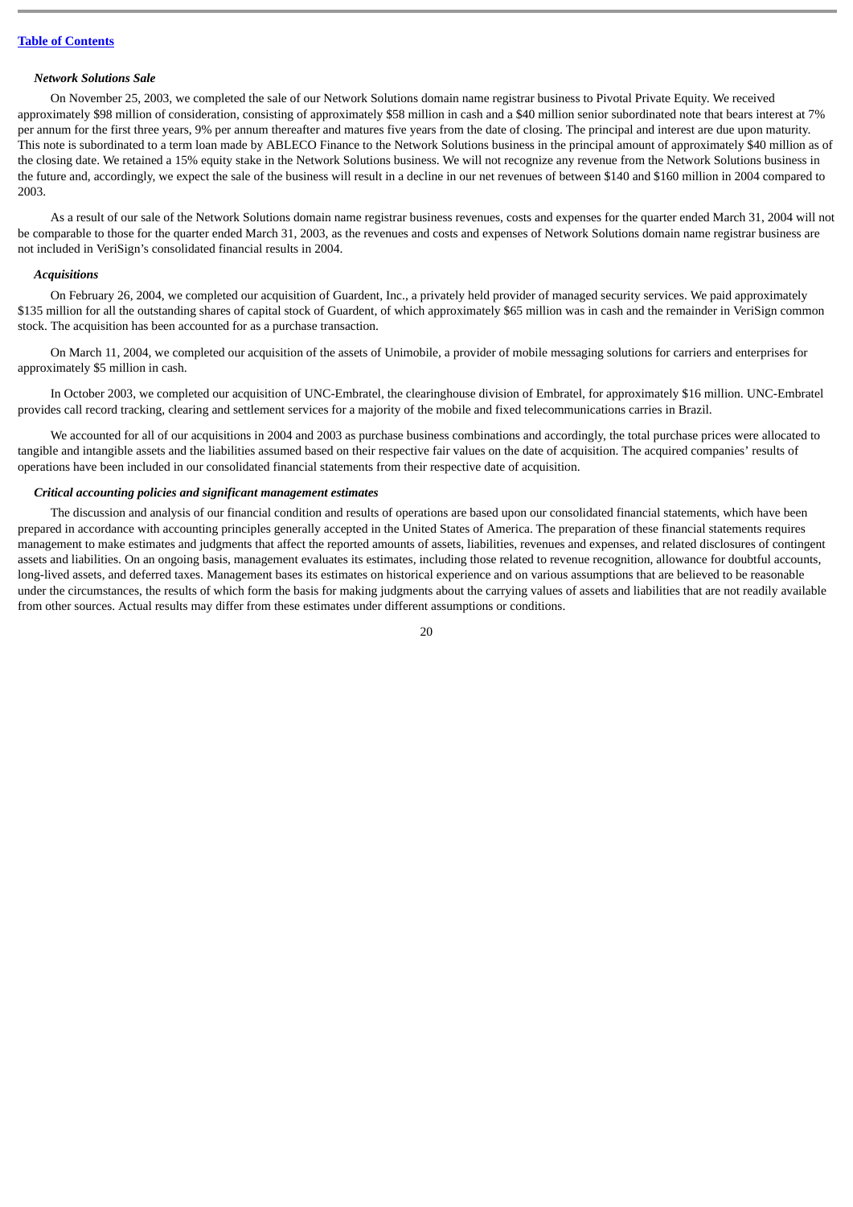[Table of Contents](#)

### *Network Solutions Sale*

On November 25, 2003, we completed the sale of our Network Solutions domain name registrar business to Pivotal Private Equity. We received approximately $98 million of consideration, consisting of approximately $58 million in cash and a $40 million senior subordinated note that bears interest at 7% per annum for the first three years, 9% per annum thereafter and matures five years from the date of closing. The principal and interest are due upon maturity. This note is subordinated to a term loan made by ABLECO Finance to the Network Solutions business in the principal amount of approximately $40 million as of the closing date. We retained a 15% equity stake in the Network Solutions business. We will not recognize any revenue from the Network Solutions business in the future and, accordingly, we expect the sale of the business will result in a decline in our net revenues of between $140 and $160 million in 2004 compared to 2003.

As a result of our sale of the Network Solutions domain name registrar business revenues, costs and expenses for the quarter ended March 31, 2004 will not be comparable to those for the quarter ended March 31, 2003, as the revenues and costs and expenses of Network Solutions domain name registrar business are not included in VeriSign's consolidated financial results in 2004.

### *Acquisitions*

On February 26, 2004, we completed our acquisition of Guardent, Inc., a privately held provider of managed security services. We paid approximately $135 million for all the outstanding shares of capital stock of Guardent, of which approximately $65 million was in cash and the remainder in VeriSign common stock. The acquisition has been accounted for as a purchase transaction.

On March 11, 2004, we completed our acquisition of the assets of Unimobile, a provider of mobile messaging solutions for carriers and enterprises for approximately $5 million in cash.

In October 2003, we completed our acquisition of UNC-Embratel, the clearinghouse division of Embratel, for approximately $16 million. UNC-Embratel provides call record tracking, clearing and settlement services for a majority of the mobile and fixed telecommunications carries in Brazil.

We accounted for all of our acquisitions in 2004 and 2003 as purchase business combinations and accordingly, the total purchase prices were allocated to tangible and intangible assets and the liabilities assumed based on their respective fair values on the date of acquisition. The acquired companies' results of operations have been included in our consolidated financial statements from their respective date of acquisition.

### *Critical accounting policies and significant management estimates*

The discussion and analysis of our financial condition and results of operations are based upon our consolidated financial statements, which have been prepared in accordance with accounting principles generally accepted in the United States of America. The preparation of these financial statements requires management to make estimates and judgments that affect the reported amounts of assets, liabilities, revenues and expenses, and related disclosures of contingent assets and liabilities. On an ongoing basis, management evaluates its estimates, including those related to revenue recognition, allowance for doubtful accounts, long-lived assets, and deferred taxes. Management bases its estimates on historical experience and on various assumptions that are believed to be reasonable under the circumstances, the results of which form the basis for making judgments about the carrying values of assets and liabilities that are not readily available from other sources. Actual results may differ from these estimates under different assumptions or conditions.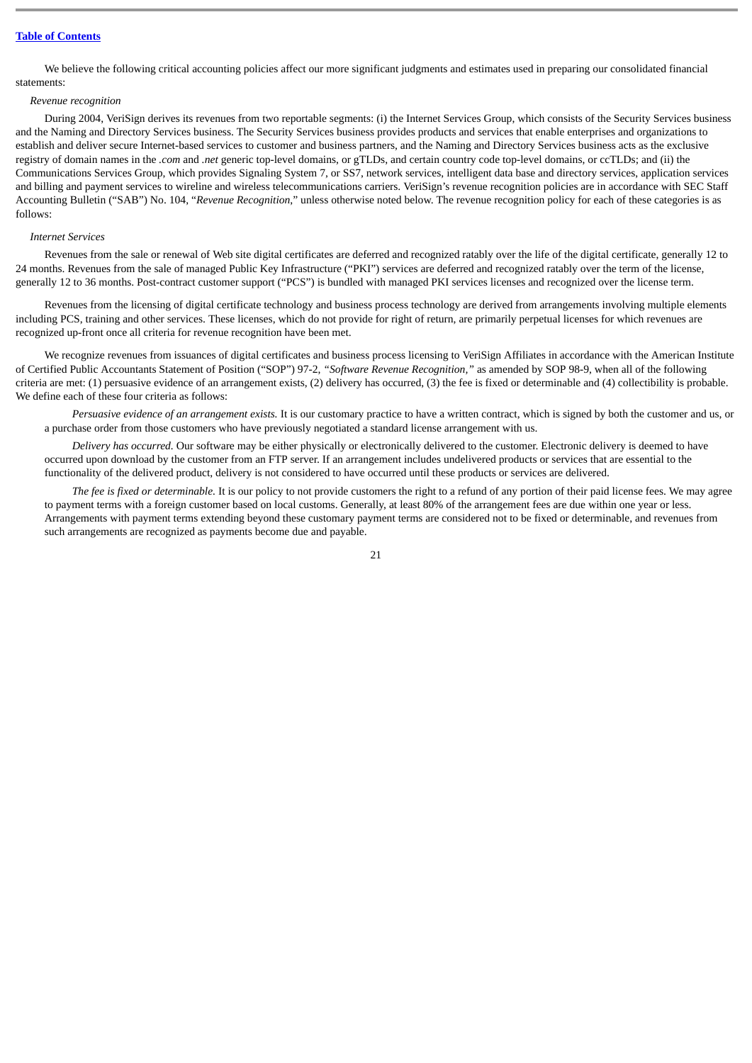We believe the following critical accounting policies affect our more significant judgments and estimates used in preparing our consolidated financial statements:

*Revenue recognition*

During 2004, VeriSign derives its revenues from two reportable segments: (i) the Internet Services Group, which consists of the Security Services business and the Naming and Directory Services business. The Security Services business provides products and services that enable enterprises and organizations to establish and deliver secure Internet-based services to customer and business partners, and the Naming and Directory Services business acts as the exclusive registry of domain names in the *.com* and *.net* generic top-level domains, or gTLDs, and certain country code top-level domains, or ccTLDs; and (ii) the Communications Services Group, which provides Signaling System 7, or SS7, network services, intelligent data base and directory services, application services and billing and payment services to wireline and wireless telecommunications carriers. VeriSign's revenue recognition policies are in accordance with SEC Staff Accounting Bulletin ("SAB") No. 104, "*Revenue Recognition*," unless otherwise noted below. The revenue recognition policy for each of these categories is as follows:

*Internet Services*

Revenues from the sale or renewal of Web site digital certificates are deferred and recognized ratably over the life of the digital certificate, generally 12 to 24 months. Revenues from the sale of managed Public Key Infrastructure ("PKI") services are deferred and recognized ratably over the term of the license, generally 12 to 36 months. Post-contract customer support ("PCS") is bundled with managed PKI services licenses and recognized over the license term.

Revenues from the licensing of digital certificate technology and business process technology are derived from arrangements involving multiple elements including PCS, training and other services. These licenses, which do not provide for right of return, are primarily perpetual licenses for which revenues are recognized up-front once all criteria for revenue recognition have been met.

We recognize revenues from issuances of digital certificates and business process licensing to VeriSign Affiliates in accordance with the American Institute of Certified Public Accountants Statement of Position ("SOP") 97-2, *"Software Revenue Recognition,"* as amended by SOP 98-9, when all of the following criteria are met: (1) persuasive evidence of an arrangement exists, (2) delivery has occurred, (3) the fee is fixed or determinable and (4) collectibility is probable. We define each of these four criteria as follows:

*Persuasive evidence of an arrangement exists.* It is our customary practice to have a written contract, which is signed by both the customer and us, or a purchase order from those customers who have previously negotiated a standard license arrangement with us.

*Delivery has occurred.* Our software may be either physically or electronically delivered to the customer. Electronic delivery is deemed to have occurred upon download by the customer from an FTP server. If an arrangement includes undelivered products or services that are essential to the functionality of the delivered product, delivery is not considered to have occurred until these products or services are delivered.

*The fee is fixed or determinable.* It is our policy to not provide customers the right to a refund of any portion of their paid license fees. We may agree to payment terms with a foreign customer based on local customs. Generally, at least 80% of the arrangement fees are due within one year or less. Arrangements with payment terms extending beyond these customary payment terms are considered not to be fixed or determinable, and revenues from such arrangements are recognized as payments become due and payable.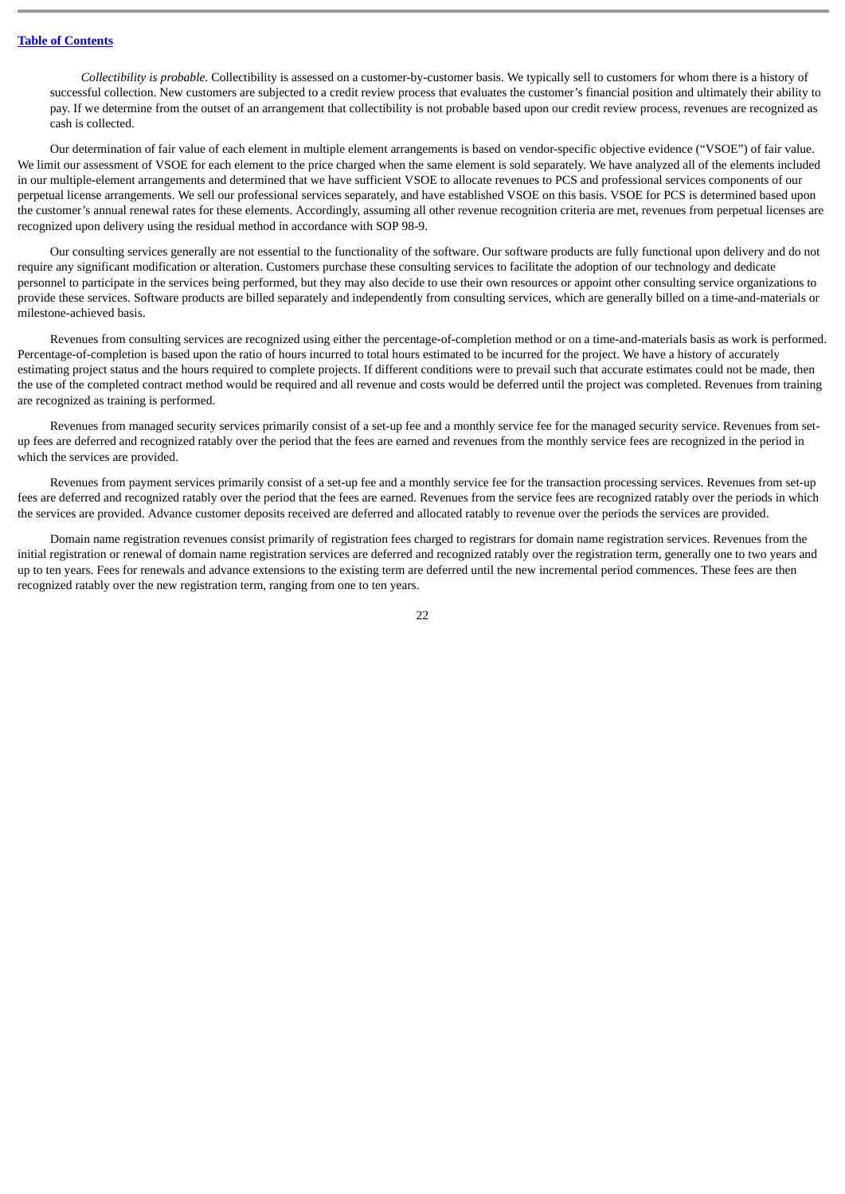*Collectibility is probable.* Collectibility is assessed on a customer-by-customer basis. We typically sell to customers for whom there is a history of successful collection. New customers are subjected to a credit review process that evaluates the customer's financial position and ultimately their ability to pay. If we determine from the outset of an arrangement that collectibility is not probable based upon our credit review process, revenues are recognized as cash is collected.

Our determination of fair value of each element in multiple element arrangements is based on vendor-specific objective evidence ("VSOE") of fair value. We limit our assessment of VSOE for each element to the price charged when the same element is sold separately. We have analyzed all of the elements included in our multiple-element arrangements and determined that we have sufficient VSOE to allocate revenues to PCS and professional services components of our perpetual license arrangements. We sell our professional services separately, and have established VSOE on this basis. VSOE for PCS is determined based upon the customer's annual renewal rates for these elements. Accordingly, assuming all other revenue recognition criteria are met, revenues from perpetual licenses are recognized upon delivery using the residual method in accordance with SOP 98-9.

Our consulting services generally are not essential to the functionality of the software. Our software products are fully functional upon delivery and do not require any significant modification or alteration. Customers purchase these consulting services to facilitate the adoption of our technology and dedicate personnel to participate in the services being performed, but they may also decide to use their own resources or appoint other consulting service organizations to provide these services. Software products are billed separately and independently from consulting services, which are generally billed on a time-and-materials or milestone-achieved basis.

Revenues from consulting services are recognized using either the percentage-of-completion method or on a time-and-materials basis as work is performed. Percentage-of-completion is based upon the ratio of hours incurred to total hours estimated to be incurred for the project. We have a history of accurately estimating project status and the hours required to complete projects. If different conditions were to prevail such that accurate estimates could not be made, then the use of the completed contract method would be required and all revenue and costs would be deferred until the project was completed. Revenues from training are recognized as training is performed.

Revenues from managed security services primarily consist of a set-up fee and a monthly service fee for the managed security service. Revenues from set-up fees are deferred and recognized ratably over the period that the fees are earned and revenues from the monthly service fees are recognized in the period in which the services are provided.

Revenues from payment services primarily consist of a set-up fee and a monthly service fee for the transaction processing services. Revenues from set-up fees are deferred and recognized ratably over the period that the fees are earned. Revenues from the service fees are recognized ratably over the periods in which the services are provided. Advance customer deposits received are deferred and allocated ratably to revenue over the periods the services are provided.

Domain name registration revenues consist primarily of registration fees charged to registrars for domain name registration services. Revenues from the initial registration or renewal of domain name registration services are deferred and recognized ratably over the registration term, generally one to two years and up to ten years. Fees for renewals and advance extensions to the existing term are deferred until the new incremental period commences. These fees are then recognized ratably over the new registration term, ranging from one to ten years.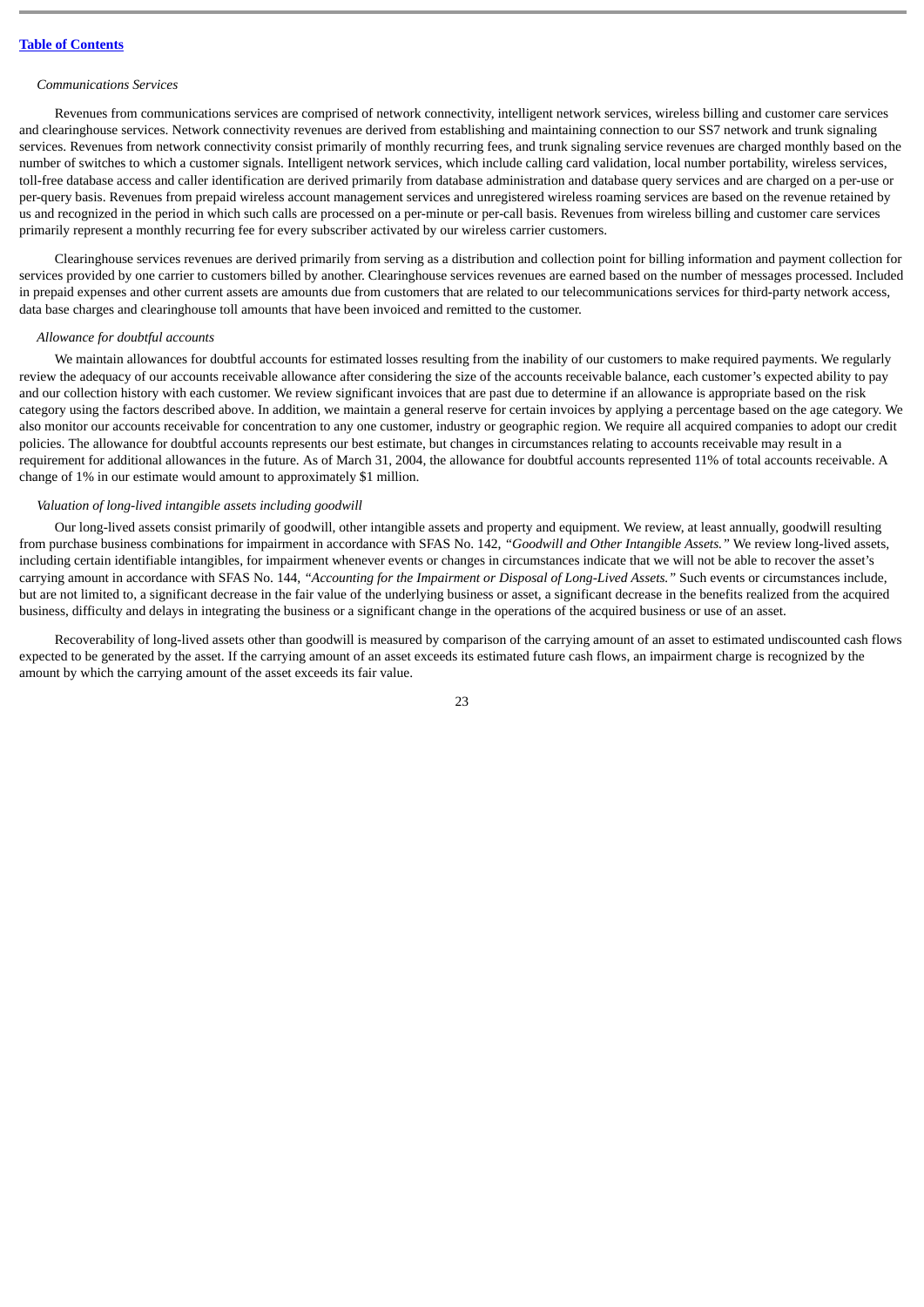*Communications Services*

Revenues from communications services are comprised of network connectivity, intelligent network services, wireless billing and customer care services and clearinghouse services. Network connectivity revenues are derived from establishing and maintaining connection to our SS7 network and trunk signaling services. Revenues from network connectivity consist primarily of monthly recurring fees, and trunk signaling service revenues are charged monthly based on the number of switches to which a customer signals. Intelligent network services, which include calling card validation, local number portability, wireless services, toll-free database access and caller identification are derived primarily from database administration and database query services and are charged on a per-use or per-query basis. Revenues from prepaid wireless account management services and unregistered wireless roaming services are based on the revenue retained by us and recognized in the period in which such calls are processed on a per-minute or per-call basis. Revenues from wireless billing and customer care services primarily represent a monthly recurring fee for every subscriber activated by our wireless carrier customers.

Clearinghouse services revenues are derived primarily from serving as a distribution and collection point for billing information and payment collection for services provided by one carrier to customers billed by another. Clearinghouse services revenues are earned based on the number of messages processed. Included in prepaid expenses and other current assets are amounts due from customers that are related to our telecommunications services for third-party network access, data base charges and clearinghouse toll amounts that have been invoiced and remitted to the customer.

*Allowance for doubtful accounts*

We maintain allowances for doubtful accounts for estimated losses resulting from the inability of our customers to make required payments. We regularly review the adequacy of our accounts receivable allowance after considering the size of the accounts receivable balance, each customer's expected ability to pay and our collection history with each customer. We review significant invoices that are past due to determine if an allowance is appropriate based on the risk category using the factors described above. In addition, we maintain a general reserve for certain invoices by applying a percentage based on the age category. We also monitor our accounts receivable for concentration to any one customer, industry or geographic region. We require all acquired companies to adopt our credit policies. The allowance for doubtful accounts represents our best estimate, but changes in circumstances relating to accounts receivable may result in a requirement for additional allowances in the future. As of March 31, 2004, the allowance for doubtful accounts represented 11% of total accounts receivable. A change of 1% in our estimate would amount to approximately $1 million.

*Valuation of long-lived intangible assets including goodwill*

Our long-lived assets consist primarily of goodwill, other intangible assets and property and equipment. We review, at least annually, goodwill resulting from purchase business combinations for impairment in accordance with SFAS No. 142, *"Goodwill and Other Intangible Assets."* We review long-lived assets, including certain identifiable intangibles, for impairment whenever events or changes in circumstances indicate that we will not be able to recover the asset's carrying amount in accordance with SFAS No. 144, *"Accounting for the Impairment or Disposal of Long-Lived Assets."* Such events or circumstances include, but are not limited to, a significant decrease in the fair value of the underlying business or asset, a significant decrease in the benefits realized from the acquired business, difficulty and delays in integrating the business or a significant change in the operations of the acquired business or use of an asset.

Recoverability of long-lived assets other than goodwill is measured by comparison of the carrying amount of an asset to estimated undiscounted cash flows expected to be generated by the asset. If the carrying amount of an asset exceeds its estimated future cash flows, an impairment charge is recognized by the amount by which the carrying amount of the asset exceeds its fair value.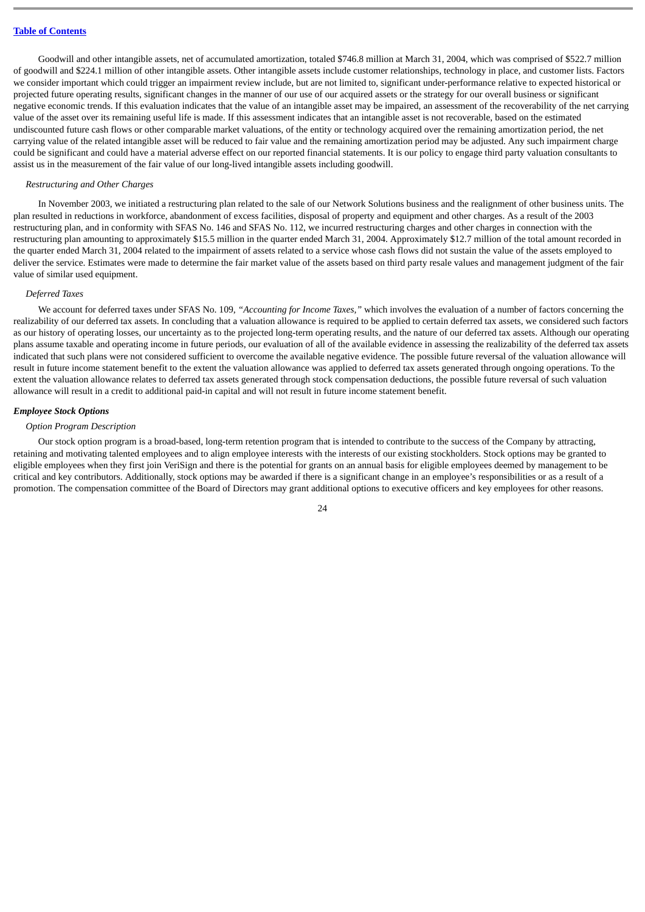Goodwill and other intangible assets, net of accumulated amortization, totaled $746.8 million at March 31, 2004, which was comprised of $522.7 million of goodwill and $224.1 million of other intangible assets. Other intangible assets include customer relationships, technology in place, and customer lists. Factors we consider important which could trigger an impairment review include, but are not limited to, significant under-performance relative to expected historical or projected future operating results, significant changes in the manner of our use of our acquired assets or the strategy for our overall business or significant negative economic trends. If this evaluation indicates that the value of an intangible asset may be impaired, an assessment of the recoverability of the net carrying value of the asset over its remaining useful life is made. If this assessment indicates that an intangible asset is not recoverable, based on the estimated undiscounted future cash flows or other comparable market valuations, of the entity or technology acquired over the remaining amortization period, the net carrying value of the related intangible asset will be reduced to fair value and the remaining amortization period may be adjusted. Any such impairment charge could be significant and could have a material adverse effect on our reported financial statements. It is our policy to engage third party valuation consultants to assist us in the measurement of the fair value of our long-lived intangible assets including goodwill.

*Restructuring and Other Charges*

In November 2003, we initiated a restructuring plan related to the sale of our Network Solutions business and the realignment of other business units. The plan resulted in reductions in workforce, abandonment of excess facilities, disposal of property and equipment and other charges. As a result of the 2003 restructuring plan, and in conformity with SFAS No. 146 and SFAS No. 112, we incurred restructuring charges and other charges in connection with the restructuring plan amounting to approximately $15.5 million in the quarter ended March 31, 2004. Approximately $12.7 million of the total amount recorded in the quarter ended March 31, 2004 related to the impairment of assets related to a service whose cash flows did not sustain the value of the assets employed to deliver the service. Estimates were made to determine the fair market value of the assets based on third party resale values and management judgment of the fair value of similar used equipment.

*Deferred Taxes*

We account for deferred taxes under SFAS No. 109, *"Accounting for Income Taxes,"* which involves the evaluation of a number of factors concerning the realizability of our deferred tax assets. In concluding that a valuation allowance is required to be applied to certain deferred tax assets, we considered such factors as our history of operating losses, our uncertainty as to the projected long-term operating results, and the nature of our deferred tax assets. Although our operating plans assume taxable and operating income in future periods, our evaluation of all of the available evidence in assessing the realizability of the deferred tax assets indicated that such plans were not considered sufficient to overcome the available negative evidence. The possible future reversal of the valuation allowance will result in future income statement benefit to the extent the valuation allowance was applied to deferred tax assets generated through ongoing operations. To the extent the valuation allowance relates to deferred tax assets generated through stock compensation deductions, the possible future reversal of such valuation allowance will result in a credit to additional paid-in capital and will not result in future income statement benefit.

***Employee Stock Options***

*Option Program Description*

Our stock option program is a broad-based, long-term retention program that is intended to contribute to the success of the Company by attracting, retaining and motivating talented employees and to align employee interests with the interests of our existing stockholders. Stock options may be granted to eligible employees when they first join VeriSign and there is the potential for grants on an annual basis for eligible employees deemed by management to be critical and key contributors. Additionally, stock options may be awarded if there is a significant change in an employee's responsibilities or as a result of a promotion. The compensation committee of the Board of Directors may grant additional options to executive officers and key employees for other reasons.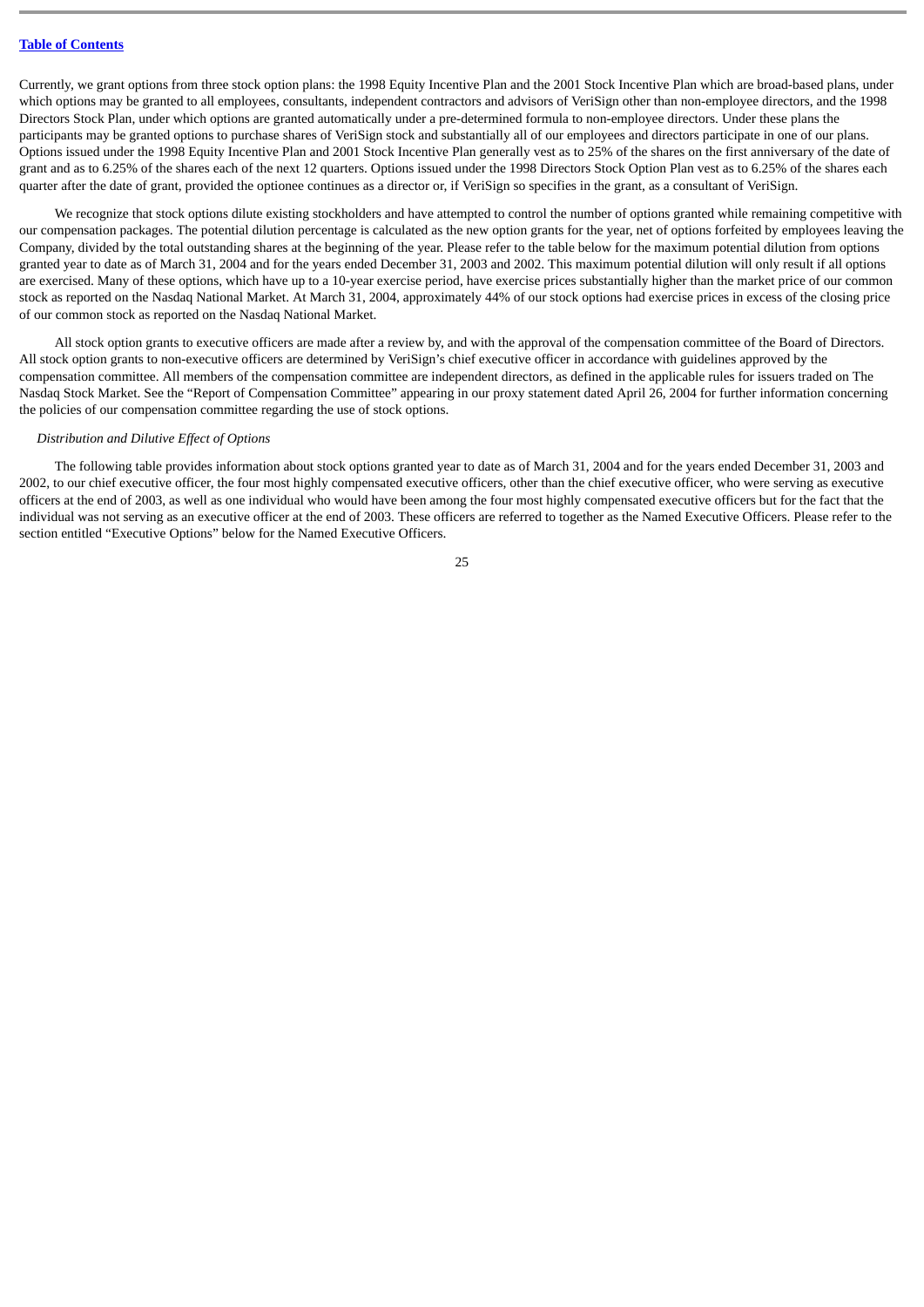Currently, we grant options from three stock option plans: the 1998 Equity Incentive Plan and the 2001 Stock Incentive Plan which are broad-based plans, under which options may be granted to all employees, consultants, independent contractors and advisors of VeriSign other than non-employee directors, and the 1998 Directors Stock Plan, under which options are granted automatically under a pre-determined formula to non-employee directors. Under these plans the participants may be granted options to purchase shares of VeriSign stock and substantially all of our employees and directors participate in one of our plans. Options issued under the 1998 Equity Incentive Plan and 2001 Stock Incentive Plan generally vest as to 25% of the shares on the first anniversary of the date of grant and as to 6.25% of the shares each of the next 12 quarters. Options issued under the 1998 Directors Stock Option Plan vest as to 6.25% of the shares each quarter after the date of grant, provided the optionee continues as a director or, if VeriSign so specifies in the grant, as a consultant of VeriSign.

We recognize that stock options dilute existing stockholders and have attempted to control the number of options granted while remaining competitive with our compensation packages. The potential dilution percentage is calculated as the new option grants for the year, net of options forfeited by employees leaving the Company, divided by the total outstanding shares at the beginning of the year. Please refer to the table below for the maximum potential dilution from options granted year to date as of March 31, 2004 and for the years ended December 31, 2003 and 2002. This maximum potential dilution will only result if all options are exercised. Many of these options, which have up to a 10-year exercise period, have exercise prices substantially higher than the market price of our common stock as reported on the Nasdaq National Market. At March 31, 2004, approximately 44% of our stock options had exercise prices in excess of the closing price of our common stock as reported on the Nasdaq National Market.

All stock option grants to executive officers are made after a review by, and with the approval of the compensation committee of the Board of Directors. All stock option grants to non-executive officers are determined by VeriSign's chief executive officer in accordance with guidelines approved by the compensation committee. All members of the compensation committee are independent directors, as defined in the applicable rules for issuers traded on The Nasdaq Stock Market. See the "Report of Compensation Committee" appearing in our proxy statement dated April 26, 2004 for further information concerning the policies of our compensation committee regarding the use of stock options.

*Distribution and Dilutive Effect of Options*

The following table provides information about stock options granted year to date as of March 31, 2004 and for the years ended December 31, 2003 and 2002, to our chief executive officer, the four most highly compensated executive officers, other than the chief executive officer, who were serving as executive officers at the end of 2003, as well as one individual who would have been among the four most highly compensated executive officers but for the fact that the individual was not serving as an executive officer at the end of 2003. These officers are referred to together as the Named Executive Officers. Please refer to the section entitled "Executive Options" below for the Named Executive Officers.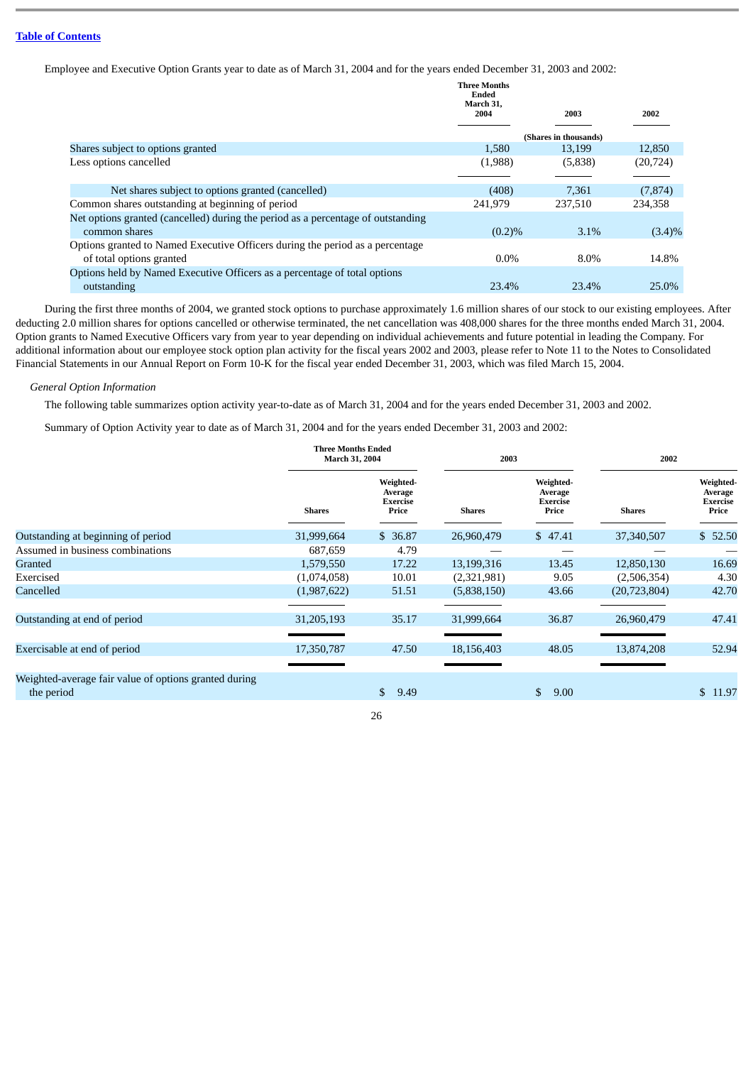[Table of Contents]

Employee and Executive Option Grants year to date as of March 31, 2004 and for the years ended December 31, 2003 and 2002:

| | Three Months Ended March 31, 2004 | 2003 | 2002 |
|---|---|---|---|
| | (Shares in thousands) | | |
| Shares subject to options granted | 1,580 | 13,199 | 12,850 |
| Less options cancelled | (1,988) | (5,838) | (20,724) |
| Net shares subject to options granted (cancelled) | (408) | 7,361 | (7,874) |
| Common shares outstanding at beginning of period | 241,979 | 237,510 | 234,358 |
| Net options granted (cancelled) during the period as a percentage of outstanding common shares | (0.2)% | 3.1% | (3.4)% |
| Options granted to Named Executive Officers during the period as a percentage of total options granted | 0.0% | 8.0% | 14.8% |
| Options held by Named Executive Officers as a percentage of total options outstanding | 23.4% | 23.4% | 25.0% |

During the first three months of 2004, we granted stock options to purchase approximately 1.6 million shares of our stock to our existing employees. After deducting 2.0 million shares for options cancelled or otherwise terminated, the net cancellation was 408,000 shares for the three months ended March 31, 2004. Option grants to Named Executive Officers vary from year to year depending on individual achievements and future potential in leading the Company. For additional information about our employee stock option plan activity for the fiscal years 2002 and 2003, please refer to Note 11 to the Notes to Consolidated Financial Statements in our Annual Report on Form 10-K for the fiscal year ended December 31, 2003, which was filed March 15, 2004.

*General Option Information*

The following table summarizes option activity year-to-date as of March 31, 2004 and for the years ended December 31, 2003 and 2002.

Summary of Option Activity year to date as of March 31, 2004 and for the years ended December 31, 2003 and 2002:

| | Three Months Ended March 31, 2004 | | 2003 | | 2002 | |
|---|---|---|---|---|---|---|
| | Shares | Weighted-Average Exercise Price | Shares | Weighted-Average Exercise Price | Shares | Weighted-Average Exercise Price |
| Outstanding at beginning of period | 31,999,664 | $ 36.87 | 26,960,479 | $ 47.41 | 37,340,507 | $ 52.50 |
| Assumed in business combinations | 687,659 | 4.79 | — | — | — | — |
| Granted | 1,579,550 | 17.22 | 13,199,316 | 13.45 | 12,850,130 | 16.69 |
| Exercised | (1,074,058) | 10.01 | (2,321,981) | 9.05 | (2,506,354) | 4.30 |
| Cancelled | (1,987,622) | 51.51 | (5,838,150) | 43.66 | (20,723,804) | 42.70 |
| Outstanding at end of period | 31,205,193 | 35.17 | 31,999,664 | 36.87 | 26,960,479 | 47.41 |
| Exercisable at end of period | 17,350,787 | 47.50 | 18,156,403 | 48.05 | 13,874,208 | 52.94 |
| Weighted-average fair value of options granted during the period | | $ 9.49 | | $ 9.00 | | $ 11.97 |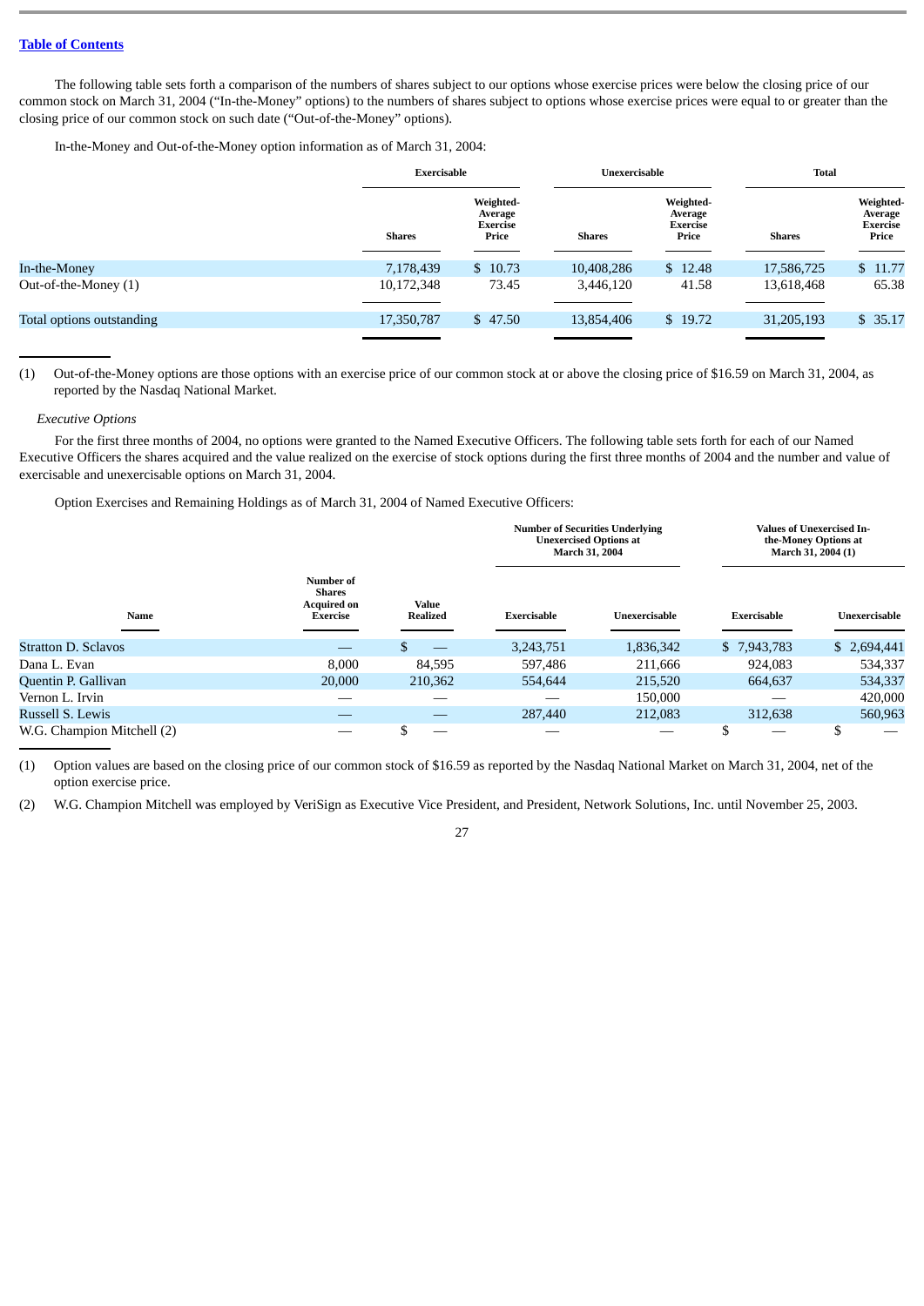[Table of Contents](#)

The following table sets forth a comparison of the numbers of shares subject to our options whose exercise prices were below the closing price of our common stock on March 31, 2004 ("In-the-Money" options) to the numbers of shares subject to options whose exercise prices were equal to or greater than the closing price of our common stock on such date ("Out-of-the-Money" options).

In-the-Money and Out-of-the-Money option information as of March 31, 2004:

| | Exercisable | | Unexercisable | | Total | |
|---|---|---|---|---|---|---|
| | Shares | Weighted-Average Exercise Price | Shares | Weighted-Average Exercise Price | Shares | Weighted-Average Exercise Price |
| In-the-Money | 7,178,439 | $ 10.73 | 10,408,286 | $ 12.48 | 17,586,725 | $ 11.77 |
| Out-of-the-Money (1) | 10,172,348 | 73.45 | 3,446,120 | 41.58 | 13,618,468 | 65.38 |
| Total options outstanding | 17,350,787 | $ 47.50 | 13,854,406 | $ 19.72 | 31,205,193 | $ 35.17 |

(1) Out-of-the-Money options are those options with an exercise price of our common stock at or above the closing price of $16.59 on March 31, 2004, as reported by the Nasdaq National Market.

*Executive Options*

For the first three months of 2004, no options were granted to the Named Executive Officers. The following table sets forth for each of our Named Executive Officers the shares acquired and the value realized on the exercise of stock options during the first three months of 2004 and the number and value of exercisable and unexercisable options on March 31, 2004.

Option Exercises and Remaining Holdings as of March 31, 2004 of Named Executive Officers:

| | | | Number of Securities Underlying Unexercised Options at March 31, 2004 | | Values of Unexercised In-the-Money Options at March 31, 2004 (1) | |
|---|---|---|---|---|---|---|
| Name | Number of Shares Acquired on Exercise | Value Realized | Exercisable | Unexercisable | Exercisable | Unexercisable |
| Stratton D. Sclavos | — | $ — | 3,243,751 | 1,836,342 | $ 7,943,783 | $ 2,694,441 |
| Dana L. Evan | 8,000 | 84,595 | 597,486 | 211,666 | 924,083 | 534,337 |
| Quentin P. Gallivan | 20,000 | 210,362 | 554,644 | 215,520 | 664,637 | 534,337 |
| Vernon L. Irvin | — | — | — | 150,000 | — | 420,000 |
| Russell S. Lewis | — | — | 287,440 | 212,083 | 312,638 | 560,963 |
| W.G. Champion Mitchell (2) | — | $ — | — | — | $ — | $ — |

(1) Option values are based on the closing price of our common stock of $16.59 as reported by the Nasdaq National Market on March 31, 2004, net of the option exercise price.

(2) W.G. Champion Mitchell was employed by VeriSign as Executive Vice President, and President, Network Solutions, Inc. until November 25, 2003.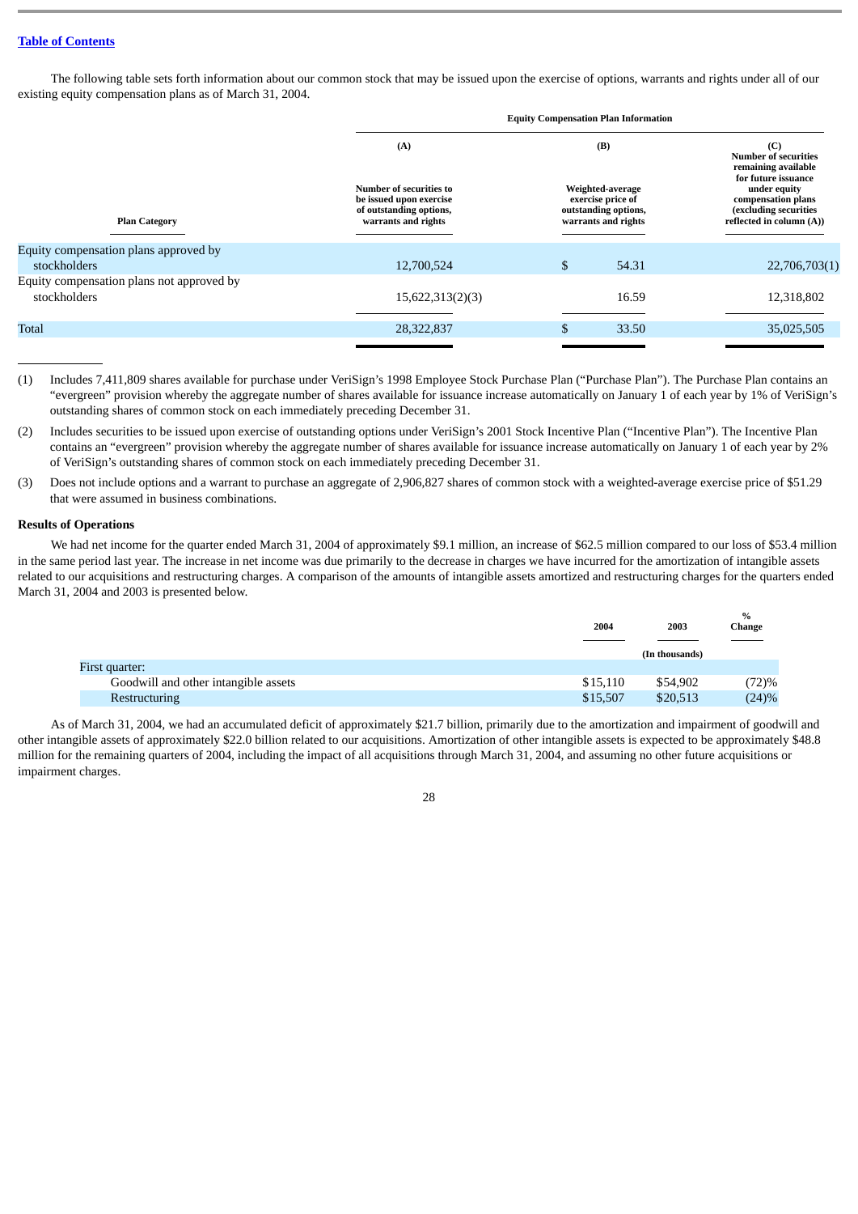The following table sets forth information about our common stock that may be issued upon the exercise of options, warrants and rights under all of our existing equity compensation plans as of March 31, 2004.

| | Equity Compensation Plan Information | | |
|---|---|---|---|
| | (A) | (B) | (C) |
| Plan Category | Number of securities to be issued upon exercise of outstanding options, warrants and rights | Weighted-average exercise price of outstanding options, warrants and rights | Number of securities remaining available for future issuance under equity compensation plans (excluding securities reflected in column (A)) |
| Equity compensation plans approved by stockholders | 12,700,524 | $ 54.31 | 22,706,703(1) |
| Equity compensation plans not approved by stockholders | 15,622,313(2)(3) | 16.59 | 12,318,802 |
| Total | 28,322,837 | $ 33.50 | 35,025,505 |

(1) Includes 7,411,809 shares available for purchase under VeriSign's 1998 Employee Stock Purchase Plan ("Purchase Plan"). The Purchase Plan contains an "evergreen" provision whereby the aggregate number of shares available for issuance increase automatically on January 1 of each year by 1% of VeriSign's outstanding shares of common stock on each immediately preceding December 31.

(2) Includes securities to be issued upon exercise of outstanding options under VeriSign's 2001 Stock Incentive Plan ("Incentive Plan"). The Incentive Plan contains an "evergreen" provision whereby the aggregate number of shares available for issuance increase automatically on January 1 of each year by 2% of VeriSign's outstanding shares of common stock on each immediately preceding December 31.

(3) Does not include options and a warrant to purchase an aggregate of 2,906,827 shares of common stock with a weighted-average exercise price of $51.29 that were assumed in business combinations.

**Results of Operations**

We had net income for the quarter ended March 31, 2004 of approximately $9.1 million, an increase of $62.5 million compared to our loss of $53.4 million in the same period last year. The increase in net income was due primarily to the decrease in charges we have incurred for the amortization of intangible assets related to our acquisitions and restructuring charges. A comparison of the amounts of intangible assets amortized and restructuring charges for the quarters ended March 31, 2004 and 2003 is presented below.

| | 2004 | 2003 | % Change |
|---|---|---|---|
| | (In thousands) | | |
| First quarter: | | | |
| Goodwill and other intangible assets | $15,110 | $54,902 | (72)% |
| Restructuring | $15,507 | $20,513 | (24)% |

As of March 31, 2004, we had an accumulated deficit of approximately $21.7 billion, primarily due to the amortization and impairment of goodwill and other intangible assets of approximately $22.0 billion related to our acquisitions. Amortization of other intangible assets is expected to be approximately $48.8 million for the remaining quarters of 2004, including the impact of all acquisitions through March 31, 2004, and assuming no other future acquisitions or impairment charges.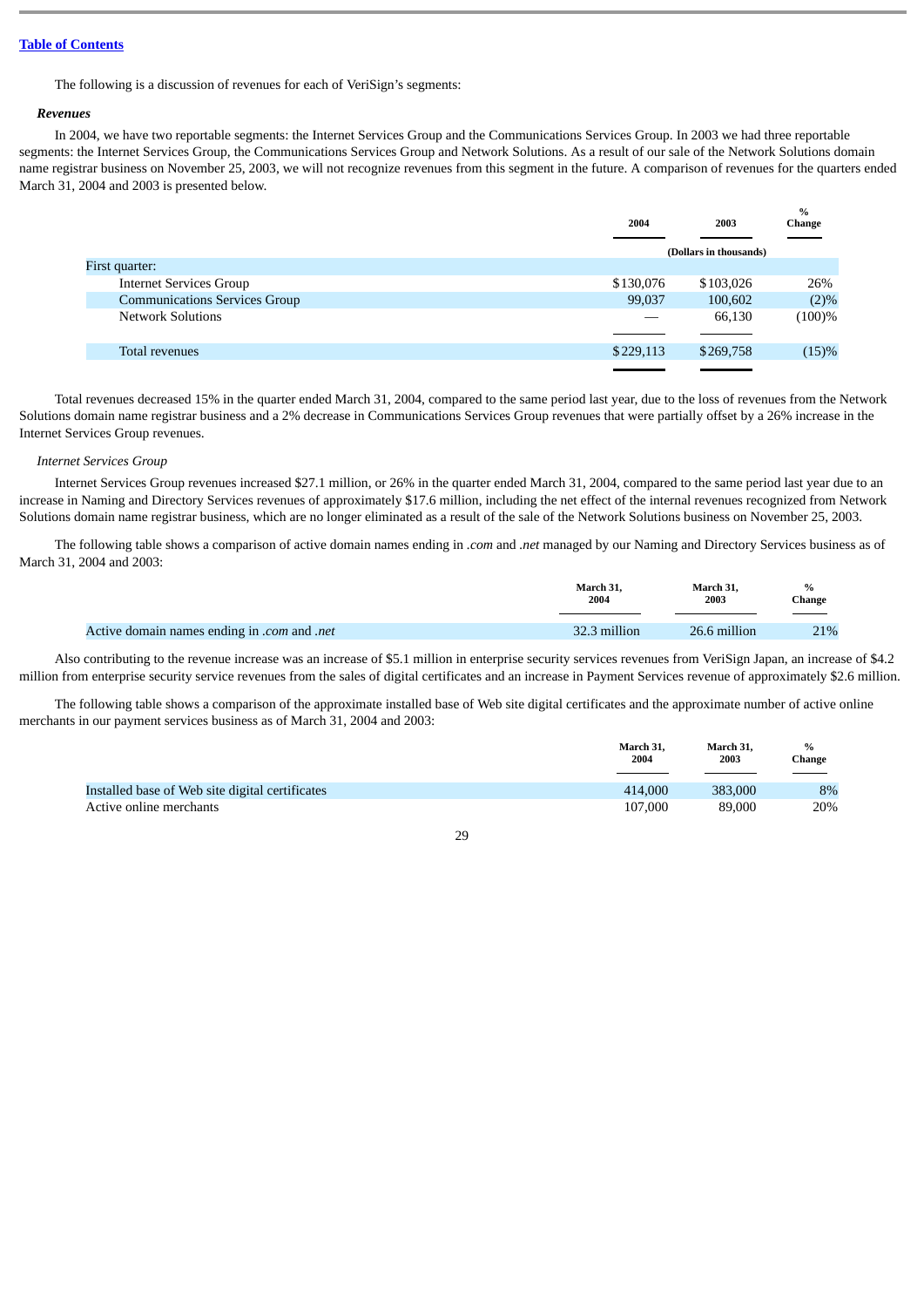[Table of Contents](#)

The following is a discussion of revenues for each of VeriSign's segments:

***Revenues***

In 2004, we have two reportable segments: the Internet Services Group and the Communications Services Group. In 2003 we had three reportable segments: the Internet Services Group, the Communications Services Group and Network Solutions. As a result of our sale of the Network Solutions domain name registrar business on November 25, 2003, we will not recognize revenues from this segment in the future. A comparison of revenues for the quarters ended March 31, 2004 and 2003 is presented below.

| | 2004 | 2003 | % Change |
|---|---|---|---|
| | (Dollars in thousands) | | |
| First quarter: | | | |
| Internet Services Group | $130,076 | $103,026 | 26% |
| Communications Services Group | 99,037 | 100,602 | (2)% |
| Network Solutions | — | 66,130 | (100)% |
| Total revenues | $229,113 | $269,758 | (15)% |

Total revenues decreased 15% in the quarter ended March 31, 2004, compared to the same period last year, due to the loss of revenues from the Network Solutions domain name registrar business and a 2% decrease in Communications Services Group revenues that were partially offset by a 26% increase in the Internet Services Group revenues.

*Internet Services Group*

Internet Services Group revenues increased $27.1 million, or 26% in the quarter ended March 31, 2004, compared to the same period last year due to an increase in Naming and Directory Services revenues of approximately $17.6 million, including the net effect of the internal revenues recognized from Network Solutions domain name registrar business, which are no longer eliminated as a result of the sale of the Network Solutions business on November 25, 2003.

The following table shows a comparison of active domain names ending in *.com* and *.net* managed by our Naming and Directory Services business as of March 31, 2004 and 2003:

| | March 31, 2004 | March 31, 2003 | % Change |
|---|---|---|---|
| Active domain names ending in *.com* and *.net* | 32.3 million | 26.6 million | 21% |

Also contributing to the revenue increase was an increase of $5.1 million in enterprise security services revenues from VeriSign Japan, an increase of $4.2 million from enterprise security service revenues from the sales of digital certificates and an increase in Payment Services revenue of approximately $2.6 million.

The following table shows a comparison of the approximate installed base of Web site digital certificates and the approximate number of active online merchants in our payment services business as of March 31, 2004 and 2003:

| | March 31, 2004 | March 31, 2003 | % Change |
|---|---|---|---|
| Installed base of Web site digital certificates | 414,000 | 383,000 | 8% |
| Active online merchants | 107,000 | 89,000 | 20% |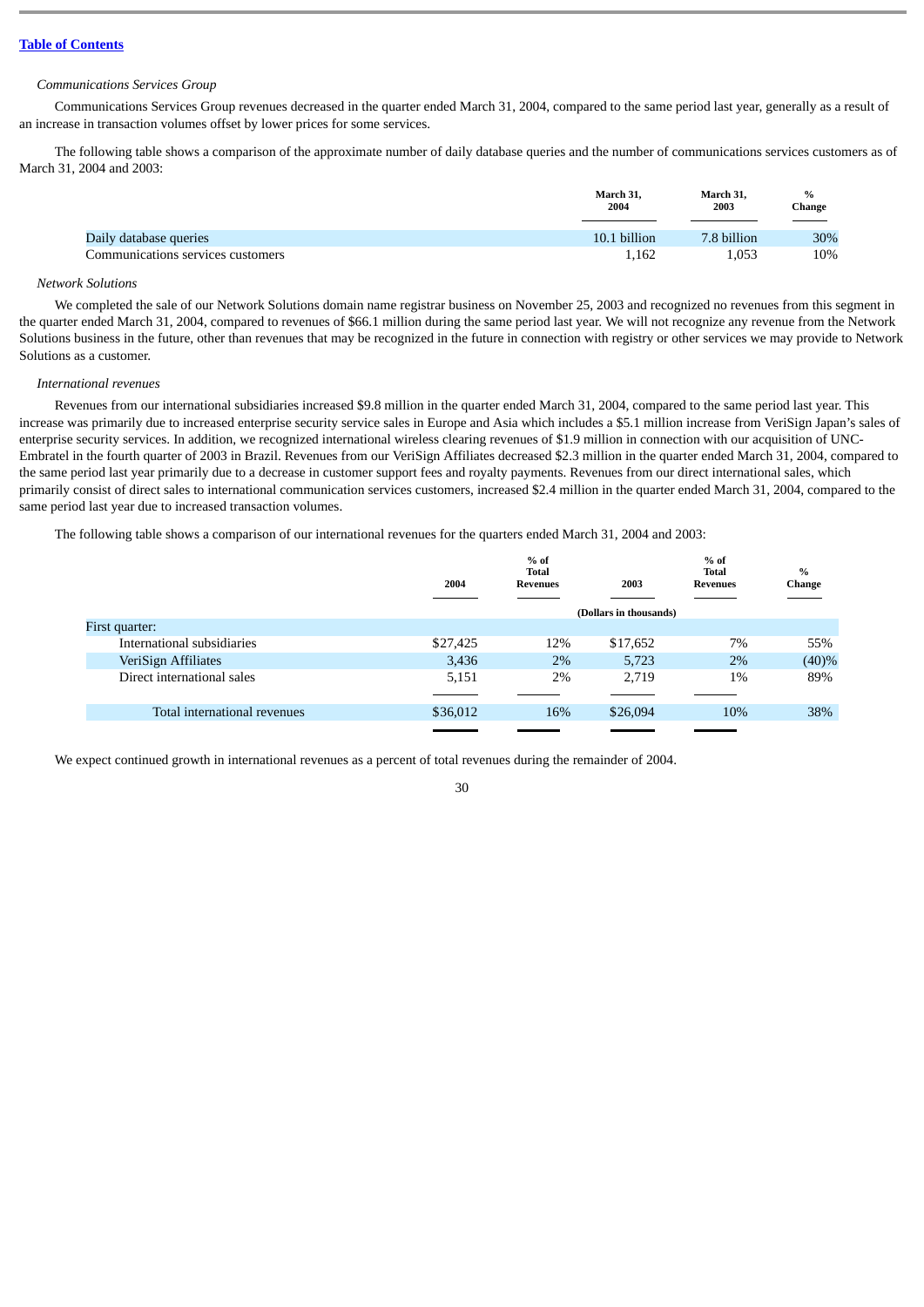[Table of Contents](#)

*Communications Services Group*

Communications Services Group revenues decreased in the quarter ended March 31, 2004, compared to the same period last year, generally as a result of an increase in transaction volumes offset by lower prices for some services.

The following table shows a comparison of the approximate number of daily database queries and the number of communications services customers as of March 31, 2004 and 2003:

| | March 31, 2004 | March 31, 2003 | % Change |
|---|---|---|---|
| Daily database queries | 10.1 billion | 7.8 billion | 30% |
| Communications services customers | 1,162 | 1,053 | 10% |

*Network Solutions*

We completed the sale of our Network Solutions domain name registrar business on November 25, 2003 and recognized no revenues from this segment in the quarter ended March 31, 2004, compared to revenues of $66.1 million during the same period last year. We will not recognize any revenue from the Network Solutions business in the future, other than revenues that may be recognized in the future in connection with registry or other services we may provide to Network Solutions as a customer.

*International revenues*

Revenues from our international subsidiaries increased $9.8 million in the quarter ended March 31, 2004, compared to the same period last year. This increase was primarily due to increased enterprise security service sales in Europe and Asia which includes a $5.1 million increase from VeriSign Japan's sales of enterprise security services. In addition, we recognized international wireless clearing revenues of $1.9 million in connection with our acquisition of UNC-Embratel in the fourth quarter of 2003 in Brazil. Revenues from our VeriSign Affiliates decreased $2.3 million in the quarter ended March 31, 2004, compared to the same period last year primarily due to a decrease in customer support fees and royalty payments. Revenues from our direct international sales, which primarily consist of direct sales to international communication services customers, increased $2.4 million in the quarter ended March 31, 2004, compared to the same period last year due to increased transaction volumes.

The following table shows a comparison of our international revenues for the quarters ended March 31, 2004 and 2003:

| | 2004 | % of Total Revenues | 2003 | % of Total Revenues | % Change |
|---|---|---|---|---|---|
| | (Dollars in thousands) | | | | |
| First quarter: | | | | | |
| International subsidiaries | $27,425 | 12% | $17,652 | 7% | 55% |
| VeriSign Affiliates | 3,436 | 2% | 5,723 | 2% | (40)% |
| Direct international sales | 5,151 | 2% | 2,719 | 1% | 89% |
| Total international revenues | $36,012 | 16% | $26,094 | 10% | 38% |

We expect continued growth in international revenues as a percent of total revenues during the remainder of 2004.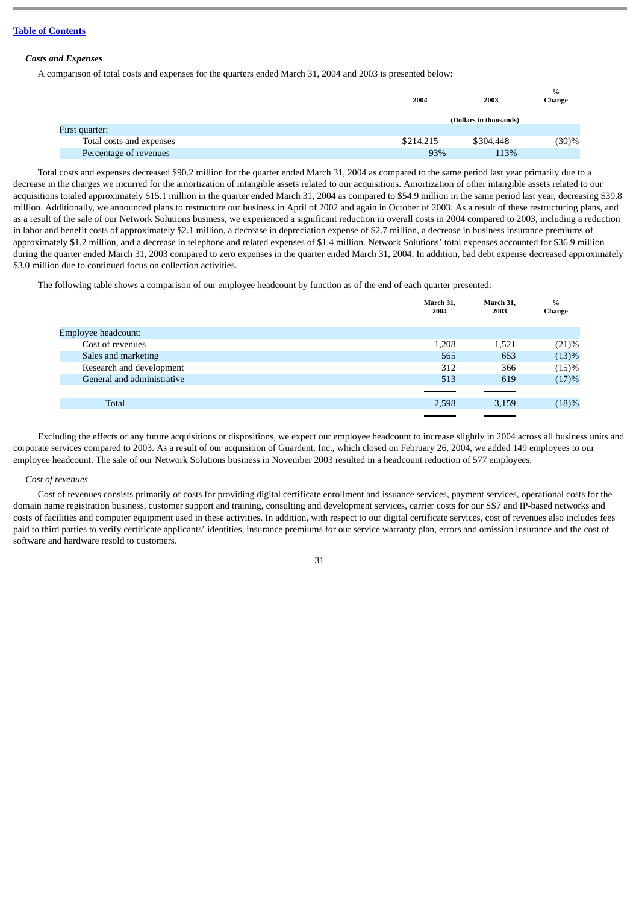[Table of Contents](#)

### *Costs and Expenses*

A comparison of total costs and expenses for the quarters ended March 31, 2004 and 2003 is presented below:

| | 2004 | 2003 | % Change |
|---|---|---|---|
| | (Dollars in thousands) | | |
| First quarter: | | | |
| Total costs and expenses | $214,215 | $304,448 | (30)% |
| Percentage of revenues | 93% | 113% | |

Total costs and expenses decreased $90.2 million for the quarter ended March 31, 2004 as compared to the same period last year primarily due to a decrease in the charges we incurred for the amortization of intangible assets related to our acquisitions. Amortization of other intangible assets related to our acquisitions totaled approximately $15.1 million in the quarter ended March 31, 2004 as compared to $54.9 million in the same period last year, decreasing $39.8 million. Additionally, we announced plans to restructure our business in April of 2002 and again in October of 2003. As a result of these restructuring plans, and as a result of the sale of our Network Solutions business, we experienced a significant reduction in overall costs in 2004 compared to 2003, including a reduction in labor and benefit costs of approximately $2.1 million, a decrease in depreciation expense of $2.7 million, a decrease in business insurance premiums of approximately $1.2 million, and a decrease in telephone and related expenses of $1.4 million. Network Solutions' total expenses accounted for $36.9 million during the quarter ended March 31, 2003 compared to zero expenses in the quarter ended March 31, 2004. In addition, bad debt expense decreased approximately $3.0 million due to continued focus on collection activities.

The following table shows a comparison of our employee headcount by function as of the end of each quarter presented:

| | March 31, 2004 | March 31, 2003 | % Change |
|---|---|---|---|
| Employee headcount: | | | |
| Cost of revenues | 1,208 | 1,521 | (21)% |
| Sales and marketing | 565 | 653 | (13)% |
| Research and development | 312 | 366 | (15)% |
| General and administrative | 513 | 619 | (17)% |
| Total | 2,598 | 3,159 | (18)% |

Excluding the effects of any future acquisitions or dispositions, we expect our employee headcount to increase slightly in 2004 across all business units and corporate services compared to 2003. As a result of our acquisition of Guardent, Inc., which closed on February 26, 2004, we added 149 employees to our employee headcount. The sale of our Network Solutions business in November 2003 resulted in a headcount reduction of 577 employees.

#### *Cost of revenues*

Cost of revenues consists primarily of costs for providing digital certificate enrollment and issuance services, payment services, operational costs for the domain name registration business, customer support and training, consulting and development services, carrier costs for our SS7 and IP-based networks and costs of facilities and computer equipment used in these activities. In addition, with respect to our digital certificate services, cost of revenues also includes fees paid to third parties to verify certificate applicants' identities, insurance premiums for our service warranty plan, errors and omission insurance and the cost of software and hardware resold to customers.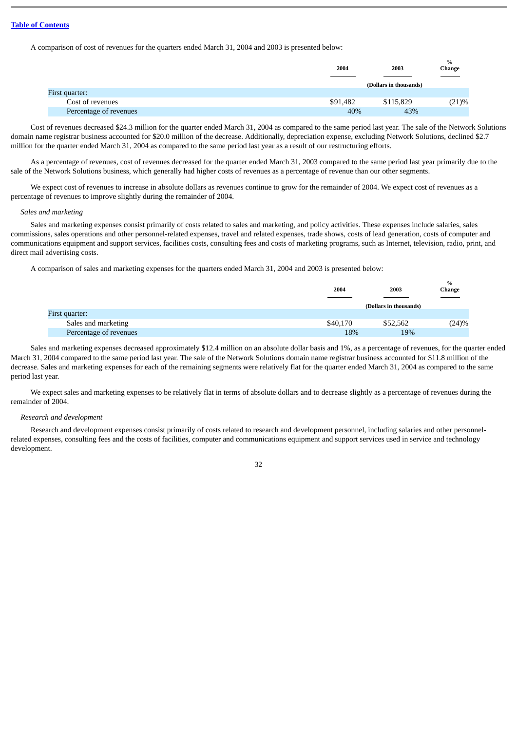[Table of Contents](#)

A comparison of cost of revenues for the quarters ended March 31, 2004 and 2003 is presented below:

| | 2004 | 2003 | % Change |
|---|---|---|---|
| | (Dollars in thousands) | | |
| First quarter: | | | |
| Cost of revenues | $91,482 | $115,829 | (21)% |
| Percentage of revenues | 40% | 43% | |

Cost of revenues decreased $24.3 million for the quarter ended March 31, 2004 as compared to the same period last year. The sale of the Network Solutions domain name registrar business accounted for $20.0 million of the decrease. Additionally, depreciation expense, excluding Network Solutions, declined $2.7 million for the quarter ended March 31, 2004 as compared to the same period last year as a result of our restructuring efforts.

As a percentage of revenues, cost of revenues decreased for the quarter ended March 31, 2003 compared to the same period last year primarily due to the sale of the Network Solutions business, which generally had higher costs of revenues as a percentage of revenue than our other segments.

We expect cost of revenues to increase in absolute dollars as revenues continue to grow for the remainder of 2004. We expect cost of revenues as a percentage of revenues to improve slightly during the remainder of 2004.

*Sales and marketing*

Sales and marketing expenses consist primarily of costs related to sales and marketing, and policy activities. These expenses include salaries, sales commissions, sales operations and other personnel-related expenses, travel and related expenses, trade shows, costs of lead generation, costs of computer and communications equipment and support services, facilities costs, consulting fees and costs of marketing programs, such as Internet, television, radio, print, and direct mail advertising costs.

A comparison of sales and marketing expenses for the quarters ended March 31, 2004 and 2003 is presented below:

| | 2004 | 2003 | % Change |
|---|---|---|---|
| | (Dollars in thousands) | | |
| First quarter: | | | |
| Sales and marketing | $40,170 | $52,562 | (24)% |
| Percentage of revenues | 18% | 19% | |

Sales and marketing expenses decreased approximately $12.4 million on an absolute dollar basis and 1%, as a percentage of revenues, for the quarter ended March 31, 2004 compared to the same period last year. The sale of the Network Solutions domain name registrar business accounted for $11.8 million of the decrease. Sales and marketing expenses for each of the remaining segments were relatively flat for the quarter ended March 31, 2004 as compared to the same period last year.

We expect sales and marketing expenses to be relatively flat in terms of absolute dollars and to decrease slightly as a percentage of revenues during the remainder of 2004.

*Research and development*

Research and development expenses consist primarily of costs related to research and development personnel, including salaries and other personnel-related expenses, consulting fees and the costs of facilities, computer and communications equipment and support services used in service and technology development.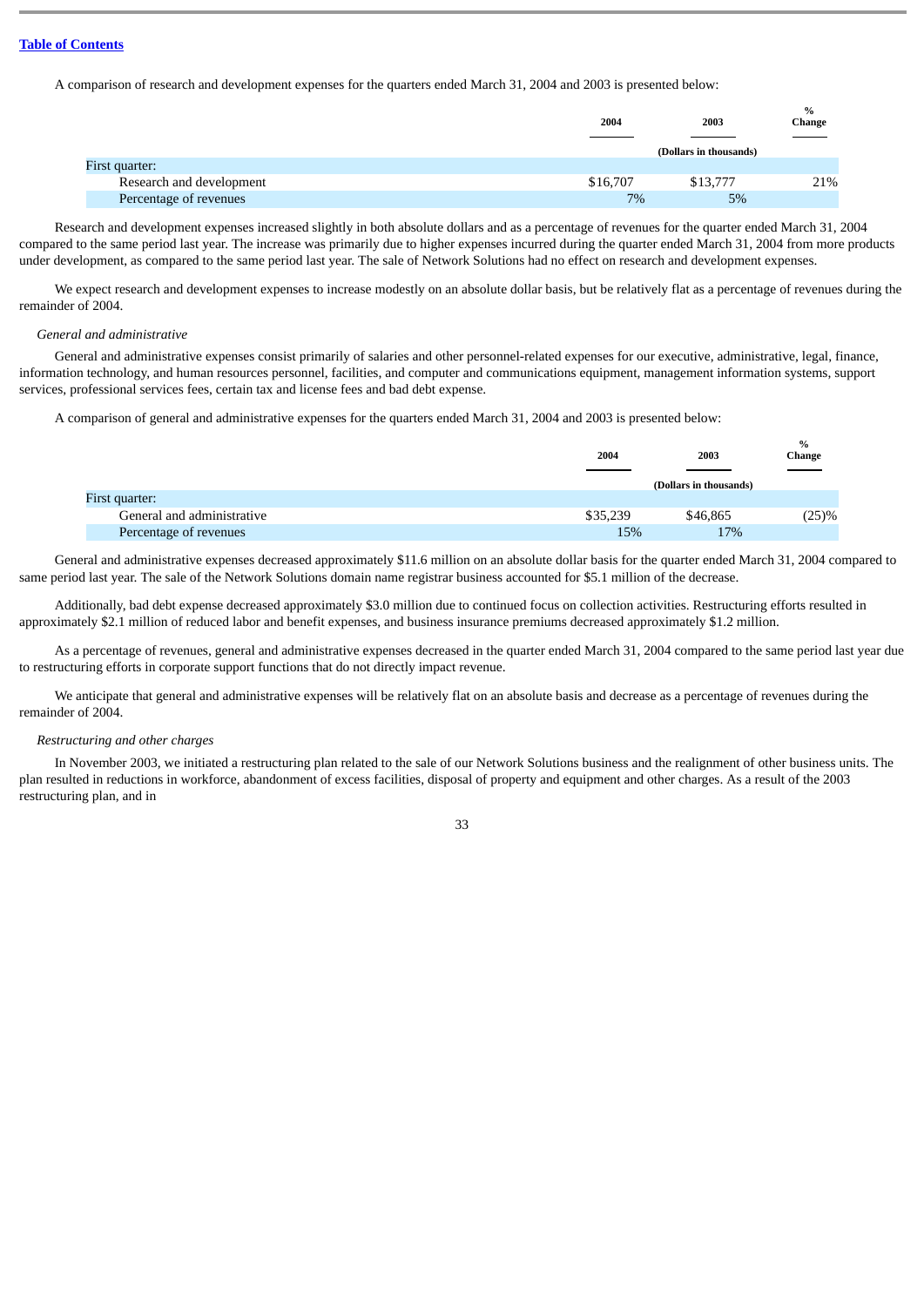[Table of Contents](#)

A comparison of research and development expenses for the quarters ended March 31, 2004 and 2003 is presented below:

| | 2004 | 2003 | % Change |
|---|---|---|---|
| | (Dollars in thousands) | | |
| First quarter: | | | |
| Research and development | $16,707 | $13,777 | 21% |
| Percentage of revenues | 7% | 5% | |

Research and development expenses increased slightly in both absolute dollars and as a percentage of revenues for the quarter ended March 31, 2004 compared to the same period last year. The increase was primarily due to higher expenses incurred during the quarter ended March 31, 2004 from more products under development, as compared to the same period last year. The sale of Network Solutions had no effect on research and development expenses.

We expect research and development expenses to increase modestly on an absolute dollar basis, but be relatively flat as a percentage of revenues during the remainder of 2004.

*General and administrative*

General and administrative expenses consist primarily of salaries and other personnel-related expenses for our executive, administrative, legal, finance, information technology, and human resources personnel, facilities, and computer and communications equipment, management information systems, support services, professional services fees, certain tax and license fees and bad debt expense.

A comparison of general and administrative expenses for the quarters ended March 31, 2004 and 2003 is presented below:

| | 2004 | 2003 | % Change |
|---|---|---|---|
| | (Dollars in thousands) | | |
| First quarter: | | | |
| General and administrative | $35,239 | $46,865 | (25)% |
| Percentage of revenues | 15% | 17% | |

General and administrative expenses decreased approximately $11.6 million on an absolute dollar basis for the quarter ended March 31, 2004 compared to same period last year. The sale of the Network Solutions domain name registrar business accounted for $5.1 million of the decrease.

Additionally, bad debt expense decreased approximately $3.0 million due to continued focus on collection activities. Restructuring efforts resulted in approximately $2.1 million of reduced labor and benefit expenses, and business insurance premiums decreased approximately $1.2 million.

As a percentage of revenues, general and administrative expenses decreased in the quarter ended March 31, 2004 compared to the same period last year due to restructuring efforts in corporate support functions that do not directly impact revenue.

We anticipate that general and administrative expenses will be relatively flat on an absolute basis and decrease as a percentage of revenues during the remainder of 2004.

*Restructuring and other charges*

In November 2003, we initiated a restructuring plan related to the sale of our Network Solutions business and the realignment of other business units. The plan resulted in reductions in workforce, abandonment of excess facilities, disposal of property and equipment and other charges. As a result of the 2003 restructuring plan, and in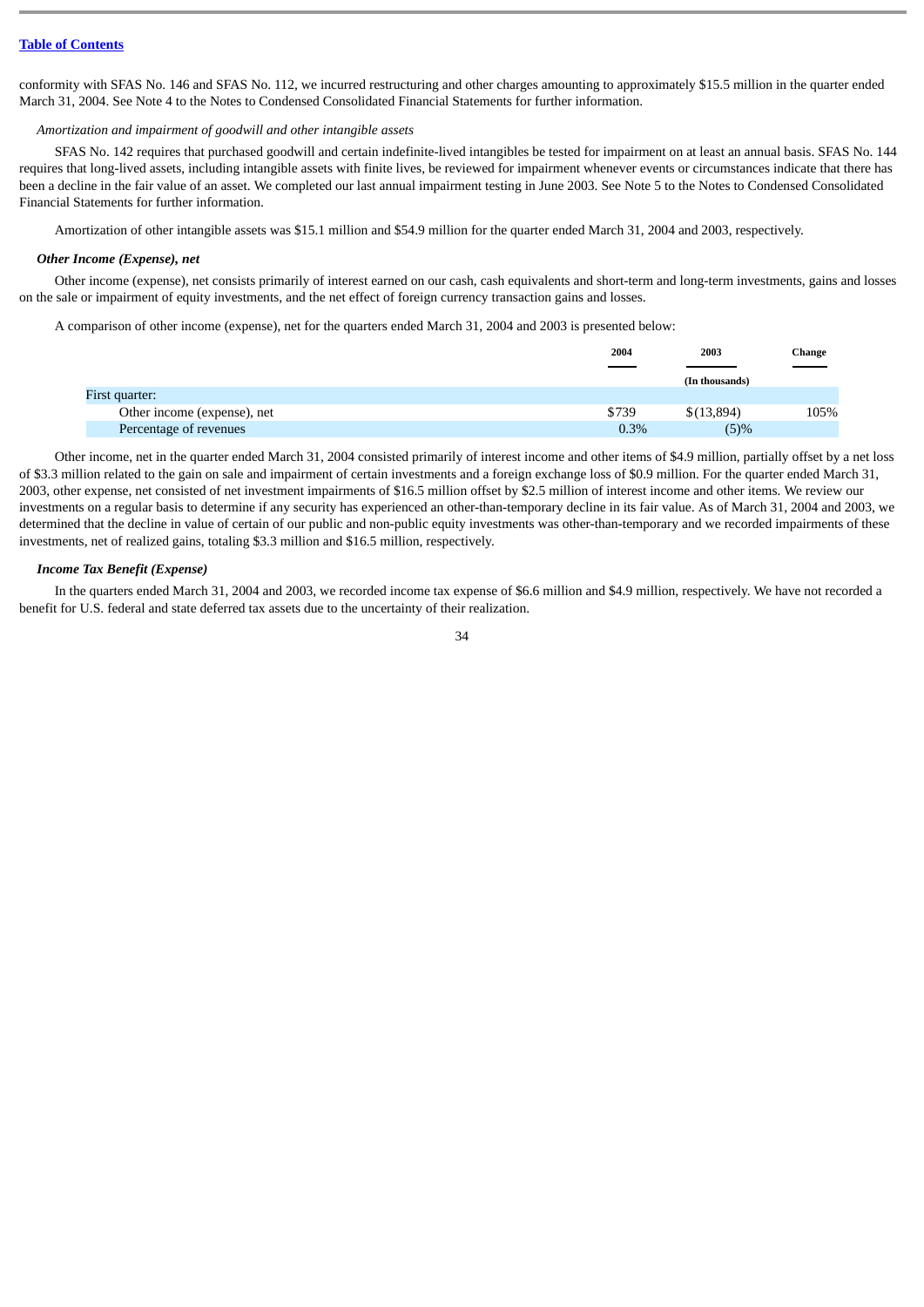[Table of Contents](#)

conformity with SFAS No. 146 and SFAS No. 112, we incurred restructuring and other charges amounting to approximately $15.5 million in the quarter ended March 31, 2004. See Note 4 to the Notes to Condensed Consolidated Financial Statements for further information.

*Amortization and impairment of goodwill and other intangible assets*

SFAS No. 142 requires that purchased goodwill and certain indefinite-lived intangibles be tested for impairment on at least an annual basis. SFAS No. 144 requires that long-lived assets, including intangible assets with finite lives, be reviewed for impairment whenever events or circumstances indicate that there has been a decline in the fair value of an asset. We completed our last annual impairment testing in June 2003. See Note 5 to the Notes to Condensed Consolidated Financial Statements for further information.

Amortization of other intangible assets was $15.1 million and $54.9 million for the quarter ended March 31, 2004 and 2003, respectively.

***Other Income (Expense), net***

Other income (expense), net consists primarily of interest earned on our cash, cash equivalents and short-term and long-term investments, gains and losses on the sale or impairment of equity investments, and the net effect of foreign currency transaction gains and losses.

A comparison of other income (expense), net for the quarters ended March 31, 2004 and 2003 is presented below:

| | 2004 | 2003 | Change |
|---|---|---|---|
| | | (In thousands) | |
| First quarter: | | | |
| Other income (expense), net | $739 | $(13,894) | 105% |
| Percentage of revenues | 0.3% | (5)% | |

Other income, net in the quarter ended March 31, 2004 consisted primarily of interest income and other items of $4.9 million, partially offset by a net loss of $3.3 million related to the gain on sale and impairment of certain investments and a foreign exchange loss of $0.9 million. For the quarter ended March 31, 2003, other expense, net consisted of net investment impairments of $16.5 million offset by $2.5 million of interest income and other items. We review our investments on a regular basis to determine if any security has experienced an other-than-temporary decline in its fair value. As of March 31, 2004 and 2003, we determined that the decline in value of certain of our public and non-public equity investments was other-than-temporary and we recorded impairments of these investments, net of realized gains, totaling $3.3 million and $16.5 million, respectively.

***Income Tax Benefit (Expense)***

In the quarters ended March 31, 2004 and 2003, we recorded income tax expense of $6.6 million and $4.9 million, respectively. We have not recorded a benefit for U.S. federal and state deferred tax assets due to the uncertainty of their realization.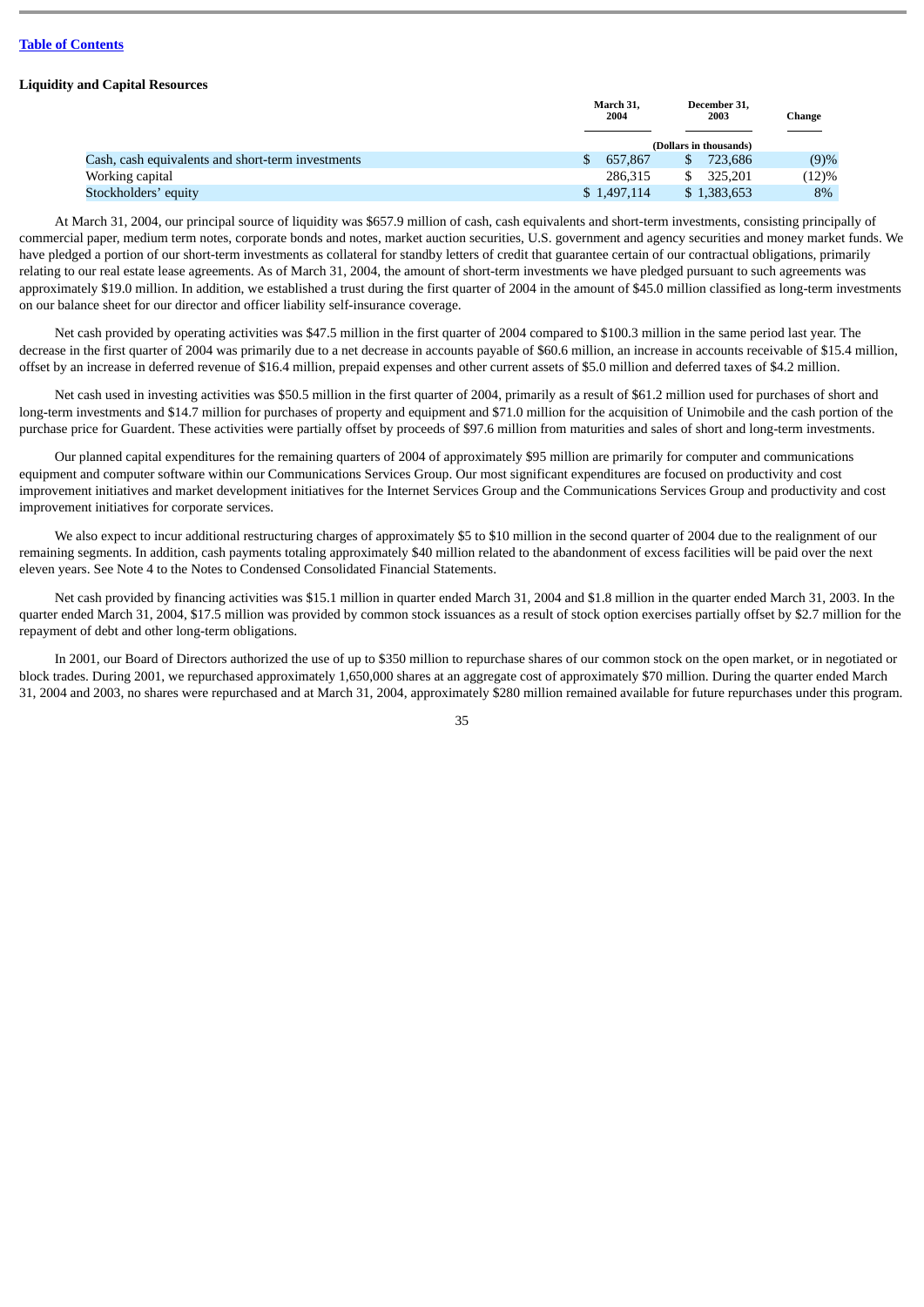[Table of Contents]

**Liquidity and Capital Resources**

| | March 31, 2004 | December 31, 2003 | Change |
|---|---|---|---|
| | (Dollars in thousands) | | |
| Cash, cash equivalents and short-term investments | $ 657,867 | $ 723,686 | (9)% |
| Working capital | 286,315 | $ 325,201 | (12)% |
| Stockholders' equity | $ 1,497,114 | $ 1,383,653 | 8% |

At March 31, 2004, our principal source of liquidity was $657.9 million of cash, cash equivalents and short-term investments, consisting principally of commercial paper, medium term notes, corporate bonds and notes, market auction securities, U.S. government and agency securities and money market funds. We have pledged a portion of our short-term investments as collateral for standby letters of credit that guarantee certain of our contractual obligations, primarily relating to our real estate lease agreements. As of March 31, 2004, the amount of short-term investments we have pledged pursuant to such agreements was approximately $19.0 million. In addition, we established a trust during the first quarter of 2004 in the amount of $45.0 million classified as long-term investments on our balance sheet for our director and officer liability self-insurance coverage.

Net cash provided by operating activities was $47.5 million in the first quarter of 2004 compared to $100.3 million in the same period last year. The decrease in the first quarter of 2004 was primarily due to a net decrease in accounts payable of $60.6 million, an increase in accounts receivable of $15.4 million, offset by an increase in deferred revenue of $16.4 million, prepaid expenses and other current assets of $5.0 million and deferred taxes of $4.2 million.

Net cash used in investing activities was $50.5 million in the first quarter of 2004, primarily as a result of $61.2 million used for purchases of short and long-term investments and $14.7 million for purchases of property and equipment and $71.0 million for the acquisition of Unimobile and the cash portion of the purchase price for Guardent. These activities were partially offset by proceeds of $97.6 million from maturities and sales of short and long-term investments.

Our planned capital expenditures for the remaining quarters of 2004 of approximately $95 million are primarily for computer and communications equipment and computer software within our Communications Services Group. Our most significant expenditures are focused on productivity and cost improvement initiatives and market development initiatives for the Internet Services Group and the Communications Services Group and productivity and cost improvement initiatives for corporate services.

We also expect to incur additional restructuring charges of approximately $5 to $10 million in the second quarter of 2004 due to the realignment of our remaining segments. In addition, cash payments totaling approximately $40 million related to the abandonment of excess facilities will be paid over the next eleven years. See Note 4 to the Notes to Condensed Consolidated Financial Statements.

Net cash provided by financing activities was $15.1 million in quarter ended March 31, 2004 and $1.8 million in the quarter ended March 31, 2003. In the quarter ended March 31, 2004, $17.5 million was provided by common stock issuances as a result of stock option exercises partially offset by $2.7 million for the repayment of debt and other long-term obligations.

In 2001, our Board of Directors authorized the use of up to $350 million to repurchase shares of our common stock on the open market, or in negotiated or block trades. During 2001, we repurchased approximately 1,650,000 shares at an aggregate cost of approximately $70 million. During the quarter ended March 31, 2004 and 2003, no shares were repurchased and at March 31, 2004, approximately $280 million remained available for future repurchases under this program.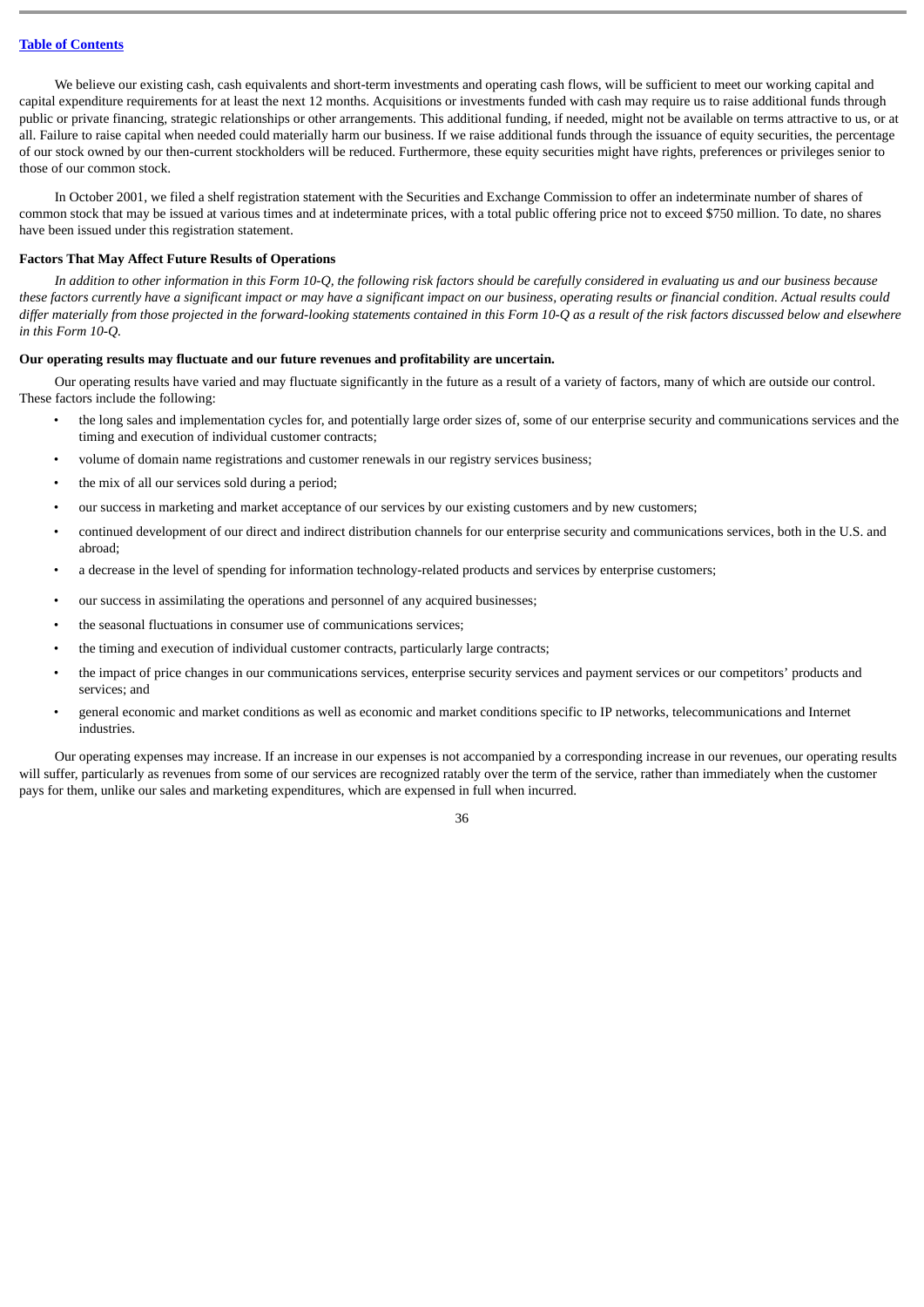We believe our existing cash, cash equivalents and short-term investments and operating cash flows, will be sufficient to meet our working capital and capital expenditure requirements for at least the next 12 months. Acquisitions or investments funded with cash may require us to raise additional funds through public or private financing, strategic relationships or other arrangements. This additional funding, if needed, might not be available on terms attractive to us, or at all. Failure to raise capital when needed could materially harm our business. If we raise additional funds through the issuance of equity securities, the percentage of our stock owned by our then-current stockholders will be reduced. Furthermore, these equity securities might have rights, preferences or privileges senior to those of our common stock.

In October 2001, we filed a shelf registration statement with the Securities and Exchange Commission to offer an indeterminate number of shares of common stock that may be issued at various times and at indeterminate prices, with a total public offering price not to exceed $750 million. To date, no shares have been issued under this registration statement.

### Factors That May Affect Future Results of Operations

*In addition to other information in this Form 10-Q, the following risk factors should be carefully considered in evaluating us and our business because these factors currently have a significant impact or may have a significant impact on our business, operating results or financial condition. Actual results could differ materially from those projected in the forward-looking statements contained in this Form 10-Q as a result of the risk factors discussed below and elsewhere in this Form 10-Q.*

**Our operating results may fluctuate and our future revenues and profitability are uncertain.**

Our operating results have varied and may fluctuate significantly in the future as a result of a variety of factors, many of which are outside our control. These factors include the following:

- the long sales and implementation cycles for, and potentially large order sizes of, some of our enterprise security and communications services and the timing and execution of individual customer contracts;
- volume of domain name registrations and customer renewals in our registry services business;
- the mix of all our services sold during a period;
- our success in marketing and market acceptance of our services by our existing customers and by new customers;
- continued development of our direct and indirect distribution channels for our enterprise security and communications services, both in the U.S. and abroad;
- a decrease in the level of spending for information technology-related products and services by enterprise customers;
- our success in assimilating the operations and personnel of any acquired businesses;
- the seasonal fluctuations in consumer use of communications services;
- the timing and execution of individual customer contracts, particularly large contracts;
- the impact of price changes in our communications services, enterprise security services and payment services or our competitors' products and services; and
- general economic and market conditions as well as economic and market conditions specific to IP networks, telecommunications and Internet industries.

Our operating expenses may increase. If an increase in our expenses is not accompanied by a corresponding increase in our revenues, our operating results will suffer, particularly as revenues from some of our services are recognized ratably over the term of the service, rather than immediately when the customer pays for them, unlike our sales and marketing expenditures, which are expensed in full when incurred.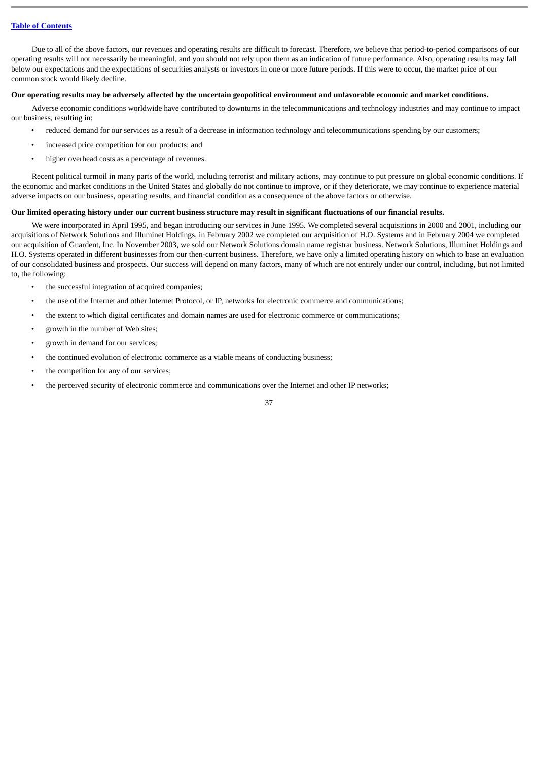Due to all of the above factors, our revenues and operating results are difficult to forecast. Therefore, we believe that period-to-period comparisons of our operating results will not necessarily be meaningful, and you should not rely upon them as an indication of future performance. Also, operating results may fall below our expectations and the expectations of securities analysts or investors in one or more future periods. If this were to occur, the market price of our common stock would likely decline.

**Our operating results may be adversely affected by the uncertain geopolitical environment and unfavorable economic and market conditions.**

Adverse economic conditions worldwide have contributed to downturns in the telecommunications and technology industries and may continue to impact our business, resulting in:

- reduced demand for our services as a result of a decrease in information technology and telecommunications spending by our customers;
- increased price competition for our products; and
- higher overhead costs as a percentage of revenues.

Recent political turmoil in many parts of the world, including terrorist and military actions, may continue to put pressure on global economic conditions. If the economic and market conditions in the United States and globally do not continue to improve, or if they deteriorate, we may continue to experience material adverse impacts on our business, operating results, and financial condition as a consequence of the above factors or otherwise.

**Our limited operating history under our current business structure may result in significant fluctuations of our financial results.**

We were incorporated in April 1995, and began introducing our services in June 1995. We completed several acquisitions in 2000 and 2001, including our acquisitions of Network Solutions and Illuminet Holdings, in February 2002 we completed our acquisition of H.O. Systems and in February 2004 we completed our acquisition of Guardent, Inc. In November 2003, we sold our Network Solutions domain name registrar business. Network Solutions, Illuminet Holdings and H.O. Systems operated in different businesses from our then-current business. Therefore, we have only a limited operating history on which to base an evaluation of our consolidated business and prospects. Our success will depend on many factors, many of which are not entirely under our control, including, but not limited to, the following:

- the successful integration of acquired companies;
- the use of the Internet and other Internet Protocol, or IP, networks for electronic commerce and communications;
- the extent to which digital certificates and domain names are used for electronic commerce or communications;
- growth in the number of Web sites;
- growth in demand for our services;
- the continued evolution of electronic commerce as a viable means of conducting business;
- the competition for any of our services;
- the perceived security of electronic commerce and communications over the Internet and other IP networks;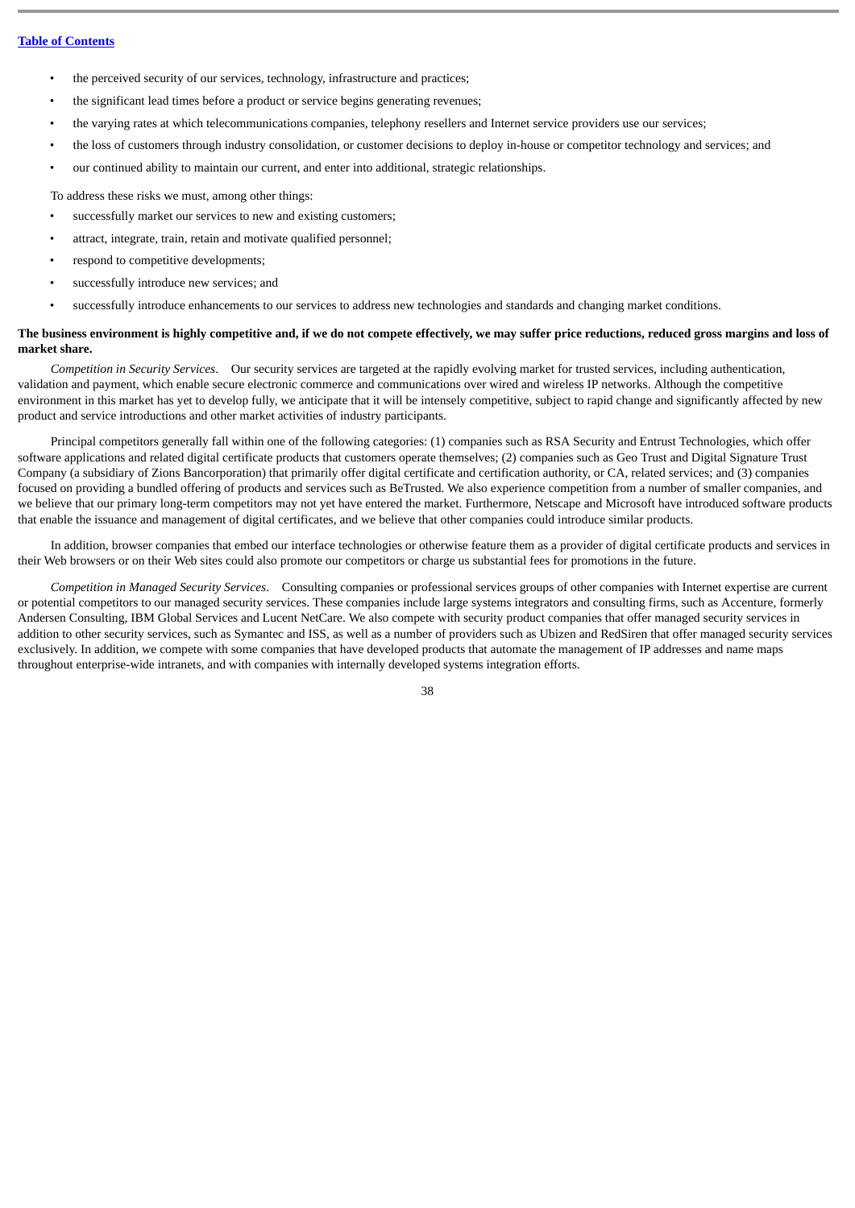- the perceived security of our services, technology, infrastructure and practices;
- the significant lead times before a product or service begins generating revenues;
- the varying rates at which telecommunications companies, telephony resellers and Internet service providers use our services;
- the loss of customers through industry consolidation, or customer decisions to deploy in-house or competitor technology and services; and
- our continued ability to maintain our current, and enter into additional, strategic relationships.

To address these risks we must, among other things:

- successfully market our services to new and existing customers;
- attract, integrate, train, retain and motivate qualified personnel;
- respond to competitive developments;
- successfully introduce new services; and
- successfully introduce enhancements to our services to address new technologies and standards and changing market conditions.

**The business environment is highly competitive and, if we do not compete effectively, we may suffer price reductions, reduced gross margins and loss of market share.**

*Competition in Security Services*. Our security services are targeted at the rapidly evolving market for trusted services, including authentication, validation and payment, which enable secure electronic commerce and communications over wired and wireless IP networks. Although the competitive environment in this market has yet to develop fully, we anticipate that it will be intensely competitive, subject to rapid change and significantly affected by new product and service introductions and other market activities of industry participants.

Principal competitors generally fall within one of the following categories: (1) companies such as RSA Security and Entrust Technologies, which offer software applications and related digital certificate products that customers operate themselves; (2) companies such as Geo Trust and Digital Signature Trust Company (a subsidiary of Zions Bancorporation) that primarily offer digital certificate and certification authority, or CA, related services; and (3) companies focused on providing a bundled offering of products and services such as BeTrusted. We also experience competition from a number of smaller companies, and we believe that our primary long-term competitors may not yet have entered the market. Furthermore, Netscape and Microsoft have introduced software products that enable the issuance and management of digital certificates, and we believe that other companies could introduce similar products.

In addition, browser companies that embed our interface technologies or otherwise feature them as a provider of digital certificate products and services in their Web browsers or on their Web sites could also promote our competitors or charge us substantial fees for promotions in the future.

*Competition in Managed Security Services*. Consulting companies or professional services groups of other companies with Internet expertise are current or potential competitors to our managed security services. These companies include large systems integrators and consulting firms, such as Accenture, formerly Andersen Consulting, IBM Global Services and Lucent NetCare. We also compete with security product companies that offer managed security services in addition to other security services, such as Symantec and ISS, as well as a number of providers such as Ubizen and RedSiren that offer managed security services exclusively. In addition, we compete with some companies that have developed products that automate the management of IP addresses and name maps throughout enterprise-wide intranets, and with companies with internally developed systems integration efforts.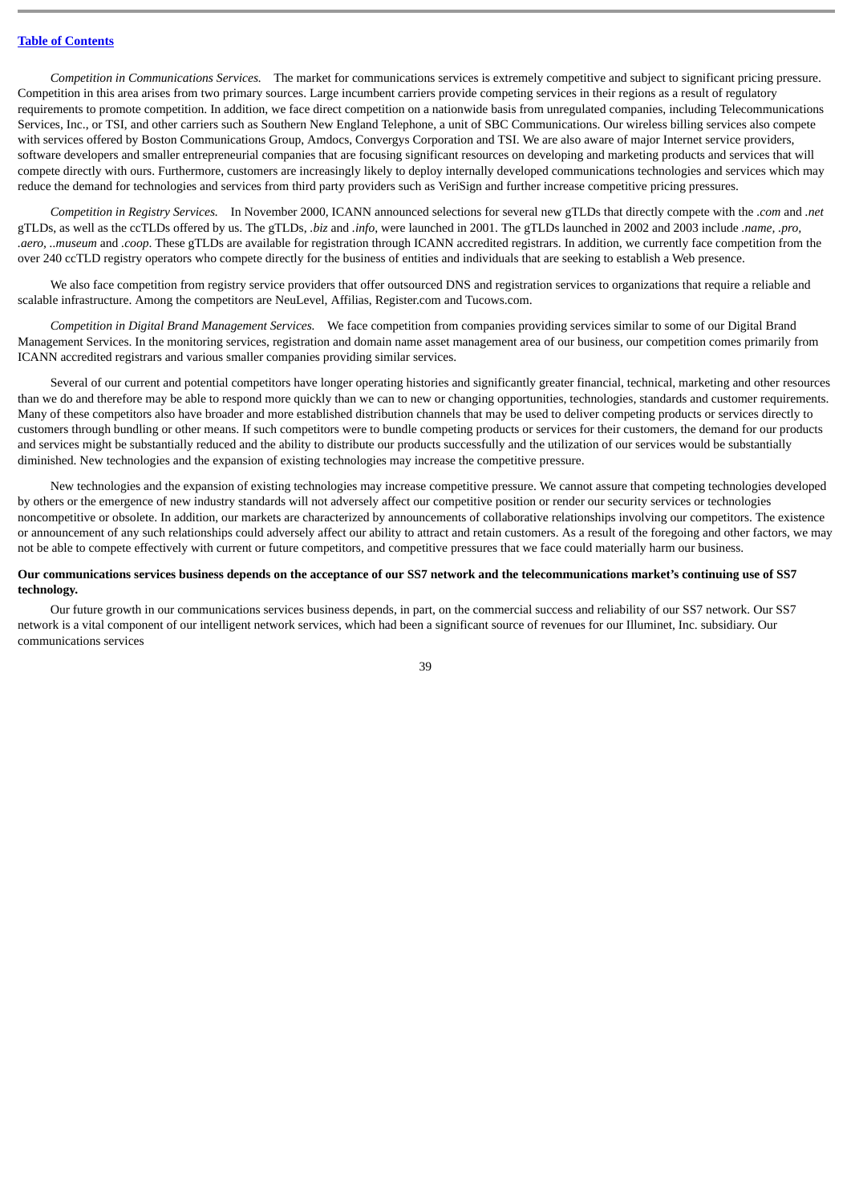*Competition in Communications Services.* The market for communications services is extremely competitive and subject to significant pricing pressure. Competition in this area arises from two primary sources. Large incumbent carriers provide competing services in their regions as a result of regulatory requirements to promote competition. In addition, we face direct competition on a nationwide basis from unregulated companies, including Telecommunications Services, Inc., or TSI, and other carriers such as Southern New England Telephone, a unit of SBC Communications. Our wireless billing services also compete with services offered by Boston Communications Group, Amdocs, Convergys Corporation and TSI. We are also aware of major Internet service providers, software developers and smaller entrepreneurial companies that are focusing significant resources on developing and marketing products and services that will compete directly with ours. Furthermore, customers are increasingly likely to deploy internally developed communications technologies and services which may reduce the demand for technologies and services from third party providers such as VeriSign and further increase competitive pricing pressures.

*Competition in Registry Services.* In November 2000, ICANN announced selections for several new gTLDs that directly compete with the *.com* and *.net* gTLDs, as well as the ccTLDs offered by us. The gTLDs, *.biz* and *.info*, were launched in 2001. The gTLDs launched in 2002 and 2003 include *.name*, *.pro*, *.aero*, *..museum* and *.coop*. These gTLDs are available for registration through ICANN accredited registrars. In addition, we currently face competition from the over 240 ccTLD registry operators who compete directly for the business of entities and individuals that are seeking to establish a Web presence.

We also face competition from registry service providers that offer outsourced DNS and registration services to organizations that require a reliable and scalable infrastructure. Among the competitors are NeuLevel, Affilias, Register.com and Tucows.com.

*Competition in Digital Brand Management Services.* We face competition from companies providing services similar to some of our Digital Brand Management Services. In the monitoring services, registration and domain name asset management area of our business, our competition comes primarily from ICANN accredited registrars and various smaller companies providing similar services.

Several of our current and potential competitors have longer operating histories and significantly greater financial, technical, marketing and other resources than we do and therefore may be able to respond more quickly than we can to new or changing opportunities, technologies, standards and customer requirements. Many of these competitors also have broader and more established distribution channels that may be used to deliver competing products or services directly to customers through bundling or other means. If such competitors were to bundle competing products or services for their customers, the demand for our products and services might be substantially reduced and the ability to distribute our products successfully and the utilization of our services would be substantially diminished. New technologies and the expansion of existing technologies may increase the competitive pressure.

New technologies and the expansion of existing technologies may increase competitive pressure. We cannot assure that competing technologies developed by others or the emergence of new industry standards will not adversely affect our competitive position or render our security services or technologies noncompetitive or obsolete. In addition, our markets are characterized by announcements of collaborative relationships involving our competitors. The existence or announcement of any such relationships could adversely affect our ability to attract and retain customers. As a result of the foregoing and other factors, we may not be able to compete effectively with current or future competitors, and competitive pressures that we face could materially harm our business.

**Our communications services business depends on the acceptance of our SS7 network and the telecommunications market's continuing use of SS7 technology.**

Our future growth in our communications services business depends, in part, on the commercial success and reliability of our SS7 network. Our SS7 network is a vital component of our intelligent network services, which had been a significant source of revenues for our Illuminet, Inc. subsidiary. Our communications services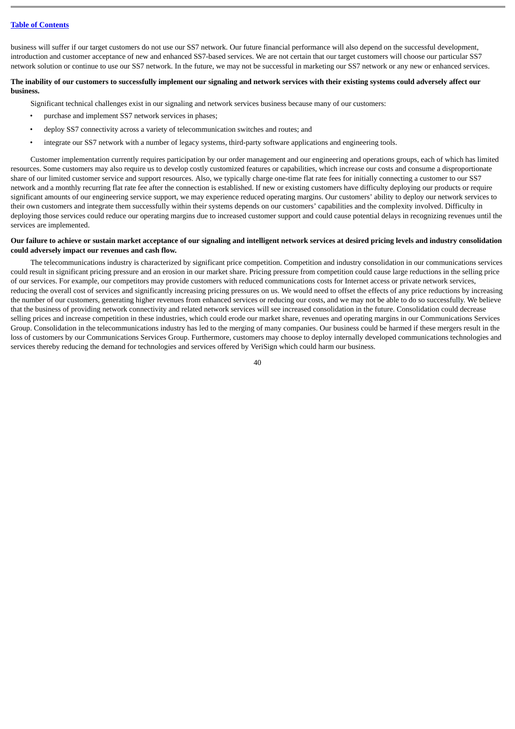business will suffer if our target customers do not use our SS7 network. Our future financial performance will also depend on the successful development, introduction and customer acceptance of new and enhanced SS7-based services. We are not certain that our target customers will choose our particular SS7 network solution or continue to use our SS7 network. In the future, we may not be successful in marketing our SS7 network or any new or enhanced services.

**The inability of our customers to successfully implement our signaling and network services with their existing systems could adversely affect our business.**

Significant technical challenges exist in our signaling and network services business because many of our customers:

- purchase and implement SS7 network services in phases;
- deploy SS7 connectivity across a variety of telecommunication switches and routes; and
- integrate our SS7 network with a number of legacy systems, third-party software applications and engineering tools.

Customer implementation currently requires participation by our order management and our engineering and operations groups, each of which has limited resources. Some customers may also require us to develop costly customized features or capabilities, which increase our costs and consume a disproportionate share of our limited customer service and support resources. Also, we typically charge one-time flat rate fees for initially connecting a customer to our SS7 network and a monthly recurring flat rate fee after the connection is established. If new or existing customers have difficulty deploying our products or require significant amounts of our engineering service support, we may experience reduced operating margins. Our customers' ability to deploy our network services to their own customers and integrate them successfully within their systems depends on our customers' capabilities and the complexity involved. Difficulty in deploying those services could reduce our operating margins due to increased customer support and could cause potential delays in recognizing revenues until the services are implemented.

**Our failure to achieve or sustain market acceptance of our signaling and intelligent network services at desired pricing levels and industry consolidation could adversely impact our revenues and cash flow.**

The telecommunications industry is characterized by significant price competition. Competition and industry consolidation in our communications services could result in significant pricing pressure and an erosion in our market share. Pricing pressure from competition could cause large reductions in the selling price of our services. For example, our competitors may provide customers with reduced communications costs for Internet access or private network services, reducing the overall cost of services and significantly increasing pricing pressures on us. We would need to offset the effects of any price reductions by increasing the number of our customers, generating higher revenues from enhanced services or reducing our costs, and we may not be able to do so successfully. We believe that the business of providing network connectivity and related network services will see increased consolidation in the future. Consolidation could decrease selling prices and increase competition in these industries, which could erode our market share, revenues and operating margins in our Communications Services Group. Consolidation in the telecommunications industry has led to the merging of many companies. Our business could be harmed if these mergers result in the loss of customers by our Communications Services Group. Furthermore, customers may choose to deploy internally developed communications technologies and services thereby reducing the demand for technologies and services offered by VeriSign which could harm our business.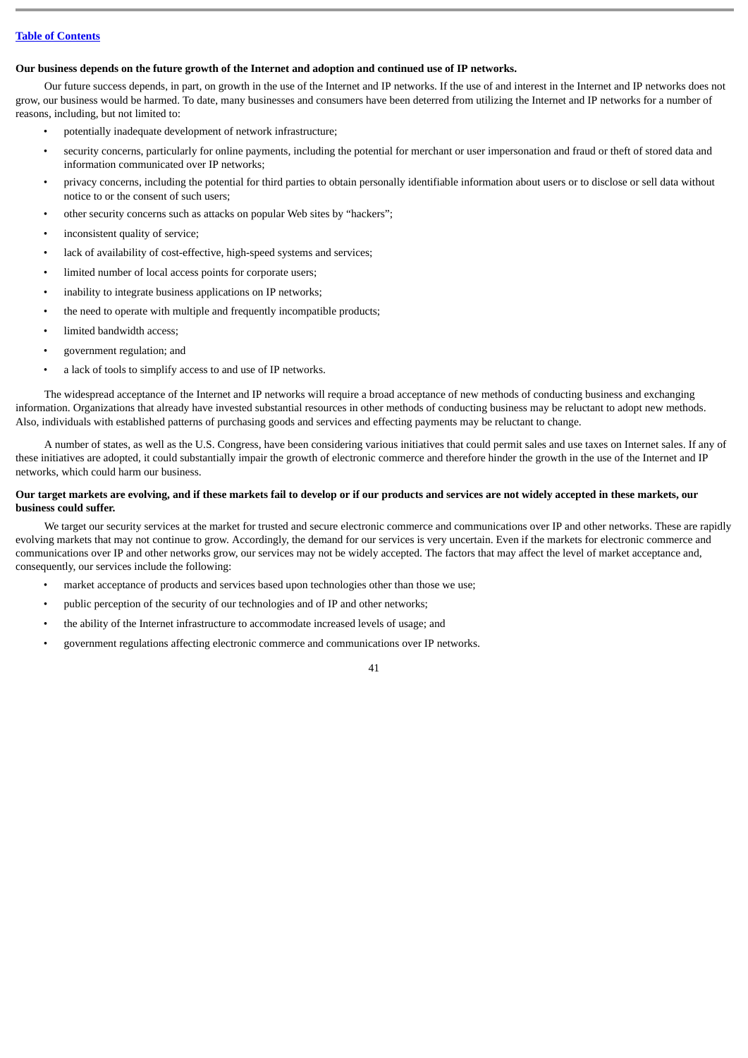**Our business depends on the future growth of the Internet and adoption and continued use of IP networks.**

Our future success depends, in part, on growth in the use of the Internet and IP networks. If the use of and interest in the Internet and IP networks does not grow, our business would be harmed. To date, many businesses and consumers have been deterred from utilizing the Internet and IP networks for a number of reasons, including, but not limited to:

- potentially inadequate development of network infrastructure;
- security concerns, particularly for online payments, including the potential for merchant or user impersonation and fraud or theft of stored data and information communicated over IP networks;
- privacy concerns, including the potential for third parties to obtain personally identifiable information about users or to disclose or sell data without notice to or the consent of such users;
- other security concerns such as attacks on popular Web sites by "hackers";
- inconsistent quality of service;
- lack of availability of cost-effective, high-speed systems and services;
- limited number of local access points for corporate users;
- inability to integrate business applications on IP networks;
- the need to operate with multiple and frequently incompatible products;
- limited bandwidth access;
- government regulation; and
- a lack of tools to simplify access to and use of IP networks.

The widespread acceptance of the Internet and IP networks will require a broad acceptance of new methods of conducting business and exchanging information. Organizations that already have invested substantial resources in other methods of conducting business may be reluctant to adopt new methods. Also, individuals with established patterns of purchasing goods and services and effecting payments may be reluctant to change.

A number of states, as well as the U.S. Congress, have been considering various initiatives that could permit sales and use taxes on Internet sales. If any of these initiatives are adopted, it could substantially impair the growth of electronic commerce and therefore hinder the growth in the use of the Internet and IP networks, which could harm our business.

**Our target markets are evolving, and if these markets fail to develop or if our products and services are not widely accepted in these markets, our business could suffer.**

We target our security services at the market for trusted and secure electronic commerce and communications over IP and other networks. These are rapidly evolving markets that may not continue to grow. Accordingly, the demand for our services is very uncertain. Even if the markets for electronic commerce and communications over IP and other networks grow, our services may not be widely accepted. The factors that may affect the level of market acceptance and, consequently, our services include the following:

- market acceptance of products and services based upon technologies other than those we use;
- public perception of the security of our technologies and of IP and other networks;
- the ability of the Internet infrastructure to accommodate increased levels of usage; and
- government regulations affecting electronic commerce and communications over IP networks.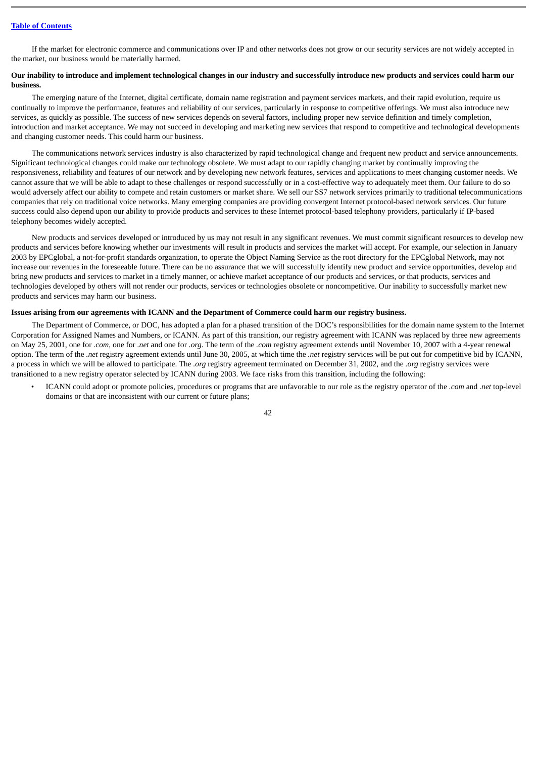If the market for electronic commerce and communications over IP and other networks does not grow or our security services are not widely accepted in the market, our business would be materially harmed.

**Our inability to introduce and implement technological changes in our industry and successfully introduce new products and services could harm our business.**

The emerging nature of the Internet, digital certificate, domain name registration and payment services markets, and their rapid evolution, require us continually to improve the performance, features and reliability of our services, particularly in response to competitive offerings. We must also introduce new services, as quickly as possible. The success of new services depends on several factors, including proper new service definition and timely completion, introduction and market acceptance. We may not succeed in developing and marketing new services that respond to competitive and technological developments and changing customer needs. This could harm our business.

The communications network services industry is also characterized by rapid technological change and frequent new product and service announcements. Significant technological changes could make our technology obsolete. We must adapt to our rapidly changing market by continually improving the responsiveness, reliability and features of our network and by developing new network features, services and applications to meet changing customer needs. We cannot assure that we will be able to adapt to these challenges or respond successfully or in a cost-effective way to adequately meet them. Our failure to do so would adversely affect our ability to compete and retain customers or market share. We sell our SS7 network services primarily to traditional telecommunications companies that rely on traditional voice networks. Many emerging companies are providing convergent Internet protocol-based network services. Our future success could also depend upon our ability to provide products and services to these Internet protocol-based telephony providers, particularly if IP-based telephony becomes widely accepted.

New products and services developed or introduced by us may not result in any significant revenues. We must commit significant resources to develop new products and services before knowing whether our investments will result in products and services the market will accept. For example, our selection in January 2003 by EPCglobal, a not-for-profit standards organization, to operate the Object Naming Service as the root directory for the EPCglobal Network, may not increase our revenues in the foreseeable future. There can be no assurance that we will successfully identify new product and service opportunities, develop and bring new products and services to market in a timely manner, or achieve market acceptance of our products and services, or that products, services and technologies developed by others will not render our products, services or technologies obsolete or noncompetitive. Our inability to successfully market new products and services may harm our business.

**Issues arising from our agreements with ICANN and the Department of Commerce could harm our registry business.**

The Department of Commerce, or DOC, has adopted a plan for a phased transition of the DOC's responsibilities for the domain name system to the Internet Corporation for Assigned Names and Numbers, or ICANN. As part of this transition, our registry agreement with ICANN was replaced by three new agreements on May 25, 2001, one for *.com*, one for *.net* and one for *.org*. The term of the *.com* registry agreement extends until November 10, 2007 with a 4-year renewal option. The term of the *.net* registry agreement extends until June 30, 2005, at which time the *.net* registry services will be put out for competitive bid by ICANN, a process in which we will be allowed to participate. The *.org* registry agreement terminated on December 31, 2002, and the *.org* registry services were transitioned to a new registry operator selected by ICANN during 2003. We face risks from this transition, including the following:

- ICANN could adopt or promote policies, procedures or programs that are unfavorable to our role as the registry operator of the *.com* and *.net* top-level domains or that are inconsistent with our current or future plans;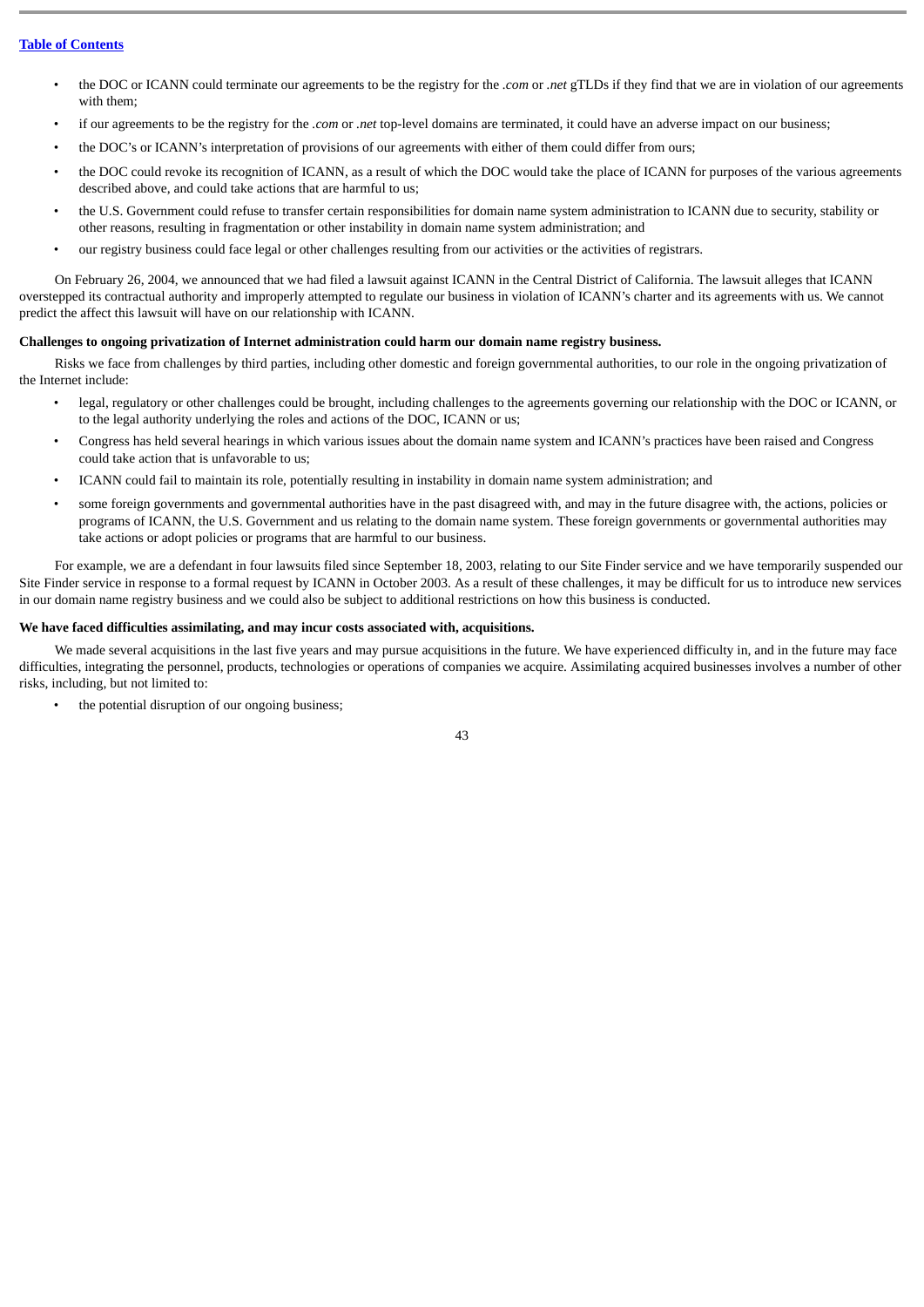- the DOC or ICANN could terminate our agreements to be the registry for the *.com* or *.net* gTLDs if they find that we are in violation of our agreements with them;
- if our agreements to be the registry for the *.com* or *.net* top-level domains are terminated, it could have an adverse impact on our business;
- the DOC's or ICANN's interpretation of provisions of our agreements with either of them could differ from ours;
- the DOC could revoke its recognition of ICANN, as a result of which the DOC would take the place of ICANN for purposes of the various agreements described above, and could take actions that are harmful to us;
- the U.S. Government could refuse to transfer certain responsibilities for domain name system administration to ICANN due to security, stability or other reasons, resulting in fragmentation or other instability in domain name system administration; and
- our registry business could face legal or other challenges resulting from our activities or the activities of registrars.

On February 26, 2004, we announced that we had filed a lawsuit against ICANN in the Central District of California. The lawsuit alleges that ICANN overstepped its contractual authority and improperly attempted to regulate our business in violation of ICANN's charter and its agreements with us. We cannot predict the affect this lawsuit will have on our relationship with ICANN.

**Challenges to ongoing privatization of Internet administration could harm our domain name registry business.**

Risks we face from challenges by third parties, including other domestic and foreign governmental authorities, to our role in the ongoing privatization of the Internet include:

- legal, regulatory or other challenges could be brought, including challenges to the agreements governing our relationship with the DOC or ICANN, or to the legal authority underlying the roles and actions of the DOC, ICANN or us;
- Congress has held several hearings in which various issues about the domain name system and ICANN's practices have been raised and Congress could take action that is unfavorable to us;
- ICANN could fail to maintain its role, potentially resulting in instability in domain name system administration; and
- some foreign governments and governmental authorities have in the past disagreed with, and may in the future disagree with, the actions, policies or programs of ICANN, the U.S. Government and us relating to the domain name system. These foreign governments or governmental authorities may take actions or adopt policies or programs that are harmful to our business.

For example, we are a defendant in four lawsuits filed since September 18, 2003, relating to our Site Finder service and we have temporarily suspended our Site Finder service in response to a formal request by ICANN in October 2003. As a result of these challenges, it may be difficult for us to introduce new services in our domain name registry business and we could also be subject to additional restrictions on how this business is conducted.

**We have faced difficulties assimilating, and may incur costs associated with, acquisitions.**

We made several acquisitions in the last five years and may pursue acquisitions in the future. We have experienced difficulty in, and in the future may face difficulties, integrating the personnel, products, technologies or operations of companies we acquire. Assimilating acquired businesses involves a number of other risks, including, but not limited to:

- the potential disruption of our ongoing business;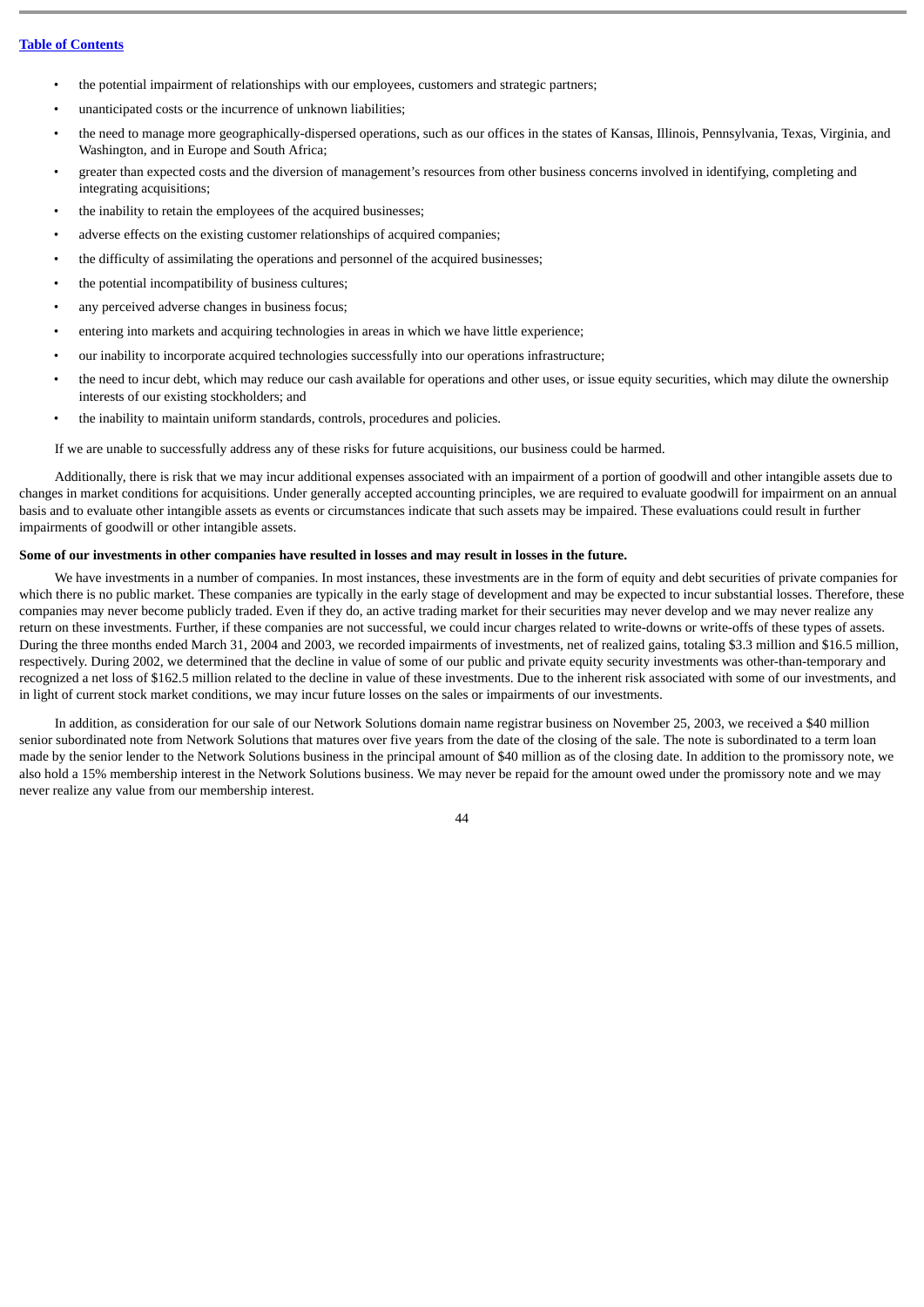- the potential impairment of relationships with our employees, customers and strategic partners;
- unanticipated costs or the incurrence of unknown liabilities;
- the need to manage more geographically-dispersed operations, such as our offices in the states of Kansas, Illinois, Pennsylvania, Texas, Virginia, and Washington, and in Europe and South Africa;
- greater than expected costs and the diversion of management's resources from other business concerns involved in identifying, completing and integrating acquisitions;
- the inability to retain the employees of the acquired businesses;
- adverse effects on the existing customer relationships of acquired companies;
- the difficulty of assimilating the operations and personnel of the acquired businesses;
- the potential incompatibility of business cultures;
- any perceived adverse changes in business focus;
- entering into markets and acquiring technologies in areas in which we have little experience;
- our inability to incorporate acquired technologies successfully into our operations infrastructure;
- the need to incur debt, which may reduce our cash available for operations and other uses, or issue equity securities, which may dilute the ownership interests of our existing stockholders; and
- the inability to maintain uniform standards, controls, procedures and policies.

If we are unable to successfully address any of these risks for future acquisitions, our business could be harmed.

Additionally, there is risk that we may incur additional expenses associated with an impairment of a portion of goodwill and other intangible assets due to changes in market conditions for acquisitions. Under generally accepted accounting principles, we are required to evaluate goodwill for impairment on an annual basis and to evaluate other intangible assets as events or circumstances indicate that such assets may be impaired. These evaluations could result in further impairments of goodwill or other intangible assets.

**Some of our investments in other companies have resulted in losses and may result in losses in the future.**

We have investments in a number of companies. In most instances, these investments are in the form of equity and debt securities of private companies for which there is no public market. These companies are typically in the early stage of development and may be expected to incur substantial losses. Therefore, these companies may never become publicly traded. Even if they do, an active trading market for their securities may never develop and we may never realize any return on these investments. Further, if these companies are not successful, we could incur charges related to write-downs or write-offs of these types of assets. During the three months ended March 31, 2004 and 2003, we recorded impairments of investments, net of realized gains, totaling $3.3 million and $16.5 million, respectively. During 2002, we determined that the decline in value of some of our public and private equity security investments was other-than-temporary and recognized a net loss of $162.5 million related to the decline in value of these investments. Due to the inherent risk associated with some of our investments, and in light of current stock market conditions, we may incur future losses on the sales or impairments of our investments.

In addition, as consideration for our sale of our Network Solutions domain name registrar business on November 25, 2003, we received a $40 million senior subordinated note from Network Solutions that matures over five years from the date of the closing of the sale. The note is subordinated to a term loan made by the senior lender to the Network Solutions business in the principal amount of $40 million as of the closing date. In addition to the promissory note, we also hold a 15% membership interest in the Network Solutions business. We may never be repaid for the amount owed under the promissory note and we may never realize any value from our membership interest.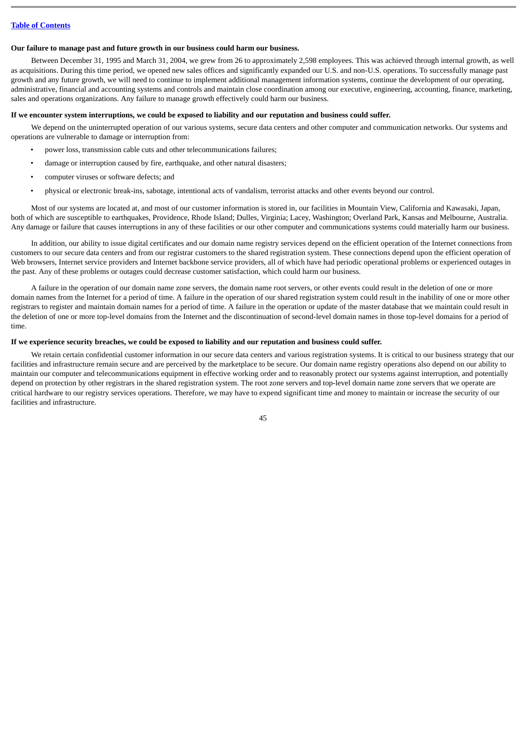[Table of Contents](#)

**Our failure to manage past and future growth in our business could harm our business.**

Between December 31, 1995 and March 31, 2004, we grew from 26 to approximately 2,598 employees. This was achieved through internal growth, as well as acquisitions. During this time period, we opened new sales offices and significantly expanded our U.S. and non-U.S. operations. To successfully manage past growth and any future growth, we will need to continue to implement additional management information systems, continue the development of our operating, administrative, financial and accounting systems and controls and maintain close coordination among our executive, engineering, accounting, finance, marketing, sales and operations organizations. Any failure to manage growth effectively could harm our business.

**If we encounter system interruptions, we could be exposed to liability and our reputation and business could suffer.**

We depend on the uninterrupted operation of our various systems, secure data centers and other computer and communication networks. Our systems and operations are vulnerable to damage or interruption from:

- power loss, transmission cable cuts and other telecommunications failures;
- damage or interruption caused by fire, earthquake, and other natural disasters;
- computer viruses or software defects; and
- physical or electronic break-ins, sabotage, intentional acts of vandalism, terrorist attacks and other events beyond our control.

Most of our systems are located at, and most of our customer information is stored in, our facilities in Mountain View, California and Kawasaki, Japan, both of which are susceptible to earthquakes, Providence, Rhode Island; Dulles, Virginia; Lacey, Washington; Overland Park, Kansas and Melbourne, Australia. Any damage or failure that causes interruptions in any of these facilities or our other computer and communications systems could materially harm our business.

In addition, our ability to issue digital certificates and our domain name registry services depend on the efficient operation of the Internet connections from customers to our secure data centers and from our registrar customers to the shared registration system. These connections depend upon the efficient operation of Web browsers, Internet service providers and Internet backbone service providers, all of which have had periodic operational problems or experienced outages in the past. Any of these problems or outages could decrease customer satisfaction, which could harm our business.

A failure in the operation of our domain name zone servers, the domain name root servers, or other events could result in the deletion of one or more domain names from the Internet for a period of time. A failure in the operation of our shared registration system could result in the inability of one or more other registrars to register and maintain domain names for a period of time. A failure in the operation or update of the master database that we maintain could result in the deletion of one or more top-level domains from the Internet and the discontinuation of second-level domain names in those top-level domains for a period of time.

**If we experience security breaches, we could be exposed to liability and our reputation and business could suffer.**

We retain certain confidential customer information in our secure data centers and various registration systems. It is critical to our business strategy that our facilities and infrastructure remain secure and are perceived by the marketplace to be secure. Our domain name registry operations also depend on our ability to maintain our computer and telecommunications equipment in effective working order and to reasonably protect our systems against interruption, and potentially depend on protection by other registrars in the shared registration system. The root zone servers and top-level domain name zone servers that we operate are critical hardware to our registry services operations. Therefore, we may have to expend significant time and money to maintain or increase the security of our facilities and infrastructure.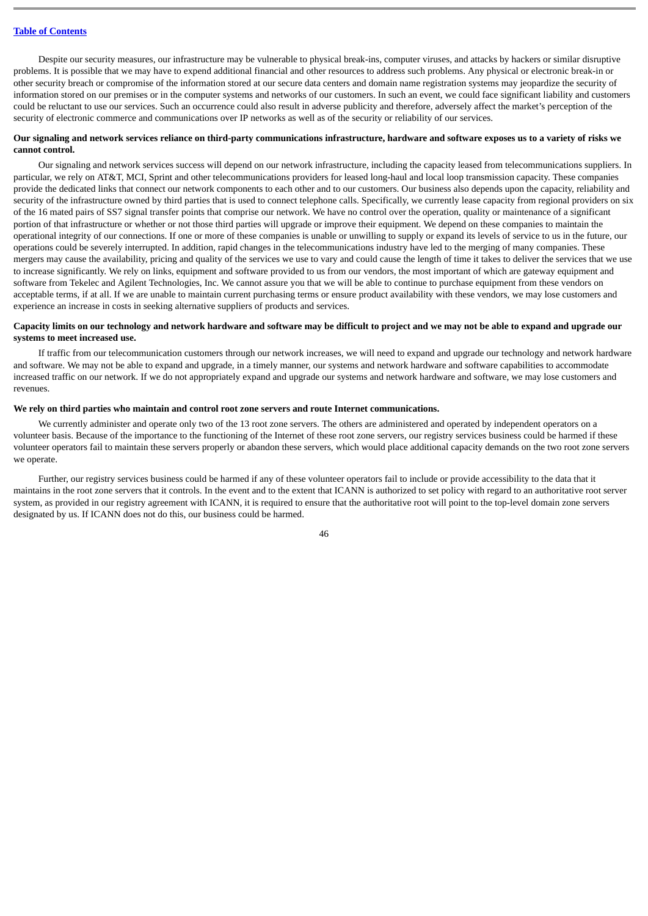Despite our security measures, our infrastructure may be vulnerable to physical break-ins, computer viruses, and attacks by hackers or similar disruptive problems. It is possible that we may have to expend additional financial and other resources to address such problems. Any physical or electronic break-in or other security breach or compromise of the information stored at our secure data centers and domain name registration systems may jeopardize the security of information stored on our premises or in the computer systems and networks of our customers. In such an event, we could face significant liability and customers could be reluctant to use our services. Such an occurrence could also result in adverse publicity and therefore, adversely affect the market's perception of the security of electronic commerce and communications over IP networks as well as of the security or reliability of our services.

**Our signaling and network services reliance on third-party communications infrastructure, hardware and software exposes us to a variety of risks we cannot control.**

Our signaling and network services success will depend on our network infrastructure, including the capacity leased from telecommunications suppliers. In particular, we rely on AT&T, MCI, Sprint and other telecommunications providers for leased long-haul and local loop transmission capacity. These companies provide the dedicated links that connect our network components to each other and to our customers. Our business also depends upon the capacity, reliability and security of the infrastructure owned by third parties that is used to connect telephone calls. Specifically, we currently lease capacity from regional providers on six of the 16 mated pairs of SS7 signal transfer points that comprise our network. We have no control over the operation, quality or maintenance of a significant portion of that infrastructure or whether or not those third parties will upgrade or improve their equipment. We depend on these companies to maintain the operational integrity of our connections. If one or more of these companies is unable or unwilling to supply or expand its levels of service to us in the future, our operations could be severely interrupted. In addition, rapid changes in the telecommunications industry have led to the merging of many companies. These mergers may cause the availability, pricing and quality of the services we use to vary and could cause the length of time it takes to deliver the services that we use to increase significantly. We rely on links, equipment and software provided to us from our vendors, the most important of which are gateway equipment and software from Tekelec and Agilent Technologies, Inc. We cannot assure you that we will be able to continue to purchase equipment from these vendors on acceptable terms, if at all. If we are unable to maintain current purchasing terms or ensure product availability with these vendors, we may lose customers and experience an increase in costs in seeking alternative suppliers of products and services.

**Capacity limits on our technology and network hardware and software may be difficult to project and we may not be able to expand and upgrade our systems to meet increased use.**

If traffic from our telecommunication customers through our network increases, we will need to expand and upgrade our technology and network hardware and software. We may not be able to expand and upgrade, in a timely manner, our systems and network hardware and software capabilities to accommodate increased traffic on our network. If we do not appropriately expand and upgrade our systems and network hardware and software, we may lose customers and revenues.

**We rely on third parties who maintain and control root zone servers and route Internet communications.**

We currently administer and operate only two of the 13 root zone servers. The others are administered and operated by independent operators on a volunteer basis. Because of the importance to the functioning of the Internet of these root zone servers, our registry services business could be harmed if these volunteer operators fail to maintain these servers properly or abandon these servers, which would place additional capacity demands on the two root zone servers we operate.

Further, our registry services business could be harmed if any of these volunteer operators fail to include or provide accessibility to the data that it maintains in the root zone servers that it controls. In the event and to the extent that ICANN is authorized to set policy with regard to an authoritative root server system, as provided in our registry agreement with ICANN, it is required to ensure that the authoritative root will point to the top-level domain zone servers designated by us. If ICANN does not do this, our business could be harmed.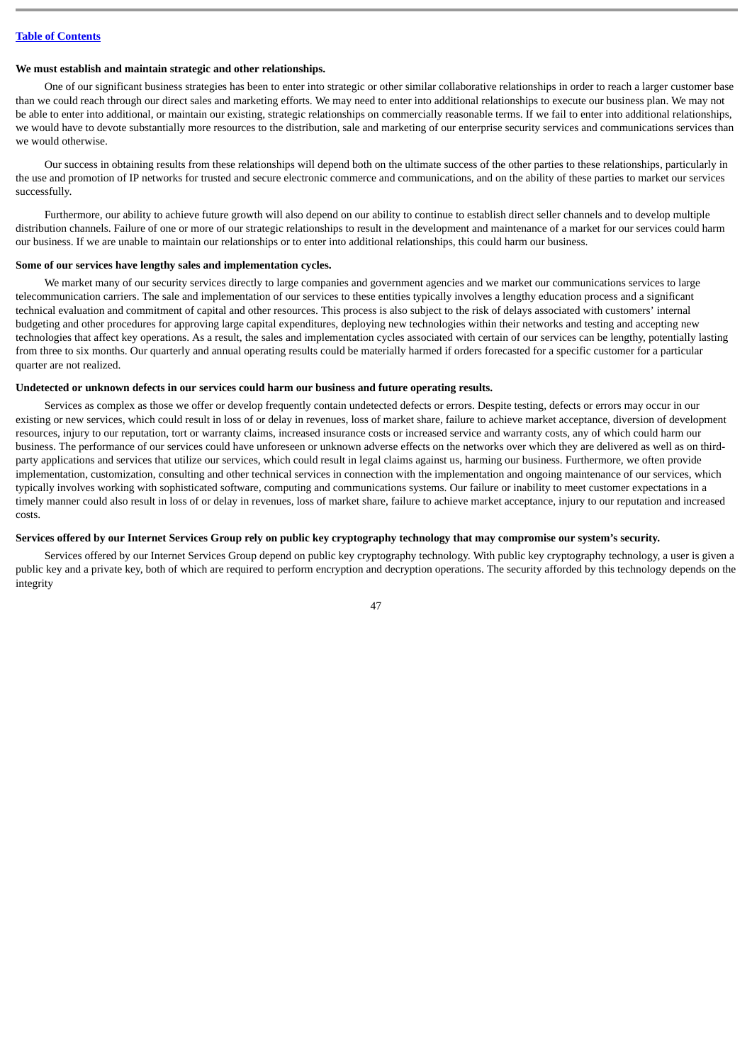**We must establish and maintain strategic and other relationships.**

One of our significant business strategies has been to enter into strategic or other similar collaborative relationships in order to reach a larger customer base than we could reach through our direct sales and marketing efforts. We may need to enter into additional relationships to execute our business plan. We may not be able to enter into additional, or maintain our existing, strategic relationships on commercially reasonable terms. If we fail to enter into additional relationships, we would have to devote substantially more resources to the distribution, sale and marketing of our enterprise security services and communications services than we would otherwise.

Our success in obtaining results from these relationships will depend both on the ultimate success of the other parties to these relationships, particularly in the use and promotion of IP networks for trusted and secure electronic commerce and communications, and on the ability of these parties to market our services successfully.

Furthermore, our ability to achieve future growth will also depend on our ability to continue to establish direct seller channels and to develop multiple distribution channels. Failure of one or more of our strategic relationships to result in the development and maintenance of a market for our services could harm our business. If we are unable to maintain our relationships or to enter into additional relationships, this could harm our business.

**Some of our services have lengthy sales and implementation cycles.**

We market many of our security services directly to large companies and government agencies and we market our communications services to large telecommunication carriers. The sale and implementation of our services to these entities typically involves a lengthy education process and a significant technical evaluation and commitment of capital and other resources. This process is also subject to the risk of delays associated with customers' internal budgeting and other procedures for approving large capital expenditures, deploying new technologies within their networks and testing and accepting new technologies that affect key operations. As a result, the sales and implementation cycles associated with certain of our services can be lengthy, potentially lasting from three to six months. Our quarterly and annual operating results could be materially harmed if orders forecasted for a specific customer for a particular quarter are not realized.

**Undetected or unknown defects in our services could harm our business and future operating results.**

Services as complex as those we offer or develop frequently contain undetected defects or errors. Despite testing, defects or errors may occur in our existing or new services, which could result in loss of or delay in revenues, loss of market share, failure to achieve market acceptance, diversion of development resources, injury to our reputation, tort or warranty claims, increased insurance costs or increased service and warranty costs, any of which could harm our business. The performance of our services could have unforeseen or unknown adverse effects on the networks over which they are delivered as well as on third-party applications and services that utilize our services, which could result in legal claims against us, harming our business. Furthermore, we often provide implementation, customization, consulting and other technical services in connection with the implementation and ongoing maintenance of our services, which typically involves working with sophisticated software, computing and communications systems. Our failure or inability to meet customer expectations in a timely manner could also result in loss of or delay in revenues, loss of market share, failure to achieve market acceptance, injury to our reputation and increased costs.

**Services offered by our Internet Services Group rely on public key cryptography technology that may compromise our system's security.**

Services offered by our Internet Services Group depend on public key cryptography technology. With public key cryptography technology, a user is given a public key and a private key, both of which are required to perform encryption and decryption operations. The security afforded by this technology depends on the integrity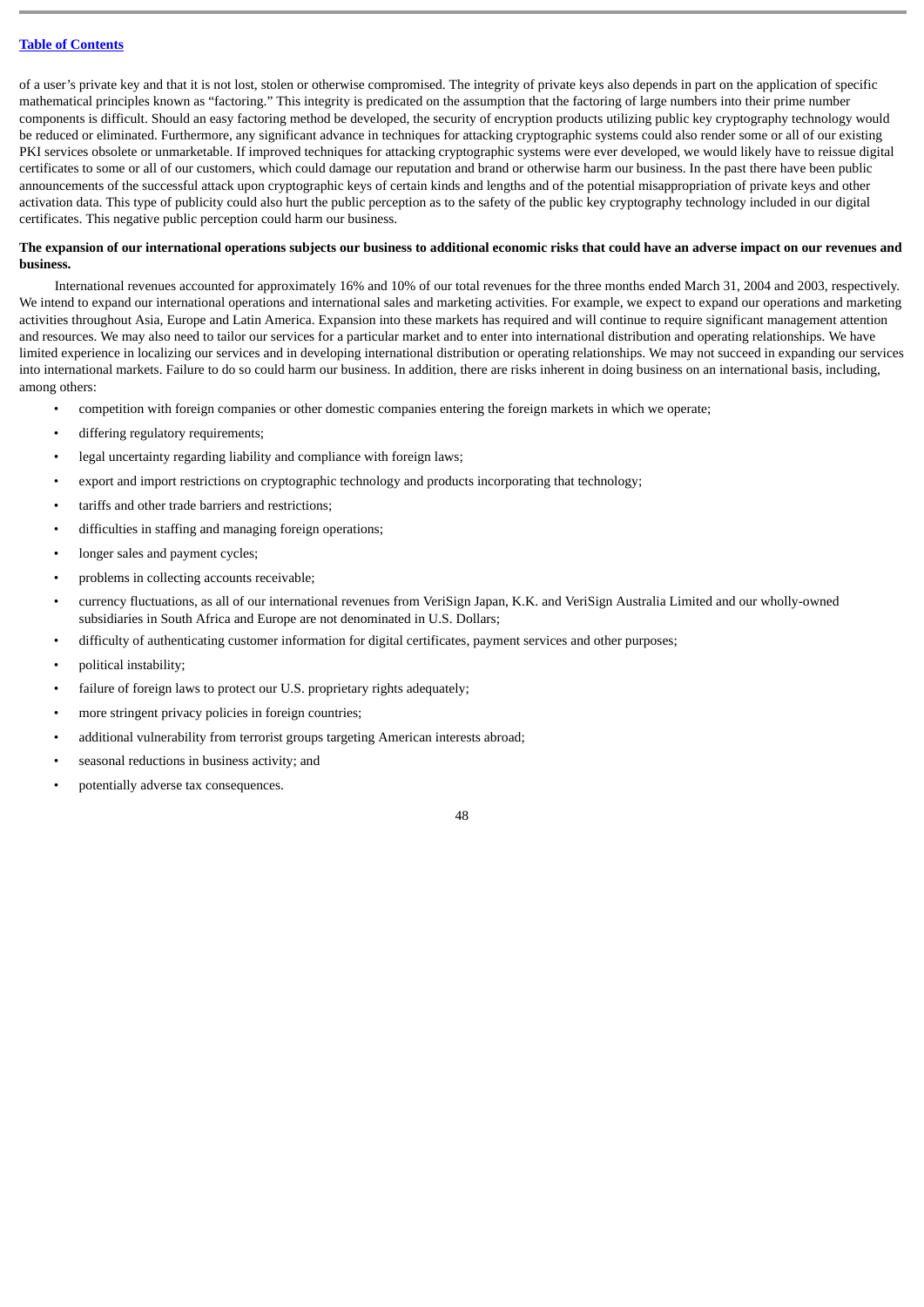of a user's private key and that it is not lost, stolen or otherwise compromised. The integrity of private keys also depends in part on the application of specific mathematical principles known as "factoring." This integrity is predicated on the assumption that the factoring of large numbers into their prime number components is difficult. Should an easy factoring method be developed, the security of encryption products utilizing public key cryptography technology would be reduced or eliminated. Furthermore, any significant advance in techniques for attacking cryptographic systems could also render some or all of our existing PKI services obsolete or unmarketable. If improved techniques for attacking cryptographic systems were ever developed, we would likely have to reissue digital certificates to some or all of our customers, which could damage our reputation and brand or otherwise harm our business. In the past there have been public announcements of the successful attack upon cryptographic keys of certain kinds and lengths and of the potential misappropriation of private keys and other activation data. This type of publicity could also hurt the public perception as to the safety of the public key cryptography technology included in our digital certificates. This negative public perception could harm our business.

**The expansion of our international operations subjects our business to additional economic risks that could have an adverse impact on our revenues and business.**

International revenues accounted for approximately 16% and 10% of our total revenues for the three months ended March 31, 2004 and 2003, respectively. We intend to expand our international operations and international sales and marketing activities. For example, we expect to expand our operations and marketing activities throughout Asia, Europe and Latin America. Expansion into these markets has required and will continue to require significant management attention and resources. We may also need to tailor our services for a particular market and to enter into international distribution and operating relationships. We have limited experience in localizing our services and in developing international distribution or operating relationships. We may not succeed in expanding our services into international markets. Failure to do so could harm our business. In addition, there are risks inherent in doing business on an international basis, including, among others:

- competition with foreign companies or other domestic companies entering the foreign markets in which we operate;
- differing regulatory requirements;
- legal uncertainty regarding liability and compliance with foreign laws;
- export and import restrictions on cryptographic technology and products incorporating that technology;
- tariffs and other trade barriers and restrictions;
- difficulties in staffing and managing foreign operations;
- longer sales and payment cycles;
- problems in collecting accounts receivable;
- currency fluctuations, as all of our international revenues from VeriSign Japan, K.K. and VeriSign Australia Limited and our wholly-owned subsidiaries in South Africa and Europe are not denominated in U.S. Dollars;
- difficulty of authenticating customer information for digital certificates, payment services and other purposes;
- political instability;
- failure of foreign laws to protect our U.S. proprietary rights adequately;
- more stringent privacy policies in foreign countries;
- additional vulnerability from terrorist groups targeting American interests abroad;
- seasonal reductions in business activity; and
- potentially adverse tax consequences.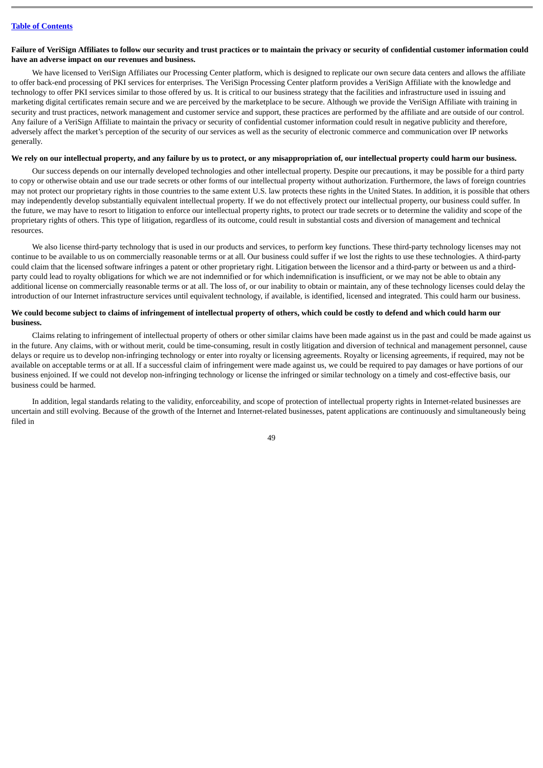**Failure of VeriSign Affiliates to follow our security and trust practices or to maintain the privacy or security of confidential customer information could have an adverse impact on our revenues and business.**

We have licensed to VeriSign Affiliates our Processing Center platform, which is designed to replicate our own secure data centers and allows the affiliate to offer back-end processing of PKI services for enterprises. The VeriSign Processing Center platform provides a VeriSign Affiliate with the knowledge and technology to offer PKI services similar to those offered by us. It is critical to our business strategy that the facilities and infrastructure used in issuing and marketing digital certificates remain secure and we are perceived by the marketplace to be secure. Although we provide the VeriSign Affiliate with training in security and trust practices, network management and customer service and support, these practices are performed by the affiliate and are outside of our control. Any failure of a VeriSign Affiliate to maintain the privacy or security of confidential customer information could result in negative publicity and therefore, adversely affect the market's perception of the security of our services as well as the security of electronic commerce and communication over IP networks generally.

**We rely on our intellectual property, and any failure by us to protect, or any misappropriation of, our intellectual property could harm our business.**

Our success depends on our internally developed technologies and other intellectual property. Despite our precautions, it may be possible for a third party to copy or otherwise obtain and use our trade secrets or other forms of our intellectual property without authorization. Furthermore, the laws of foreign countries may not protect our proprietary rights in those countries to the same extent U.S. law protects these rights in the United States. In addition, it is possible that others may independently develop substantially equivalent intellectual property. If we do not effectively protect our intellectual property, our business could suffer. In the future, we may have to resort to litigation to enforce our intellectual property rights, to protect our trade secrets or to determine the validity and scope of the proprietary rights of others. This type of litigation, regardless of its outcome, could result in substantial costs and diversion of management and technical resources.

We also license third-party technology that is used in our products and services, to perform key functions. These third-party technology licenses may not continue to be available to us on commercially reasonable terms or at all. Our business could suffer if we lost the rights to use these technologies. A third-party could claim that the licensed software infringes a patent or other proprietary right. Litigation between the licensor and a third-party or between us and a third-party could lead to royalty obligations for which we are not indemnified or for which indemnification is insufficient, or we may not be able to obtain any additional license on commercially reasonable terms or at all. The loss of, or our inability to obtain or maintain, any of these technology licenses could delay the introduction of our Internet infrastructure services until equivalent technology, if available, is identified, licensed and integrated. This could harm our business.

**We could become subject to claims of infringement of intellectual property of others, which could be costly to defend and which could harm our business.**

Claims relating to infringement of intellectual property of others or other similar claims have been made against us in the past and could be made against us in the future. Any claims, with or without merit, could be time-consuming, result in costly litigation and diversion of technical and management personnel, cause delays or require us to develop non-infringing technology or enter into royalty or licensing agreements. Royalty or licensing agreements, if required, may not be available on acceptable terms or at all. If a successful claim of infringement were made against us, we could be required to pay damages or have portions of our business enjoined. If we could not develop non-infringing technology or license the infringed or similar technology on a timely and cost-effective basis, our business could be harmed.

In addition, legal standards relating to the validity, enforceability, and scope of protection of intellectual property rights in Internet-related businesses are uncertain and still evolving. Because of the growth of the Internet and Internet-related businesses, patent applications are continuously and simultaneously being filed in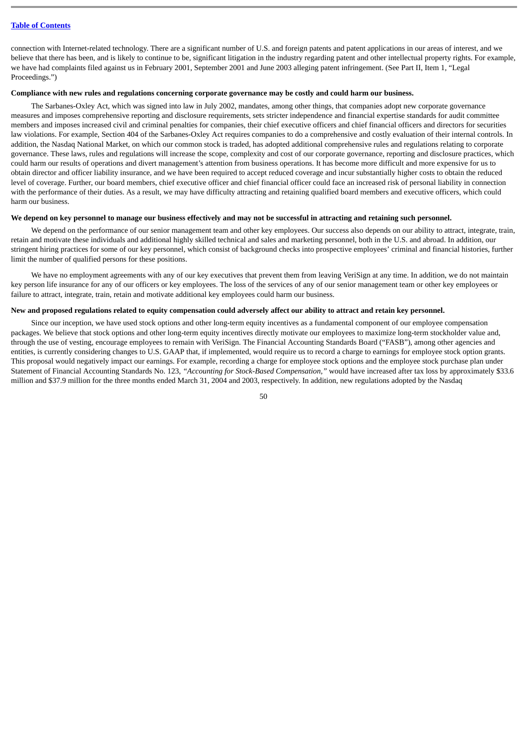connection with Internet-related technology. There are a significant number of U.S. and foreign patents and patent applications in our areas of interest, and we believe that there has been, and is likely to continue to be, significant litigation in the industry regarding patent and other intellectual property rights. For example, we have had complaints filed against us in February 2001, September 2001 and June 2003 alleging patent infringement. (See Part II, Item 1, "Legal Proceedings.")

**Compliance with new rules and regulations concerning corporate governance may be costly and could harm our business.**

The Sarbanes-Oxley Act, which was signed into law in July 2002, mandates, among other things, that companies adopt new corporate governance measures and imposes comprehensive reporting and disclosure requirements, sets stricter independence and financial expertise standards for audit committee members and imposes increased civil and criminal penalties for companies, their chief executive officers and chief financial officers and directors for securities law violations. For example, Section 404 of the Sarbanes-Oxley Act requires companies to do a comprehensive and costly evaluation of their internal controls. In addition, the Nasdaq National Market, on which our common stock is traded, has adopted additional comprehensive rules and regulations relating to corporate governance. These laws, rules and regulations will increase the scope, complexity and cost of our corporate governance, reporting and disclosure practices, which could harm our results of operations and divert management's attention from business operations. It has become more difficult and more expensive for us to obtain director and officer liability insurance, and we have been required to accept reduced coverage and incur substantially higher costs to obtain the reduced level of coverage. Further, our board members, chief executive officer and chief financial officer could face an increased risk of personal liability in connection with the performance of their duties. As a result, we may have difficulty attracting and retaining qualified board members and executive officers, which could harm our business.

**We depend on key personnel to manage our business effectively and may not be successful in attracting and retaining such personnel.**

We depend on the performance of our senior management team and other key employees. Our success also depends on our ability to attract, integrate, train, retain and motivate these individuals and additional highly skilled technical and sales and marketing personnel, both in the U.S. and abroad. In addition, our stringent hiring practices for some of our key personnel, which consist of background checks into prospective employees' criminal and financial histories, further limit the number of qualified persons for these positions.

We have no employment agreements with any of our key executives that prevent them from leaving VeriSign at any time. In addition, we do not maintain key person life insurance for any of our officers or key employees. The loss of the services of any of our senior management team or other key employees or failure to attract, integrate, train, retain and motivate additional key employees could harm our business.

**New and proposed regulations related to equity compensation could adversely affect our ability to attract and retain key personnel.**

Since our inception, we have used stock options and other long-term equity incentives as a fundamental component of our employee compensation packages. We believe that stock options and other long-term equity incentives directly motivate our employees to maximize long-term stockholder value and, through the use of vesting, encourage employees to remain with VeriSign. The Financial Accounting Standards Board ("FASB"), among other agencies and entities, is currently considering changes to U.S. GAAP that, if implemented, would require us to record a charge to earnings for employee stock option grants. This proposal would negatively impact our earnings. For example, recording a charge for employee stock options and the employee stock purchase plan under Statement of Financial Accounting Standards No. 123, *"Accounting for Stock-Based Compensation,"* would have increased after tax loss by approximately $33.6 million and $37.9 million for the three months ended March 31, 2004 and 2003, respectively. In addition, new regulations adopted by the Nasdaq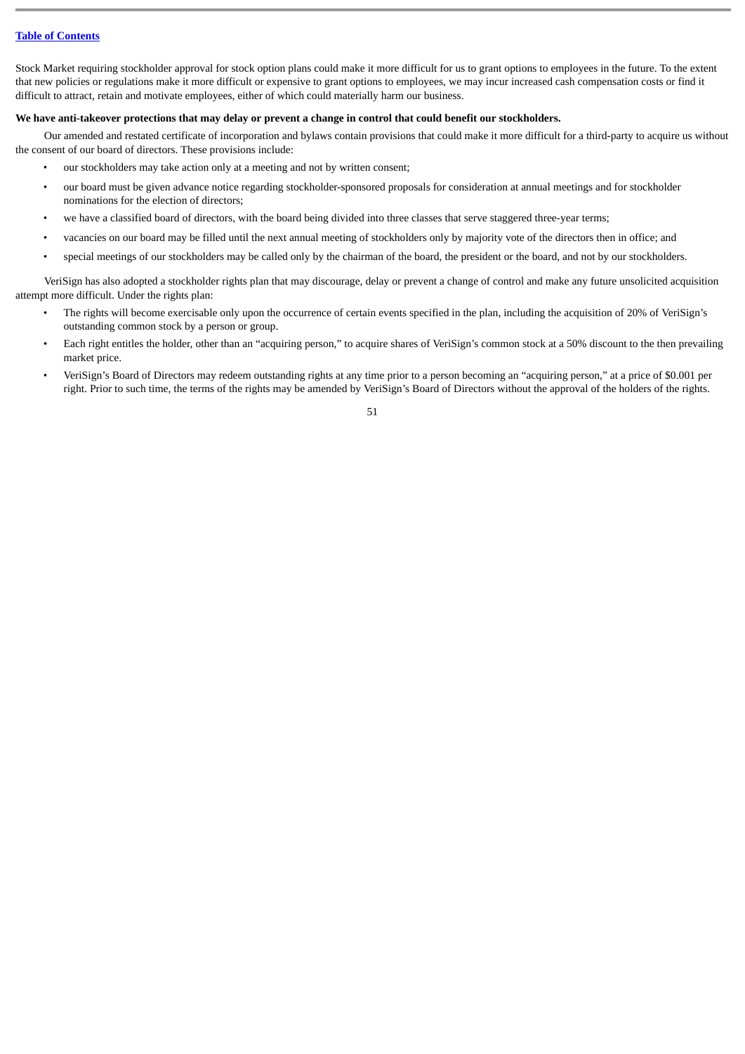Stock Market requiring stockholder approval for stock option plans could make it more difficult for us to grant options to employees in the future. To the extent that new policies or regulations make it more difficult or expensive to grant options to employees, we may incur increased cash compensation costs or find it difficult to attract, retain and motivate employees, either of which could materially harm our business.

**We have anti-takeover protections that may delay or prevent a change in control that could benefit our stockholders.**

Our amended and restated certificate of incorporation and bylaws contain provisions that could make it more difficult for a third-party to acquire us without the consent of our board of directors. These provisions include:

- our stockholders may take action only at a meeting and not by written consent;
- our board must be given advance notice regarding stockholder-sponsored proposals for consideration at annual meetings and for stockholder nominations for the election of directors;
- we have a classified board of directors, with the board being divided into three classes that serve staggered three-year terms;
- vacancies on our board may be filled until the next annual meeting of stockholders only by majority vote of the directors then in office; and
- special meetings of our stockholders may be called only by the chairman of the board, the president or the board, and not by our stockholders.

VeriSign has also adopted a stockholder rights plan that may discourage, delay or prevent a change of control and make any future unsolicited acquisition attempt more difficult. Under the rights plan:

- The rights will become exercisable only upon the occurrence of certain events specified in the plan, including the acquisition of 20% of VeriSign's outstanding common stock by a person or group.
- Each right entitles the holder, other than an "acquiring person," to acquire shares of VeriSign's common stock at a 50% discount to the then prevailing market price.
- VeriSign's Board of Directors may redeem outstanding rights at any time prior to a person becoming an "acquiring person," at a price of $0.001 per right. Prior to such time, the terms of the rights may be amended by VeriSign's Board of Directors without the approval of the holders of the rights.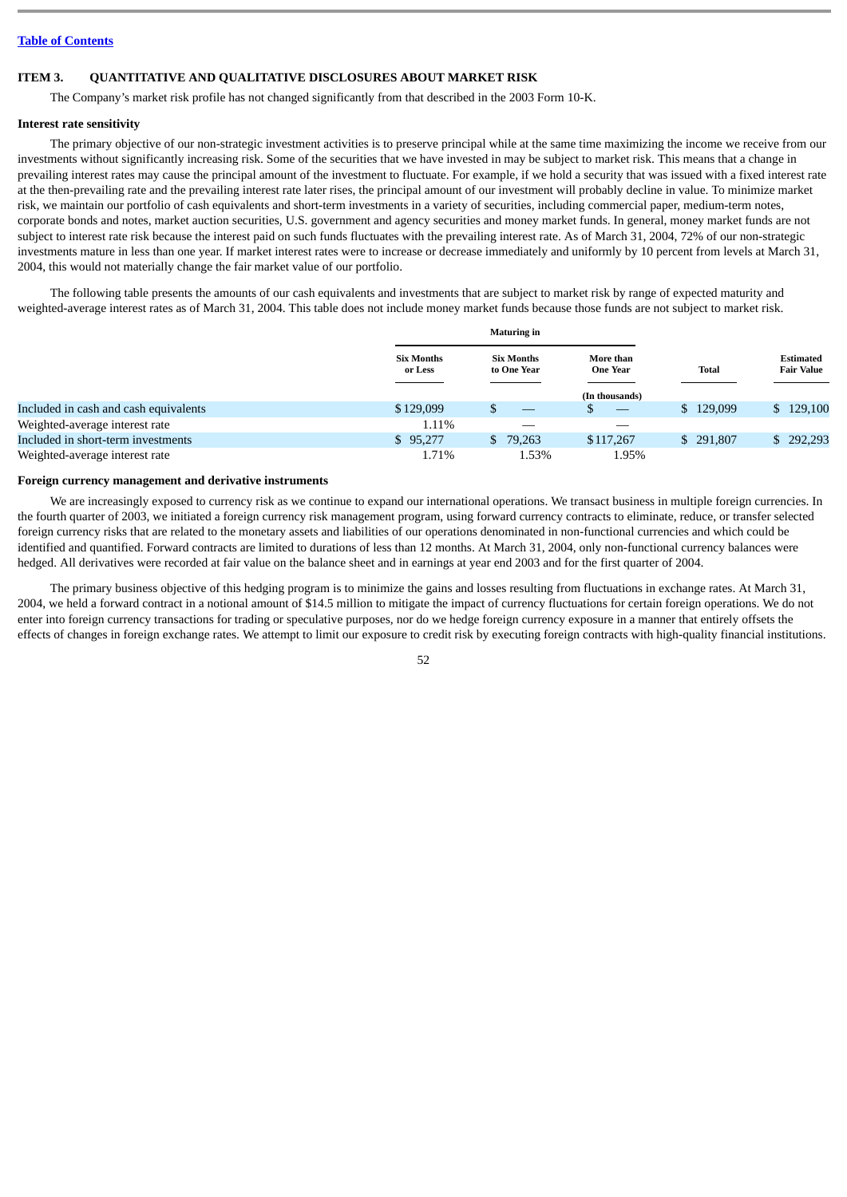[Table of Contents](#)

## ITEM 3. QUANTITATIVE AND QUALITATIVE DISCLOSURES ABOUT MARKET RISK

The Company's market risk profile has not changed significantly from that described in the 2003 Form 10-K.

### Interest rate sensitivity

The primary objective of our non-strategic investment activities is to preserve principal while at the same time maximizing the income we receive from our investments without significantly increasing risk. Some of the securities that we have invested in may be subject to market risk. This means that a change in prevailing interest rates may cause the principal amount of the investment to fluctuate. For example, if we hold a security that was issued with a fixed interest rate at the then-prevailing rate and the prevailing interest rate later rises, the principal amount of our investment will probably decline in value. To minimize market risk, we maintain our portfolio of cash equivalents and short-term investments in a variety of securities, including commercial paper, medium-term notes, corporate bonds and notes, market auction securities, U.S. government and agency securities and money market funds. In general, money market funds are not subject to interest rate risk because the interest paid on such funds fluctuates with the prevailing interest rate. As of March 31, 2004, 72% of our non-strategic investments mature in less than one year. If market interest rates were to increase or decrease immediately and uniformly by 10 percent from levels at March 31, 2004, this would not materially change the fair market value of our portfolio.

The following table presents the amounts of our cash equivalents and investments that are subject to market risk by range of expected maturity and weighted-average interest rates as of March 31, 2004. This table does not include money market funds because those funds are not subject to market risk.

| | Maturing in | | | | |
|---|---|---|---|---|---|
| | Six Months or Less | Six Months to One Year | More than One Year | Total | Estimated Fair Value |
| | | | (In thousands) | | |
| Included in cash and cash equivalents | $129,099 | $ — | $ — | $ 129,099 | $ 129,100 |
| Weighted-average interest rate | 1.11% | — | — | | |
| Included in short-term investments | $ 95,277 | $ 79,263 | $117,267 | $ 291,807 | $ 292,293 |
| Weighted-average interest rate | 1.71% | 1.53% | 1.95% | | |

### Foreign currency management and derivative instruments

We are increasingly exposed to currency risk as we continue to expand our international operations. We transact business in multiple foreign currencies. In the fourth quarter of 2003, we initiated a foreign currency risk management program, using forward currency contracts to eliminate, reduce, or transfer selected foreign currency risks that are related to the monetary assets and liabilities of our operations denominated in non-functional currencies and which could be identified and quantified. Forward contracts are limited to durations of less than 12 months. At March 31, 2004, only non-functional currency balances were hedged. All derivatives were recorded at fair value on the balance sheet and in earnings at year end 2003 and for the first quarter of 2004.

The primary business objective of this hedging program is to minimize the gains and losses resulting from fluctuations in exchange rates. At March 31, 2004, we held a forward contract in a notional amount of $14.5 million to mitigate the impact of currency fluctuations for certain foreign operations. We do not enter into foreign currency transactions for trading or speculative purposes, nor do we hedge foreign currency exposure in a manner that entirely offsets the effects of changes in foreign exchange rates. We attempt to limit our exposure to credit risk by executing foreign contracts with high-quality financial institutions.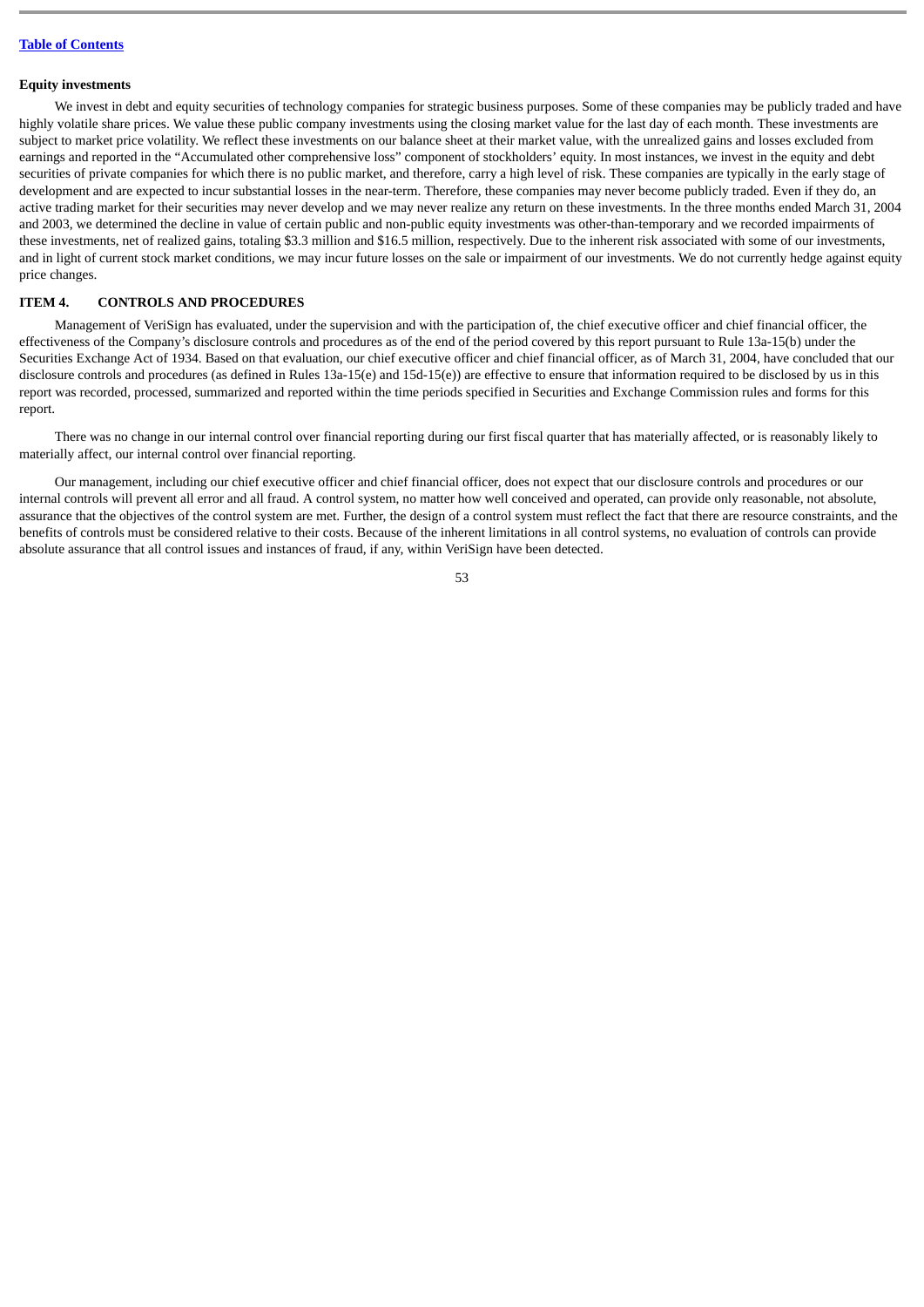**Equity investments**

We invest in debt and equity securities of technology companies for strategic business purposes. Some of these companies may be publicly traded and have highly volatile share prices. We value these public company investments using the closing market value for the last day of each month. These investments are subject to market price volatility. We reflect these investments on our balance sheet at their market value, with the unrealized gains and losses excluded from earnings and reported in the "Accumulated other comprehensive loss" component of stockholders' equity. In most instances, we invest in the equity and debt securities of private companies for which there is no public market, and therefore, carry a high level of risk. These companies are typically in the early stage of development and are expected to incur substantial losses in the near-term. Therefore, these companies may never become publicly traded. Even if they do, an active trading market for their securities may never develop and we may never realize any return on these investments. In the three months ended March 31, 2004 and 2003, we determined the decline in value of certain public and non-public equity investments was other-than-temporary and we recorded impairments of these investments, net of realized gains, totaling $3.3 million and $16.5 million, respectively. Due to the inherent risk associated with some of our investments, and in light of current stock market conditions, we may incur future losses on the sale or impairment of our investments. We do not currently hedge against equity price changes.

## ITEM 4. CONTROLS AND PROCEDURES

Management of VeriSign has evaluated, under the supervision and with the participation of, the chief executive officer and chief financial officer, the effectiveness of the Company's disclosure controls and procedures as of the end of the period covered by this report pursuant to Rule 13a-15(b) under the Securities Exchange Act of 1934. Based on that evaluation, our chief executive officer and chief financial officer, as of March 31, 2004, have concluded that our disclosure controls and procedures (as defined in Rules 13a-15(e) and 15d-15(e)) are effective to ensure that information required to be disclosed by us in this report was recorded, processed, summarized and reported within the time periods specified in Securities and Exchange Commission rules and forms for this report.

There was no change in our internal control over financial reporting during our first fiscal quarter that has materially affected, or is reasonably likely to materially affect, our internal control over financial reporting.

Our management, including our chief executive officer and chief financial officer, does not expect that our disclosure controls and procedures or our internal controls will prevent all error and all fraud. A control system, no matter how well conceived and operated, can provide only reasonable, not absolute, assurance that the objectives of the control system are met. Further, the design of a control system must reflect the fact that there are resource constraints, and the benefits of controls must be considered relative to their costs. Because of the inherent limitations in all control systems, no evaluation of controls can provide absolute assurance that all control issues and instances of fraud, if any, within VeriSign have been detected.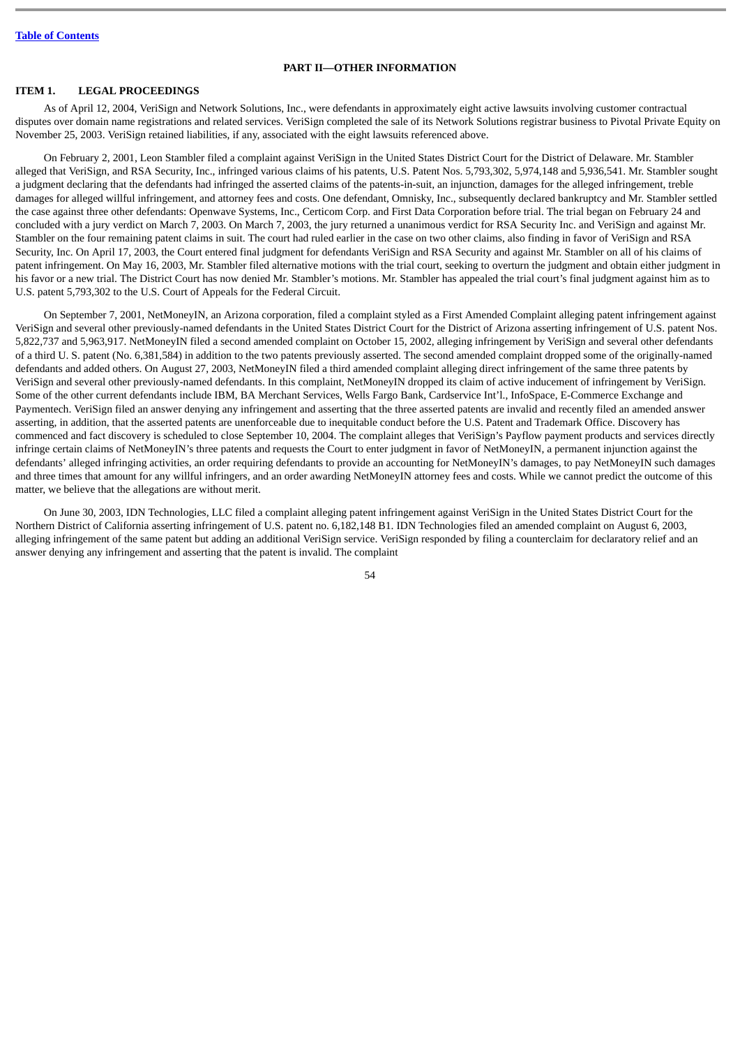[Table of Contents](#)

## PART II—OTHER INFORMATION

### ITEM 1. LEGAL PROCEEDINGS

As of April 12, 2004, VeriSign and Network Solutions, Inc., were defendants in approximately eight active lawsuits involving customer contractual disputes over domain name registrations and related services. VeriSign completed the sale of its Network Solutions registrar business to Pivotal Private Equity on November 25, 2003. VeriSign retained liabilities, if any, associated with the eight lawsuits referenced above.

On February 2, 2001, Leon Stambler filed a complaint against VeriSign in the United States District Court for the District of Delaware. Mr. Stambler alleged that VeriSign, and RSA Security, Inc., infringed various claims of his patents, U.S. Patent Nos. 5,793,302, 5,974,148 and 5,936,541. Mr. Stambler sought a judgment declaring that the defendants had infringed the asserted claims of the patents-in-suit, an injunction, damages for the alleged infringement, treble damages for alleged willful infringement, and attorney fees and costs. One defendant, Omnisky, Inc., subsequently declared bankruptcy and Mr. Stambler settled the case against three other defendants: Openwave Systems, Inc., Certicom Corp. and First Data Corporation before trial. The trial began on February 24 and concluded with a jury verdict on March 7, 2003. On March 7, 2003, the jury returned a unanimous verdict for RSA Security Inc. and VeriSign and against Mr. Stambler on the four remaining patent claims in suit. The court had ruled earlier in the case on two other claims, also finding in favor of VeriSign and RSA Security, Inc. On April 17, 2003, the Court entered final judgment for defendants VeriSign and RSA Security and against Mr. Stambler on all of his claims of patent infringement. On May 16, 2003, Mr. Stambler filed alternative motions with the trial court, seeking to overturn the judgment and obtain either judgment in his favor or a new trial. The District Court has now denied Mr. Stambler's motions. Mr. Stambler has appealed the trial court's final judgment against him as to U.S. patent 5,793,302 to the U.S. Court of Appeals for the Federal Circuit.

On September 7, 2001, NetMoneyIN, an Arizona corporation, filed a complaint styled as a First Amended Complaint alleging patent infringement against VeriSign and several other previously-named defendants in the United States District Court for the District of Arizona asserting infringement of U.S. patent Nos. 5,822,737 and 5,963,917. NetMoneyIN filed a second amended complaint on October 15, 2002, alleging infringement by VeriSign and several other defendants of a third U. S. patent (No. 6,381,584) in addition to the two patents previously asserted. The second amended complaint dropped some of the originally-named defendants and added others. On August 27, 2003, NetMoneyIN filed a third amended complaint alleging direct infringement of the same three patents by VeriSign and several other previously-named defendants. In this complaint, NetMoneyIN dropped its claim of active inducement of infringement by VeriSign. Some of the other current defendants include IBM, BA Merchant Services, Wells Fargo Bank, Cardservice Int'l., InfoSpace, E-Commerce Exchange and Paymentech. VeriSign filed an answer denying any infringement and asserting that the three asserted patents are invalid and recently filed an amended answer asserting, in addition, that the asserted patents are unenforceable due to inequitable conduct before the U.S. Patent and Trademark Office. Discovery has commenced and fact discovery is scheduled to close September 10, 2004. The complaint alleges that VeriSign's Payflow payment products and services directly infringe certain claims of NetMoneyIN's three patents and requests the Court to enter judgment in favor of NetMoneyIN, a permanent injunction against the defendants' alleged infringing activities, an order requiring defendants to provide an accounting for NetMoneyIN's damages, to pay NetMoneyIN such damages and three times that amount for any willful infringers, and an order awarding NetMoneyIN attorney fees and costs. While we cannot predict the outcome of this matter, we believe that the allegations are without merit.

On June 30, 2003, IDN Technologies, LLC filed a complaint alleging patent infringement against VeriSign in the United States District Court for the Northern District of California asserting infringement of U.S. patent no. 6,182,148 B1. IDN Technologies filed an amended complaint on August 6, 2003, alleging infringement of the same patent but adding an additional VeriSign service. VeriSign responded by filing a counterclaim for declaratory relief and an answer denying any infringement and asserting that the patent is invalid. The complaint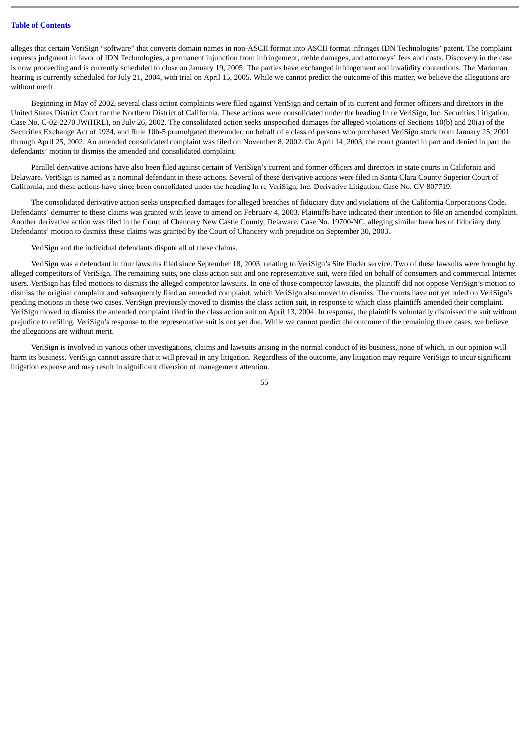alleges that certain VeriSign "software" that converts domain names in non-ASCII format into ASCII format infringes IDN Technologies' patent. The complaint requests judgment in favor of IDN Technologies, a permanent injunction from infringement, treble damages, and attorneys' fees and costs. Discovery in the case is now proceeding and is currently scheduled to close on January 19, 2005. The parties have exchanged infringement and invalidity contentions. The Markman hearing is currently scheduled for July 21, 2004, with trial on April 15, 2005. While we cannot predict the outcome of this matter, we believe the allegations are without merit.

Beginning in May of 2002, several class action complaints were filed against VeriSign and certain of its current and former officers and directors in the United States District Court for the Northern District of California. These actions were consolidated under the heading In re VeriSign, Inc. Securities Litigation, Case No. C-02-2270 JW(HRL), on July 26, 2002. The consolidated action seeks unspecified damages for alleged violations of Sections 10(b) and 20(a) of the Securities Exchange Act of 1934, and Rule 10b-5 promulgated thereunder, on behalf of a class of persons who purchased VeriSign stock from January 25, 2001 through April 25, 2002. An amended consolidated complaint was filed on November 8, 2002. On April 14, 2003, the court granted in part and denied in part the defendants' motion to dismiss the amended and consolidated complaint.

Parallel derivative actions have also been filed against certain of VeriSign's current and former officers and directors in state courts in California and Delaware. VeriSign is named as a nominal defendant in these actions. Several of these derivative actions were filed in Santa Clara County Superior Court of California, and these actions have since been consolidated under the heading In re VeriSign, Inc. Derivative Litigation, Case No. CV 807719.

The consolidated derivative action seeks unspecified damages for alleged breaches of fiduciary duty and violations of the California Corporations Code. Defendants' demurrer to these claims was granted with leave to amend on February 4, 2003. Plaintiffs have indicated their intention to file an amended complaint. Another derivative action was filed in the Court of Chancery New Castle County, Delaware, Case No. 19700-NC, alleging similar breaches of fiduciary duty. Defendants' motion to dismiss these claims was granted by the Court of Chancery with prejudice on September 30, 2003.

VeriSign and the individual defendants dispute all of these claims.

VeriSign was a defendant in four lawsuits filed since September 18, 2003, relating to VeriSign's Site Finder service. Two of these lawsuits were brought by alleged competitors of VeriSign. The remaining suits, one class action suit and one representative suit, were filed on behalf of consumers and commercial Internet users. VeriSign has filed motions to dismiss the alleged competitor lawsuits. In one of those competitor lawsuits, the plaintiff did not oppose VeriSign's motion to dismiss the original complaint and subsequently filed an amended complaint, which VeriSign also moved to dismiss. The courts have not yet ruled on VeriSign's pending motions in these two cases. VeriSign previously moved to dismiss the class action suit, in response to which class plaintiffs amended their complaint. VeriSign moved to dismiss the amended complaint filed in the class action suit on April 13, 2004. In response, the plaintiffs voluntarily dismissed the suit without prejudice to refiling. VeriSign's response to the representative suit is not yet due. While we cannot predict the outcome of the remaining three cases, we believe the allegations are without merit.

VeriSign is involved in various other investigations, claims and lawsuits arising in the normal conduct of its business, none of which, in our opinion will harm its business. VeriSign cannot assure that it will prevail in any litigation. Regardless of the outcome, any litigation may require VeriSign to incur significant litigation expense and may result in significant diversion of management attention.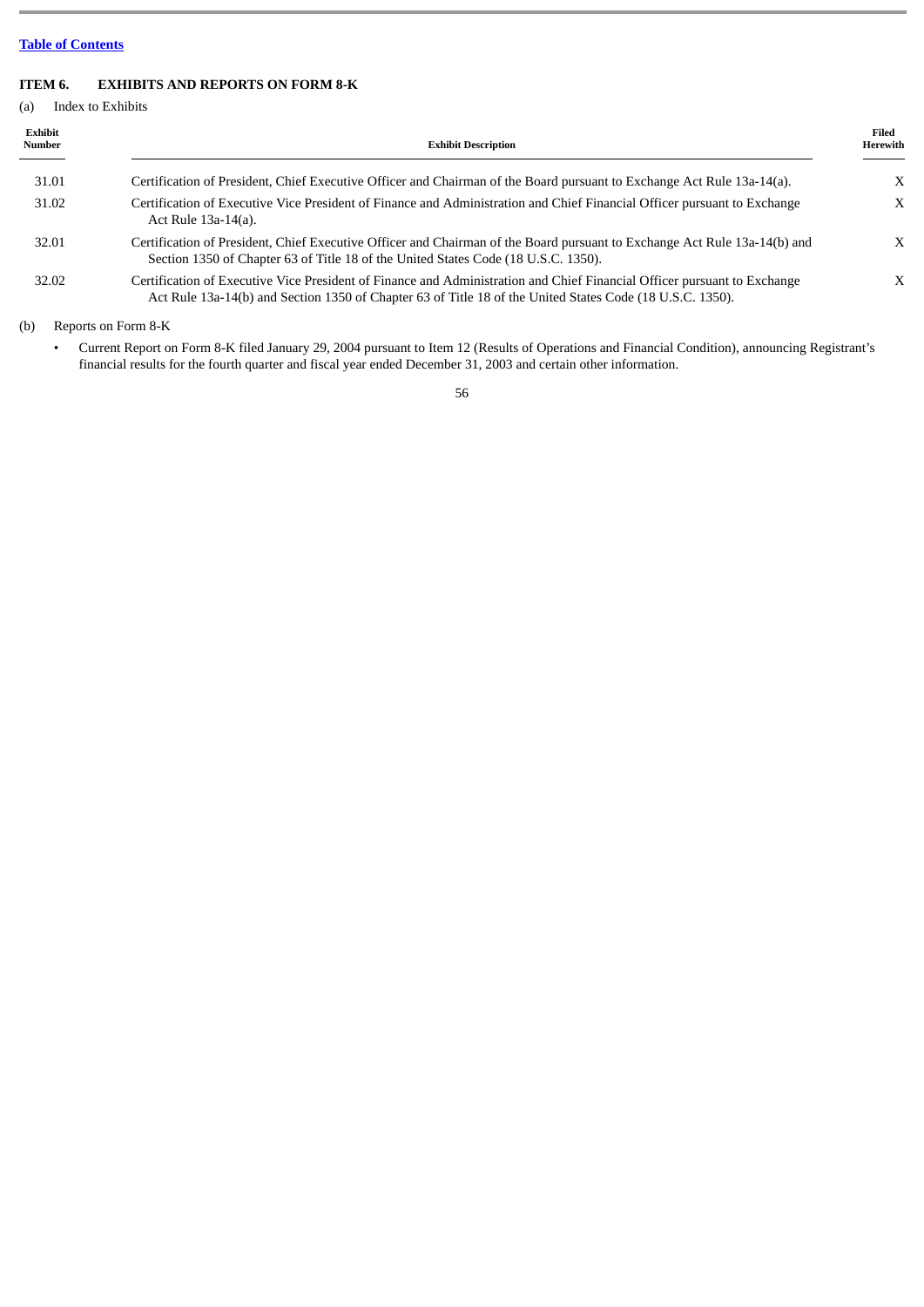[Table of Contents](#)

### ITEM 6. EXHIBITS AND REPORTS ON FORM 8-K

(a) Index to Exhibits

| Exhibit Number | Exhibit Description | Filed Herewith |
|---|---|---|
| 31.01 | Certification of President, Chief Executive Officer and Chairman of the Board pursuant to Exchange Act Rule 13a-14(a). | X |
| 31.02 | Certification of Executive Vice President of Finance and Administration and Chief Financial Officer pursuant to Exchange Act Rule 13a-14(a). | X |
| 32.01 | Certification of President, Chief Executive Officer and Chairman of the Board pursuant to Exchange Act Rule 13a-14(b) and Section 1350 of Chapter 63 of Title 18 of the United States Code (18 U.S.C. 1350). | X |
| 32.02 | Certification of Executive Vice President of Finance and Administration and Chief Financial Officer pursuant to Exchange Act Rule 13a-14(b) and Section 1350 of Chapter 63 of Title 18 of the United States Code (18 U.S.C. 1350). | X |

(b) Reports on Form 8-K

- Current Report on Form 8-K filed January 29, 2004 pursuant to Item 12 (Results of Operations and Financial Condition), announcing Registrant's financial results for the fourth quarter and fiscal year ended December 31, 2003 and certain other information.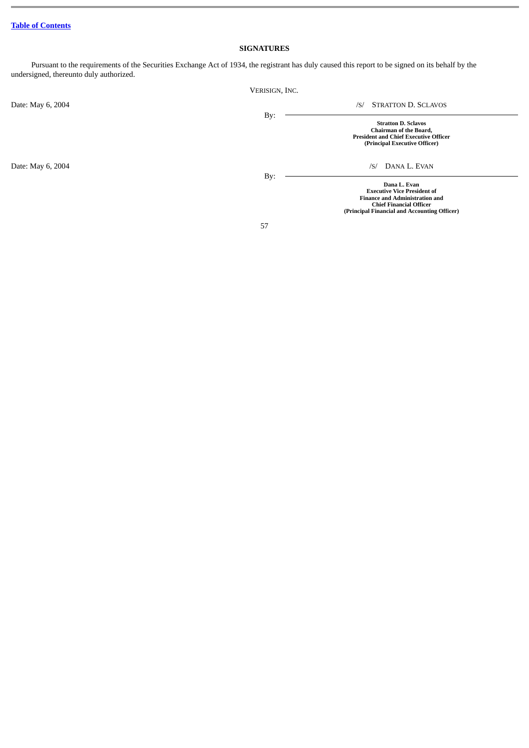[Table of Contents]

## SIGNATURES

Pursuant to the requirements of the Securities Exchange Act of 1934, the registrant has duly caused this report to be signed on its behalf by the undersigned, thereunto duly authorized.

VERISIGN, INC.

Date: May 6, 2004

By: /S/ STRATTON D. SCLAVOS

**Stratton D. Sclavos**
**Chairman of the Board,**
**President and Chief Executive Officer**
**(Principal Executive Officer)**

Date: May 6, 2004

By: /S/ DANA L. EVAN

**Dana L. Evan**
**Executive Vice President of**
**Finance and Administration and**
**Chief Financial Officer**
**(Principal Financial and Accounting Officer)**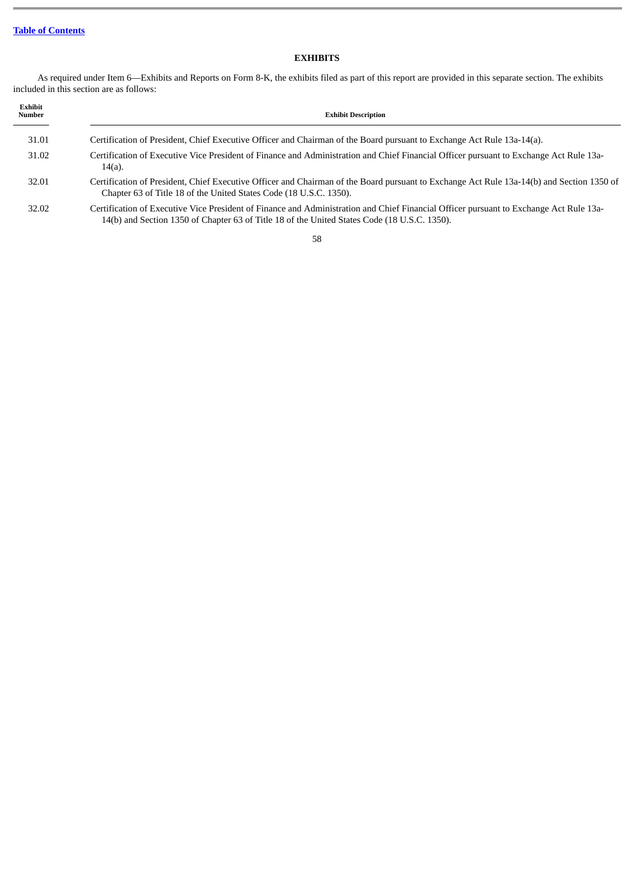[Table of Contents](#)

## EXHIBITS

As required under Item 6—Exhibits and Reports on Form 8-K, the exhibits filed as part of this report are provided in this separate section. The exhibits included in this section are as follows:

| Exhibit Number | Exhibit Description |
|---|---|
| 31.01 | Certification of President, Chief Executive Officer and Chairman of the Board pursuant to Exchange Act Rule 13a-14(a). |
| 31.02 | Certification of Executive Vice President of Finance and Administration and Chief Financial Officer pursuant to Exchange Act Rule 13a-14(a). |
| 32.01 | Certification of President, Chief Executive Officer and Chairman of the Board pursuant to Exchange Act Rule 13a-14(b) and Section 1350 of Chapter 63 of Title 18 of the United States Code (18 U.S.C. 1350). |
| 32.02 | Certification of Executive Vice President of Finance and Administration and Chief Financial Officer pursuant to Exchange Act Rule 13a-14(b) and Section 1350 of Chapter 63 of Title 18 of the United States Code (18 U.S.C. 1350). |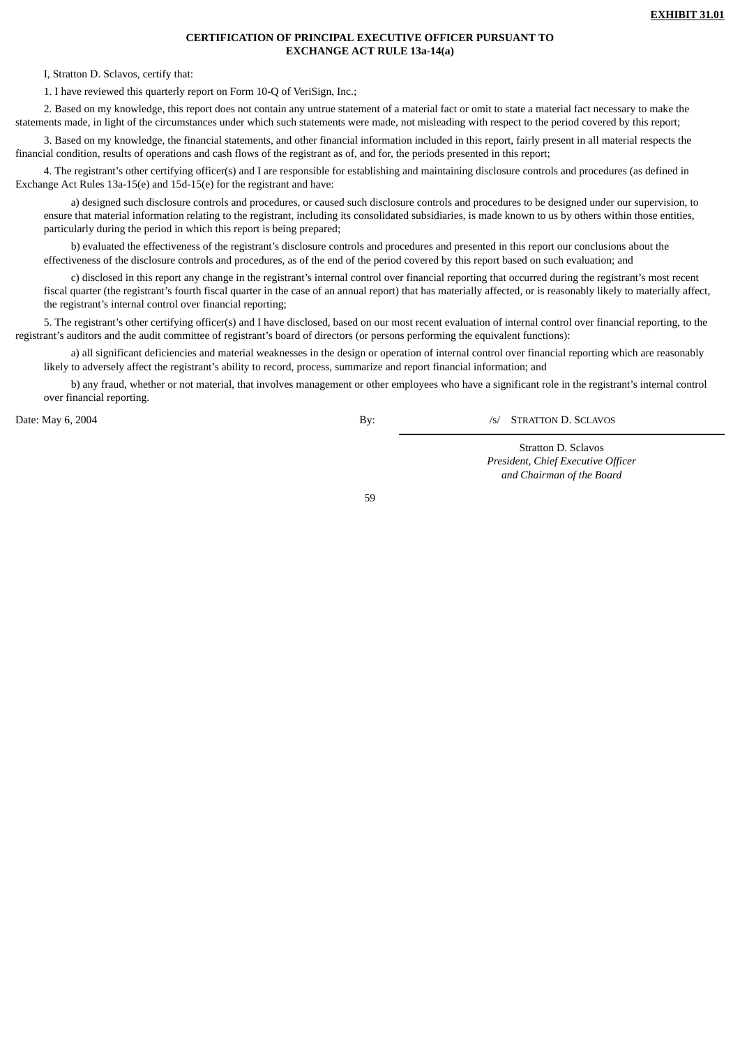**EXHIBIT 31.01**

**CERTIFICATION OF PRINCIPAL EXECUTIVE OFFICER PURSUANT TO EXCHANGE ACT RULE 13a-14(a)**

I, Stratton D. Sclavos, certify that:

1. I have reviewed this quarterly report on Form 10-Q of VeriSign, Inc.;

2. Based on my knowledge, this report does not contain any untrue statement of a material fact or omit to state a material fact necessary to make the statements made, in light of the circumstances under which such statements were made, not misleading with respect to the period covered by this report;

3. Based on my knowledge, the financial statements, and other financial information included in this report, fairly present in all material respects the financial condition, results of operations and cash flows of the registrant as of, and for, the periods presented in this report;

4. The registrant's other certifying officer(s) and I are responsible for establishing and maintaining disclosure controls and procedures (as defined in Exchange Act Rules 13a-15(e) and 15d-15(e) for the registrant and have:

a) designed such disclosure controls and procedures, or caused such disclosure controls and procedures to be designed under our supervision, to ensure that material information relating to the registrant, including its consolidated subsidiaries, is made known to us by others within those entities, particularly during the period in which this report is being prepared;

b) evaluated the effectiveness of the registrant's disclosure controls and procedures and presented in this report our conclusions about the effectiveness of the disclosure controls and procedures, as of the end of the period covered by this report based on such evaluation; and

c) disclosed in this report any change in the registrant's internal control over financial reporting that occurred during the registrant's most recent fiscal quarter (the registrant's fourth fiscal quarter in the case of an annual report) that has materially affected, or is reasonably likely to materially affect, the registrant's internal control over financial reporting;

5. The registrant's other certifying officer(s) and I have disclosed, based on our most recent evaluation of internal control over financial reporting, to the registrant's auditors and the audit committee of registrant's board of directors (or persons performing the equivalent functions):

a) all significant deficiencies and material weaknesses in the design or operation of internal control over financial reporting which are reasonably likely to adversely affect the registrant's ability to record, process, summarize and report financial information; and

b) any fraud, whether or not material, that involves management or other employees who have a significant role in the registrant's internal control over financial reporting.

Date: May 6, 2004

By: /s/ STRATTON D. SCLAVOS

Stratton D. Sclavos
*President, Chief Executive Officer and Chairman of the Board*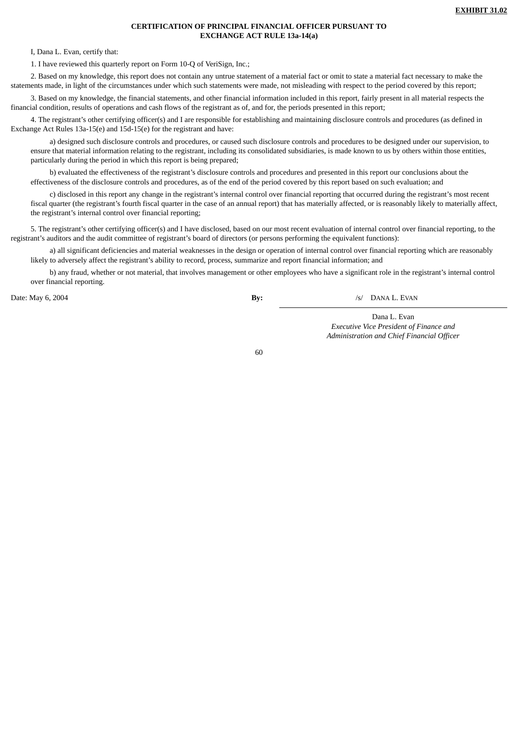**EXHIBIT 31.02**

**CERTIFICATION OF PRINCIPAL FINANCIAL OFFICER PURSUANT TO EXCHANGE ACT RULE 13a-14(a)**

I, Dana L. Evan, certify that:

1. I have reviewed this quarterly report on Form 10-Q of VeriSign, Inc.;

2. Based on my knowledge, this report does not contain any untrue statement of a material fact or omit to state a material fact necessary to make the statements made, in light of the circumstances under which such statements were made, not misleading with respect to the period covered by this report;

3. Based on my knowledge, the financial statements, and other financial information included in this report, fairly present in all material respects the financial condition, results of operations and cash flows of the registrant as of, and for, the periods presented in this report;

4. The registrant's other certifying officer(s) and I are responsible for establishing and maintaining disclosure controls and procedures (as defined in Exchange Act Rules 13a-15(e) and 15d-15(e) for the registrant and have:

a) designed such disclosure controls and procedures, or caused such disclosure controls and procedures to be designed under our supervision, to ensure that material information relating to the registrant, including its consolidated subsidiaries, is made known to us by others within those entities, particularly during the period in which this report is being prepared;

b) evaluated the effectiveness of the registrant's disclosure controls and procedures and presented in this report our conclusions about the effectiveness of the disclosure controls and procedures, as of the end of the period covered by this report based on such evaluation; and

c) disclosed in this report any change in the registrant's internal control over financial reporting that occurred during the registrant's most recent fiscal quarter (the registrant's fourth fiscal quarter in the case of an annual report) that has materially affected, or is reasonably likely to materially affect, the registrant's internal control over financial reporting;

5. The registrant's other certifying officer(s) and I have disclosed, based on our most recent evaluation of internal control over financial reporting, to the registrant's auditors and the audit committee of registrant's board of directors (or persons performing the equivalent functions):

a) all significant deficiencies and material weaknesses in the design or operation of internal control over financial reporting which are reasonably likely to adversely affect the registrant's ability to record, process, summarize and report financial information; and

b) any fraud, whether or not material, that involves management or other employees who have a significant role in the registrant's internal control over financial reporting.

Date: May 6, 2004

**By:** /s/ DANA L. EVAN

Dana L. Evan
*Executive Vice President of Finance and Administration and Chief Financial Officer*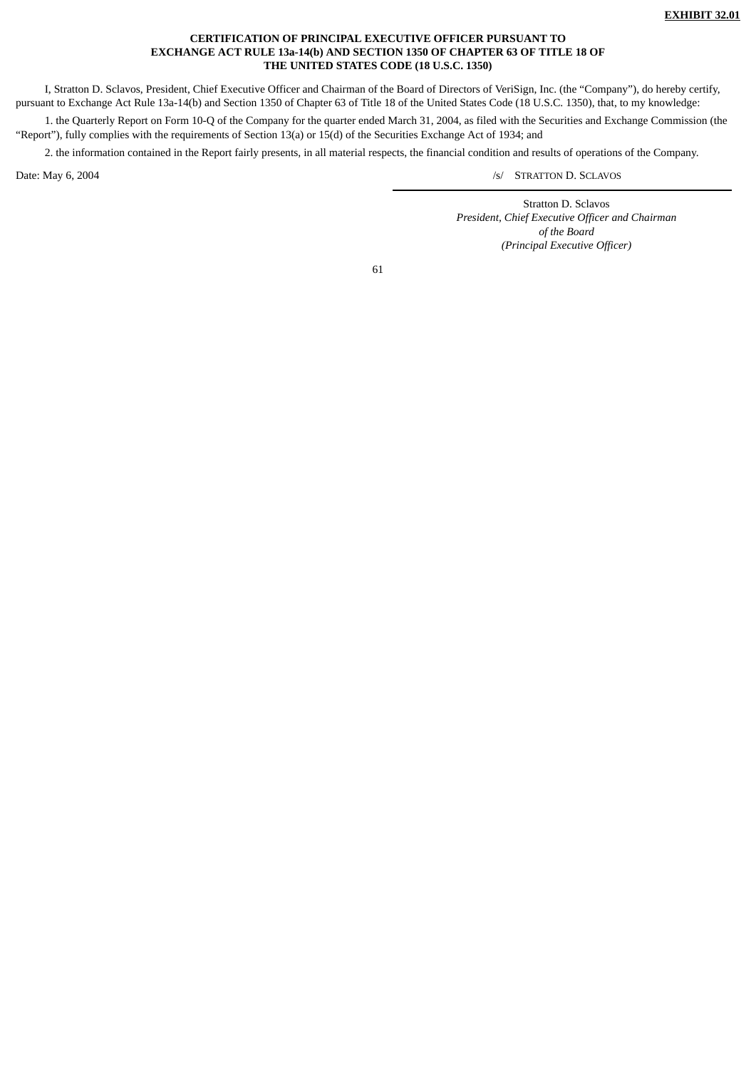**EXHIBIT 32.01**

**CERTIFICATION OF PRINCIPAL EXECUTIVE OFFICER PURSUANT TO EXCHANGE ACT RULE 13a-14(b) AND SECTION 1350 OF CHAPTER 63 OF TITLE 18 OF THE UNITED STATES CODE (18 U.S.C. 1350)**

I, Stratton D. Sclavos, President, Chief Executive Officer and Chairman of the Board of Directors of VeriSign, Inc. (the "Company"), do hereby certify, pursuant to Exchange Act Rule 13a-14(b) and Section 1350 of Chapter 63 of Title 18 of the United States Code (18 U.S.C. 1350), that, to my knowledge:

1. the Quarterly Report on Form 10-Q of the Company for the quarter ended March 31, 2004, as filed with the Securities and Exchange Commission (the "Report"), fully complies with the requirements of Section 13(a) or 15(d) of the Securities Exchange Act of 1934; and

2. the information contained in the Report fairly presents, in all material respects, the financial condition and results of operations of the Company.

Date: May 6, 2004

/s/ STRATTON D. SCLAVOS

Stratton D. Sclavos
*President, Chief Executive Officer and Chairman of the Board*
*(Principal Executive Officer)*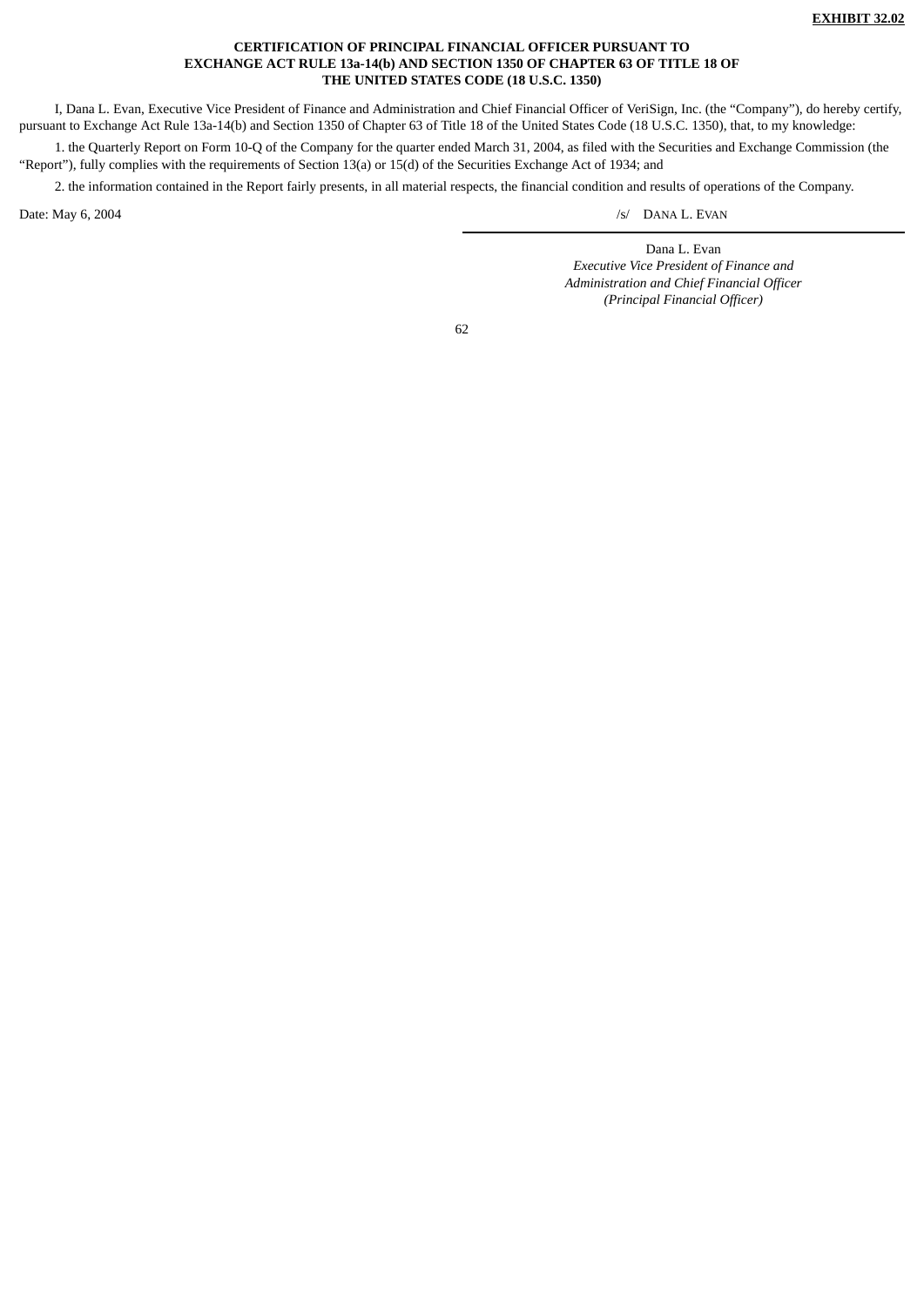**EXHIBIT 32.02**

**CERTIFICATION OF PRINCIPAL FINANCIAL OFFICER PURSUANT TO EXCHANGE ACT RULE 13a-14(b) AND SECTION 1350 OF CHAPTER 63 OF TITLE 18 OF THE UNITED STATES CODE (18 U.S.C. 1350)**

I, Dana L. Evan, Executive Vice President of Finance and Administration and Chief Financial Officer of VeriSign, Inc. (the "Company"), do hereby certify, pursuant to Exchange Act Rule 13a-14(b) and Section 1350 of Chapter 63 of Title 18 of the United States Code (18 U.S.C. 1350), that, to my knowledge:

1. the Quarterly Report on Form 10-Q of the Company for the quarter ended March 31, 2004, as filed with the Securities and Exchange Commission (the "Report"), fully complies with the requirements of Section 13(a) or 15(d) of the Securities Exchange Act of 1934; and

2. the information contained in the Report fairly presents, in all material respects, the financial condition and results of operations of the Company.

Date: May 6, 2004

/s/ DANA L. EVAN

Dana L. Evan
*Executive Vice President of Finance and Administration and Chief Financial Officer*
*(Principal Financial Officer)*